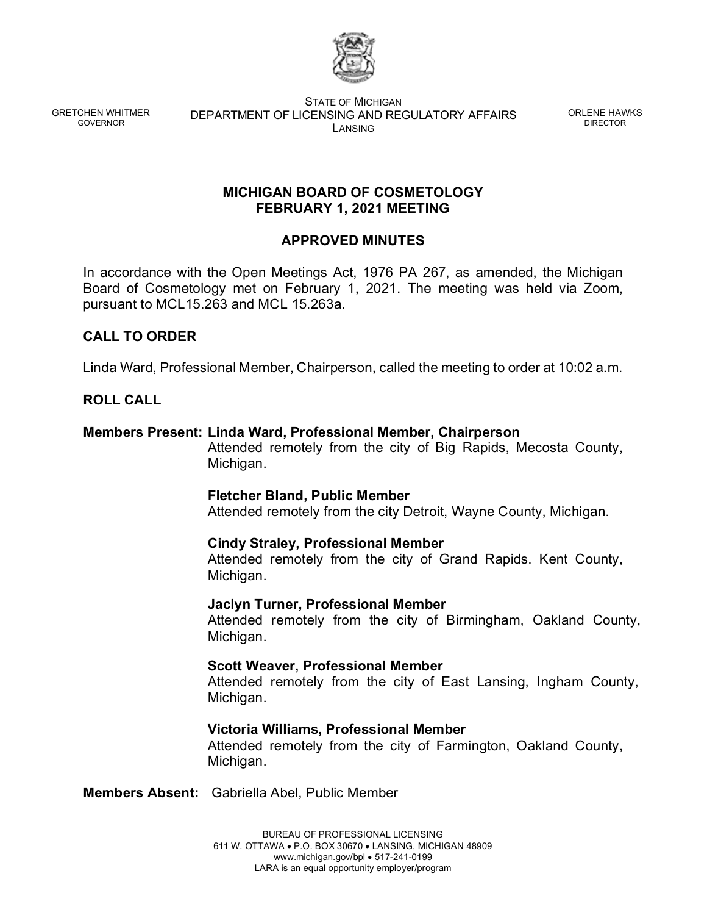GRETCHEN WHITMER
GOVERNOR

STATE OF MICHIGAN
DEPARTMENT OF LICENSING AND REGULATORY AFFAIRS
LANSING

ORLENE HAWKS
DIRECTOR

# MICHIGAN BOARD OF COSMETOLOGY
# FEBRUARY 1, 2021 MEETING

## APPROVED MINUTES

In accordance with the Open Meetings Act, 1976 PA 267, as amended, the Michigan Board of Cosmetology met on February 1, 2021. The meeting was held via Zoom, pursuant to MCL15.263 and MCL 15.263a.

## CALL TO ORDER

Linda Ward, Professional Member, Chairperson, called the meeting to order at 10:02 a.m.

## ROLL CALL

**Members Present: Linda Ward, Professional Member, Chairperson**
Attended remotely from the city of Big Rapids, Mecosta County, Michigan.

**Fletcher Bland, Public Member**
Attended remotely from the city Detroit, Wayne County, Michigan.

**Cindy Straley, Professional Member**
Attended remotely from the city of Grand Rapids. Kent County, Michigan.

**Jaclyn Turner, Professional Member**
Attended remotely from the city of Birmingham, Oakland County, Michigan.

**Scott Weaver, Professional Member**
Attended remotely from the city of East Lansing, Ingham County, Michigan.

**Victoria Williams, Professional Member**
Attended remotely from the city of Farmington, Oakland County, Michigan.

**Members Absent:** Gabriella Abel, Public Member

BUREAU OF PROFESSIONAL LICENSING
611 W. OTTAWA • P.O. BOX 30670 • LANSING, MICHIGAN 48909
www.michigan.gov/bpl • 517-241-0199
LARA is an equal opportunity employer/program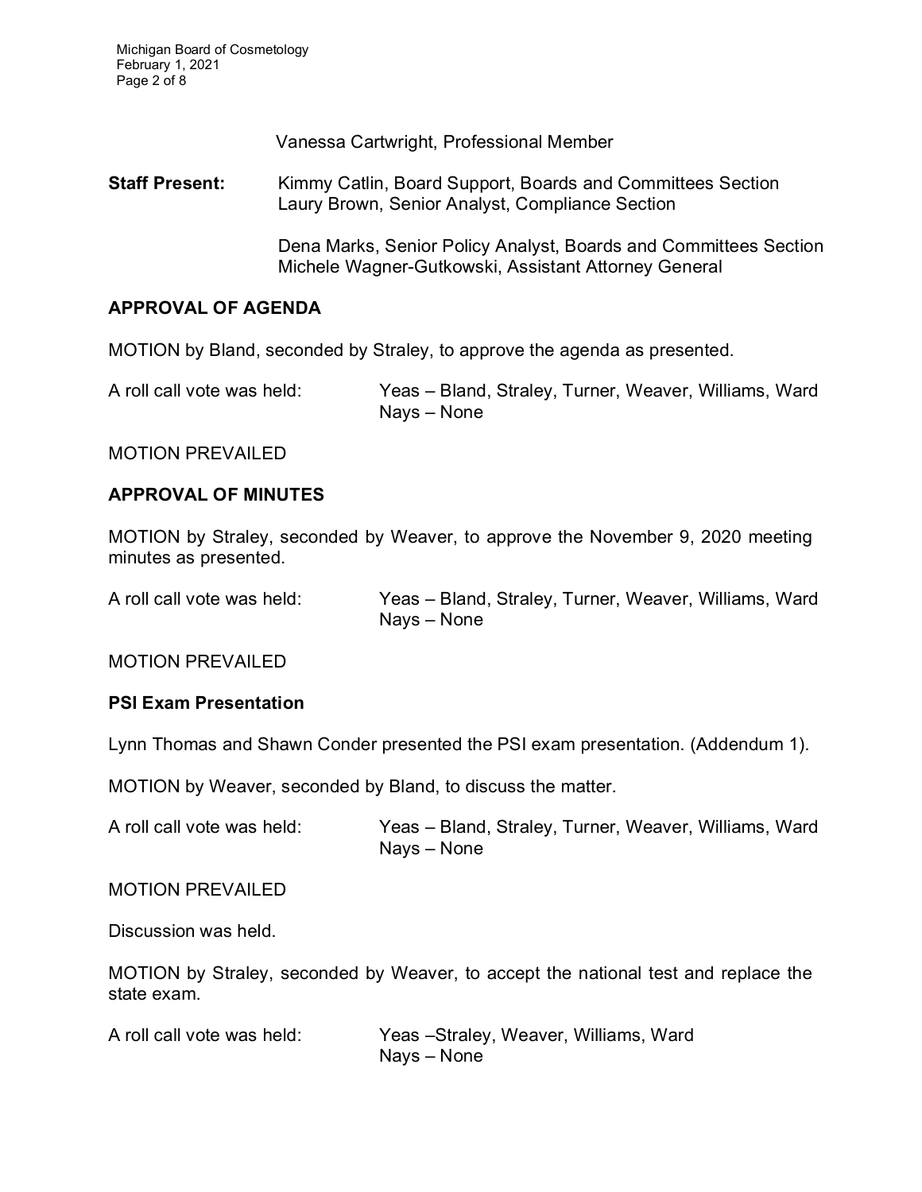Vanessa Cartwright, Professional Member

**Staff Present:** Kimmy Catlin, Board Support, Boards and Committees Section
Laury Brown, Senior Analyst, Compliance Section

Dena Marks, Senior Policy Analyst, Boards and Committees Section
Michele Wagner-Gutkowski, Assistant Attorney General

## APPROVAL OF AGENDA

MOTION by Bland, seconded by Straley, to approve the agenda as presented.

A roll call vote was held: Yeas – Bland, Straley, Turner, Weaver, Williams, Ward
Nays – None

MOTION PREVAILED

## APPROVAL OF MINUTES

MOTION by Straley, seconded by Weaver, to approve the November 9, 2020 meeting minutes as presented.

A roll call vote was held: Yeas – Bland, Straley, Turner, Weaver, Williams, Ward
Nays – None

MOTION PREVAILED

### PSI Exam Presentation

Lynn Thomas and Shawn Conder presented the PSI exam presentation. (Addendum 1).

MOTION by Weaver, seconded by Bland, to discuss the matter.

A roll call vote was held: Yeas – Bland, Straley, Turner, Weaver, Williams, Ward
Nays – None

MOTION PREVAILED

Discussion was held.

MOTION by Straley, seconded by Weaver, to accept the national test and replace the state exam.

A roll call vote was held: Yeas –Straley, Weaver, Williams, Ward
Nays – None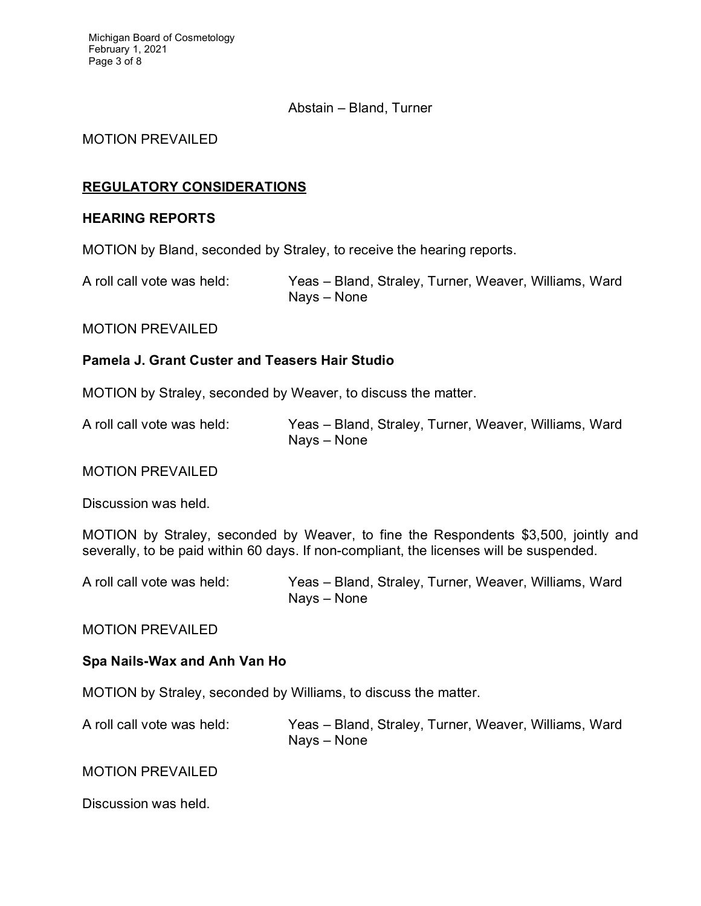Abstain – Bland, Turner

MOTION PREVAILED

## REGULATORY CONSIDERATIONS

### HEARING REPORTS

MOTION by Bland, seconded by Straley, to receive the hearing reports.

A roll call vote was held: Yeas – Bland, Straley, Turner, Weaver, Williams, Ward
Nays – None

MOTION PREVAILED

### Pamela J. Grant Custer and Teasers Hair Studio

MOTION by Straley, seconded by Weaver, to discuss the matter.

A roll call vote was held: Yeas – Bland, Straley, Turner, Weaver, Williams, Ward
Nays – None

MOTION PREVAILED

Discussion was held.

MOTION by Straley, seconded by Weaver, to fine the Respondents $3,500, jointly and severally, to be paid within 60 days. If non-compliant, the licenses will be suspended.

A roll call vote was held: Yeas – Bland, Straley, Turner, Weaver, Williams, Ward
Nays – None

MOTION PREVAILED

### Spa Nails-Wax and Anh Van Ho

MOTION by Straley, seconded by Williams, to discuss the matter.

A roll call vote was held: Yeas – Bland, Straley, Turner, Weaver, Williams, Ward
Nays – None

MOTION PREVAILED

Discussion was held.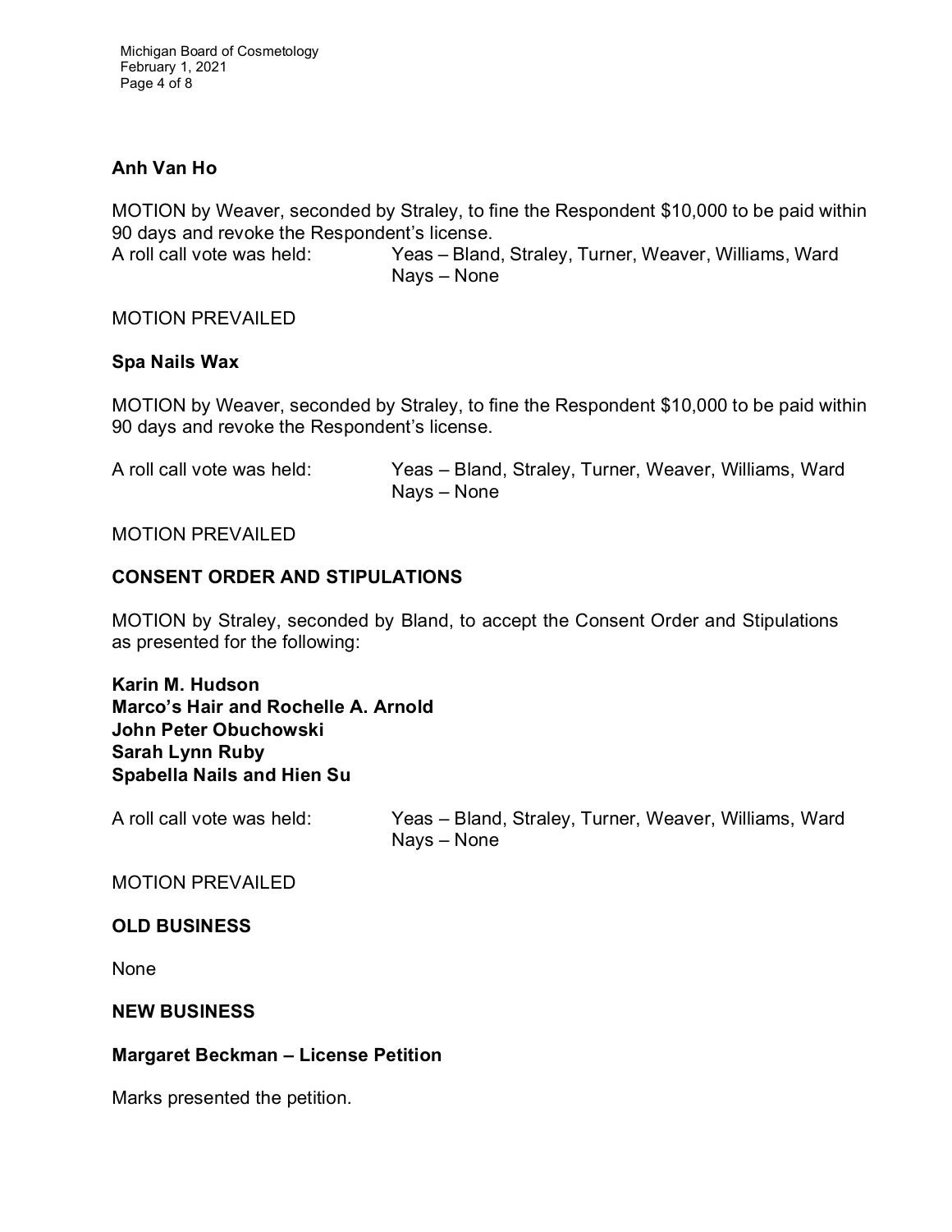**Anh Van Ho**

MOTION by Weaver, seconded by Straley, to fine the Respondent $10,000 to be paid within 90 days and revoke the Respondent's license.

A roll call vote was held: Yeas – Bland, Straley, Turner, Weaver, Williams, Ward
Nays – None

MOTION PREVAILED

**Spa Nails Wax**

MOTION by Weaver, seconded by Straley, to fine the Respondent $10,000 to be paid within 90 days and revoke the Respondent's license.

A roll call vote was held: Yeas – Bland, Straley, Turner, Weaver, Williams, Ward
Nays – None

MOTION PREVAILED

**CONSENT ORDER AND STIPULATIONS**

MOTION by Straley, seconded by Bland, to accept the Consent Order and Stipulations as presented for the following:

**Karin M. Hudson**
**Marco's Hair and Rochelle A. Arnold**
**John Peter Obuchowski**
**Sarah Lynn Ruby**
**Spabella Nails and Hien Su**

A roll call vote was held: Yeas – Bland, Straley, Turner, Weaver, Williams, Ward
Nays – None

MOTION PREVAILED

**OLD BUSINESS**

None

**NEW BUSINESS**

**Margaret Beckman – License Petition**

Marks presented the petition.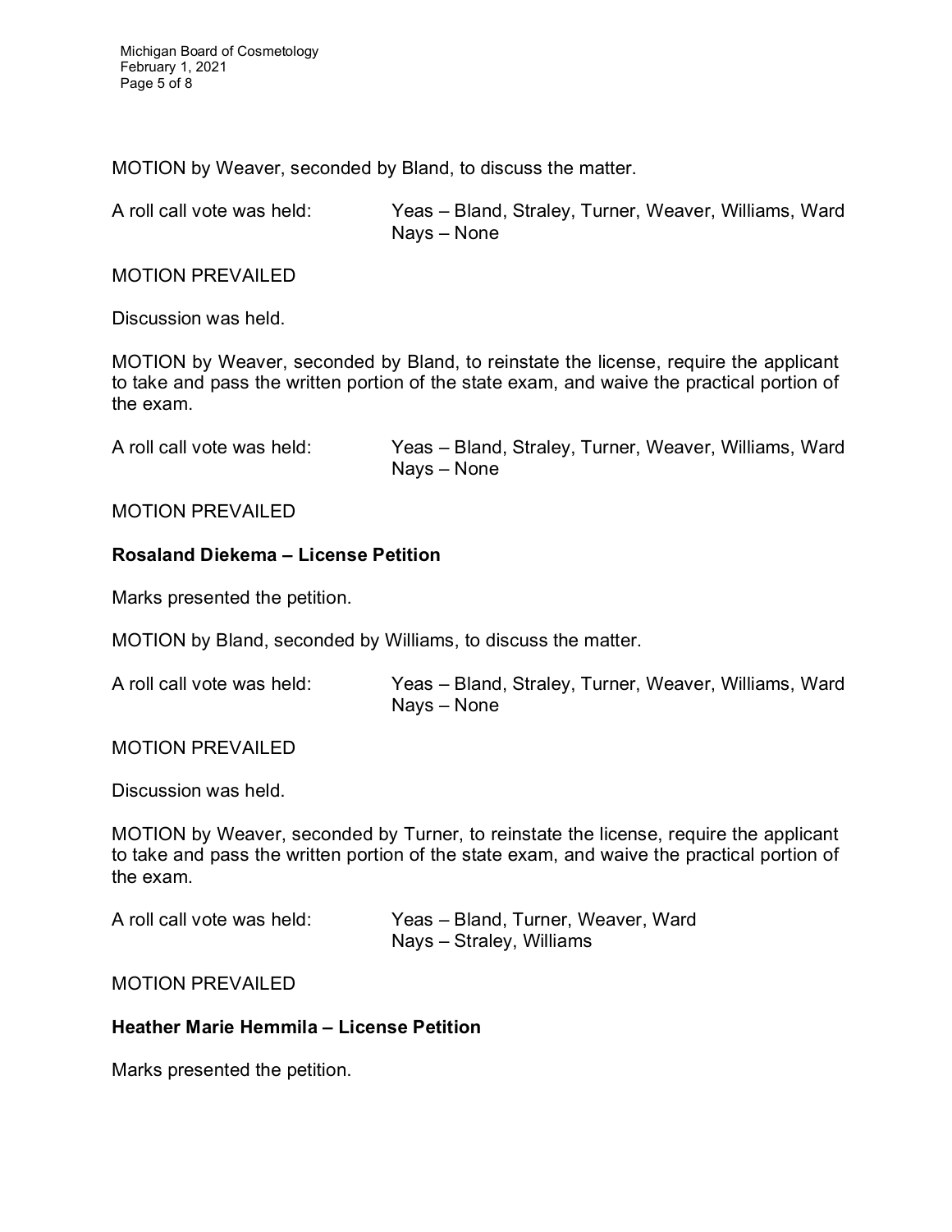MOTION by Weaver, seconded by Bland, to discuss the matter.

A roll call vote was held: Yeas – Bland, Straley, Turner, Weaver, Williams, Ward
Nays – None

MOTION PREVAILED

Discussion was held.

MOTION by Weaver, seconded by Bland, to reinstate the license, require the applicant to take and pass the written portion of the state exam, and waive the practical portion of the exam.

A roll call vote was held: Yeas – Bland, Straley, Turner, Weaver, Williams, Ward
Nays – None

MOTION PREVAILED

**Rosaland Diekema – License Petition**

Marks presented the petition.

MOTION by Bland, seconded by Williams, to discuss the matter.

A roll call vote was held: Yeas – Bland, Straley, Turner, Weaver, Williams, Ward
Nays – None

MOTION PREVAILED

Discussion was held.

MOTION by Weaver, seconded by Turner, to reinstate the license, require the applicant to take and pass the written portion of the state exam, and waive the practical portion of the exam.

A roll call vote was held: Yeas – Bland, Turner, Weaver, Ward
Nays – Straley, Williams

MOTION PREVAILED

**Heather Marie Hemmila – License Petition**

Marks presented the petition.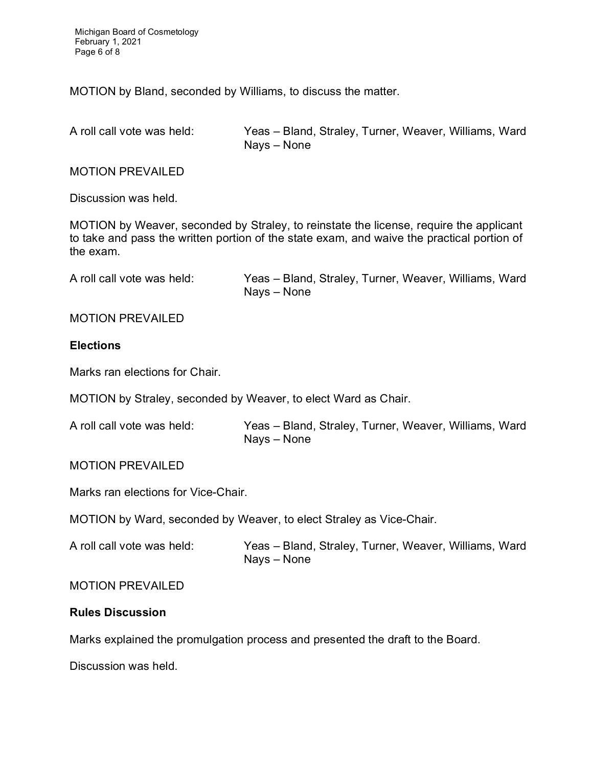MOTION by Bland, seconded by Williams, to discuss the matter.

A roll call vote was held: Yeas – Bland, Straley, Turner, Weaver, Williams, Ward
Nays – None

MOTION PREVAILED

Discussion was held.

MOTION by Weaver, seconded by Straley, to reinstate the license, require the applicant to take and pass the written portion of the state exam, and waive the practical portion of the exam.

A roll call vote was held: Yeas – Bland, Straley, Turner, Weaver, Williams, Ward
Nays – None

MOTION PREVAILED

**Elections**

Marks ran elections for Chair.

MOTION by Straley, seconded by Weaver, to elect Ward as Chair.

A roll call vote was held: Yeas – Bland, Straley, Turner, Weaver, Williams, Ward
Nays – None

MOTION PREVAILED

Marks ran elections for Vice-Chair.

MOTION by Ward, seconded by Weaver, to elect Straley as Vice-Chair.

A roll call vote was held: Yeas – Bland, Straley, Turner, Weaver, Williams, Ward
Nays – None

MOTION PREVAILED

**Rules Discussion**

Marks explained the promulgation process and presented the draft to the Board.

Discussion was held.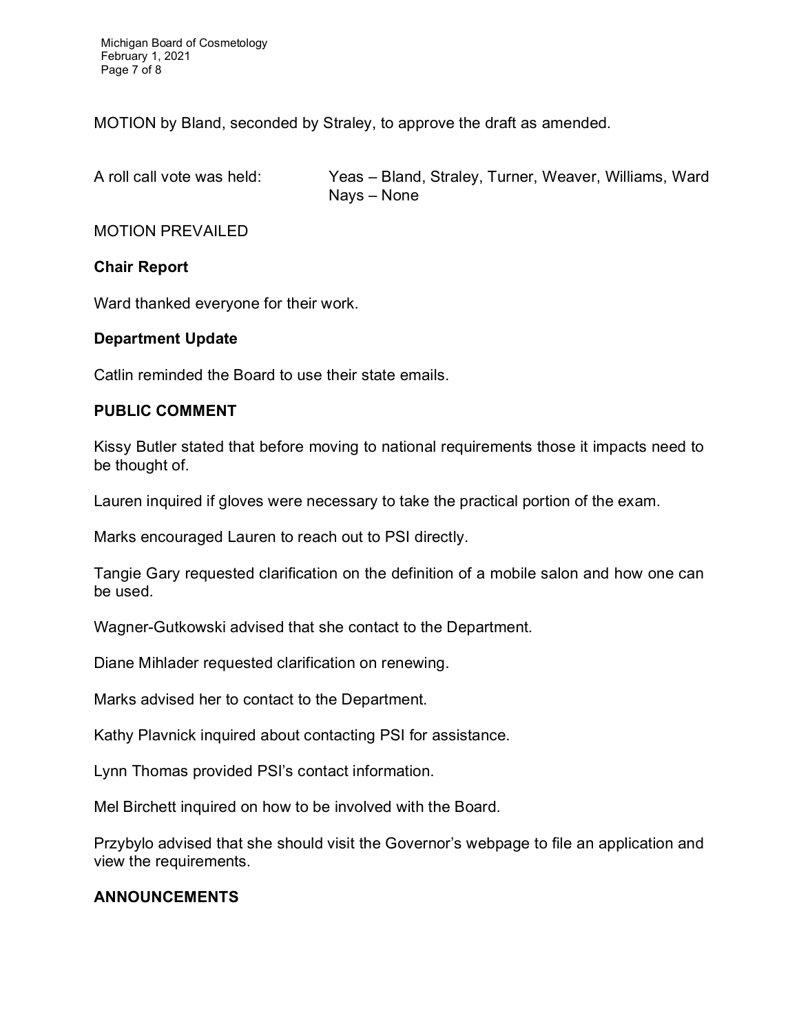MOTION by Bland, seconded by Straley, to approve the draft as amended.

A roll call vote was held: Yeas – Bland, Straley, Turner, Weaver, Williams, Ward
Nays – None

MOTION PREVAILED

**Chair Report**

Ward thanked everyone for their work.

**Department Update**

Catlin reminded the Board to use their state emails.

**PUBLIC COMMENT**

Kissy Butler stated that before moving to national requirements those it impacts need to be thought of.

Lauren inquired if gloves were necessary to take the practical portion of the exam.

Marks encouraged Lauren to reach out to PSI directly.

Tangie Gary requested clarification on the definition of a mobile salon and how one can be used.

Wagner-Gutkowski advised that she contact to the Department.

Diane Mihlader requested clarification on renewing.

Marks advised her to contact to the Department.

Kathy Plavnick inquired about contacting PSI for assistance.

Lynn Thomas provided PSI's contact information.

Mel Birchett inquired on how to be involved with the Board.

Przybylo advised that she should visit the Governor's webpage to file an application and view the requirements.

**ANNOUNCEMENTS**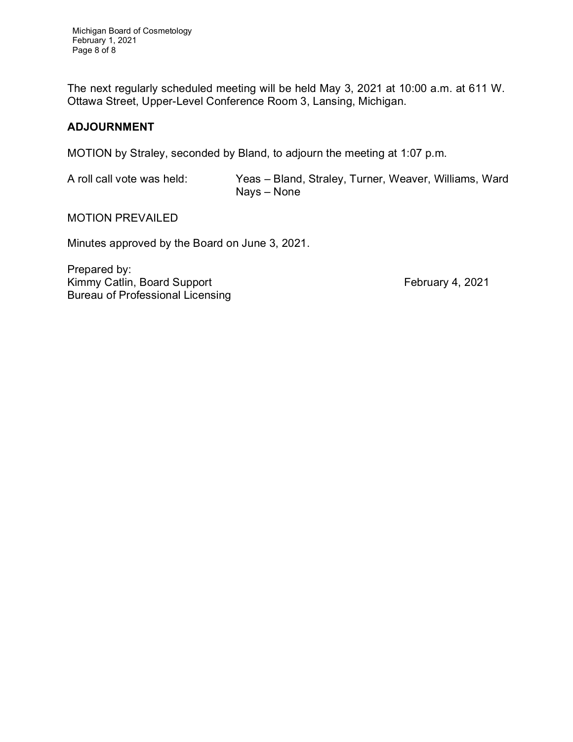The next regularly scheduled meeting will be held May 3, 2021 at 10:00 a.m. at 611 W. Ottawa Street, Upper-Level Conference Room 3, Lansing, Michigan.

## ADJOURNMENT

MOTION by Straley, seconded by Bland, to adjourn the meeting at 1:07 p.m.

A roll call vote was held: Yeas – Bland, Straley, Turner, Weaver, Williams, Ward
Nays – None

MOTION PREVAILED

Minutes approved by the Board on June 3, 2021.

Prepared by:
Kimmy Catlin, Board Support
Bureau of Professional Licensing

February 4, 2021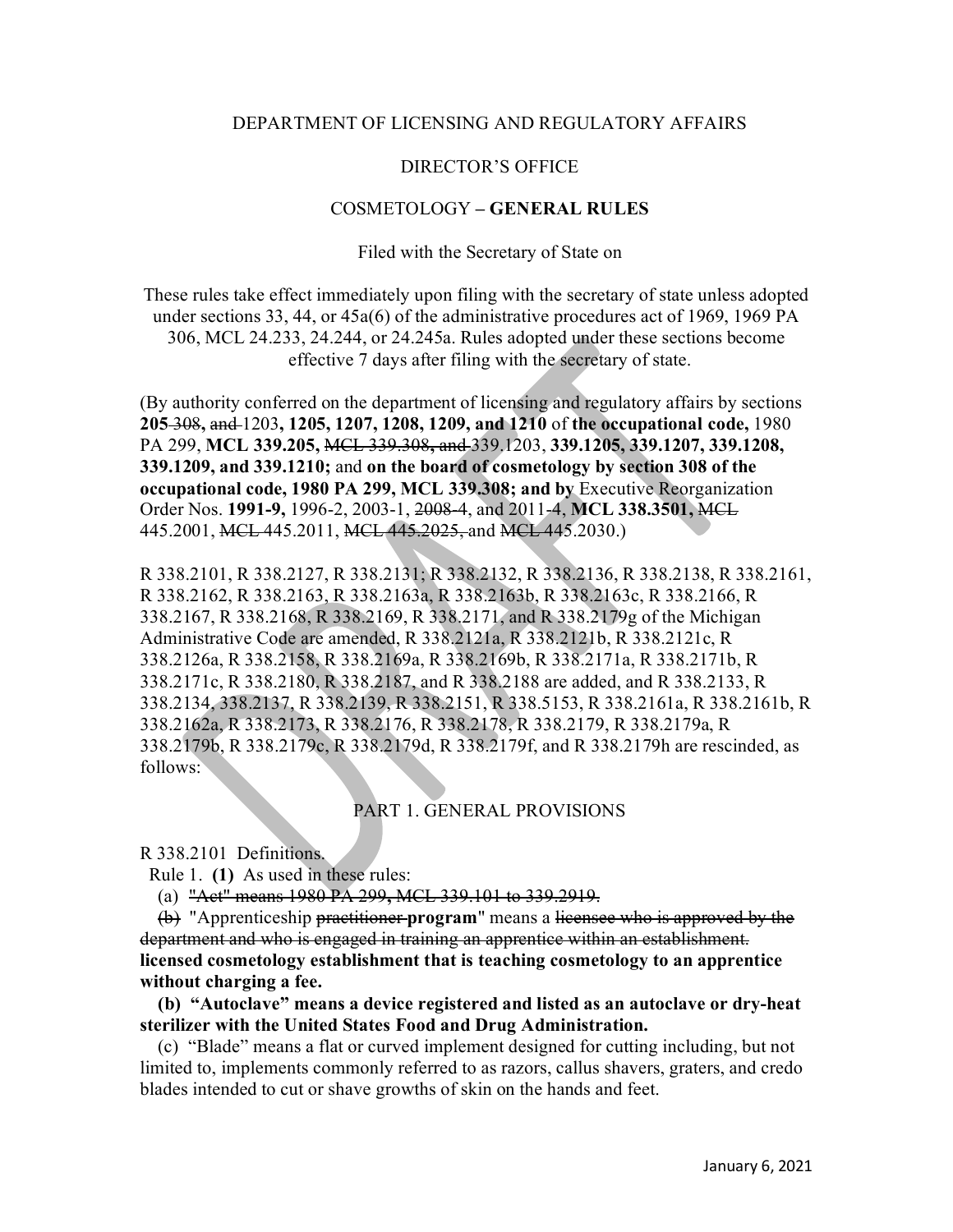DEPARTMENT OF LICENSING AND REGULATORY AFFAIRS

DIRECTOR'S OFFICE

COSMETOLOGY – **GENERAL RULES**

Filed with the Secretary of State on

These rules take effect immediately upon filing with the secretary of state unless adopted under sections 33, 44, or 45a(6) of the administrative procedures act of 1969, 1969 PA 306, MCL 24.233, 24.244, or 24.245a. Rules adopted under these sections become effective 7 days after filing with the secretary of state.

(By authority conferred on the department of licensing and regulatory affairs by sections **205** ~~308~~**,** ~~and~~ 1203**, 1205, 1207, 1208, 1209, and 1210** of **the occupational code,** 1980 PA 299, **MCL 339.205,** ~~MCL 339.308, and~~ 339.1203, **339.1205, 339.1207, 339.1208, 339.1209, and 339.1210;** and **on the board of cosmetology by section 308 of the occupational code, 1980 PA 299, MCL 339.308; and by** Executive Reorganization Order Nos. **1991-9,** 1996-2, 2003-1, ~~2008-4~~, and 2011-4, **MCL 338.3501,** ~~MCL~~ 445.2001, ~~MCL~~ 445.2011, ~~MCL 445.2025,~~ and ~~MCL~~ 445.2030.)

R 338.2101, R 338.2127, R 338.2131; R 338.2132, R 338.2136, R 338.2138, R 338.2161, R 338.2162, R 338.2163, R 338.2163a, R 338.2163b, R 338.2163c, R 338.2166, R 338.2167, R 338.2168, R 338.2169, R 338.2171, and R 338.2179g of the Michigan Administrative Code are amended, R 338.2121a, R 338.2121b, R 338.2121c, R 338.2126a, R 338.2158, R 338.2169a, R 338.2169b, R 338.2171a, R 338.2171b, R 338.2171c, R 338.2180, R 338.2187, and R 338.2188 are added, and R 338.2133, R 338.2134, 338.2137, R 338.2139, R 338.2151, R 338.5153, R 338.2161a, R 338.2161b, R 338.2162a, R 338.2173, R 338.2176, R 338.2178, R 338.2179, R 338.2179a, R 338.2179b, R 338.2179c, R 338.2179d, R 338.2179f, and R 338.2179h are rescinded, as follows:

PART 1. GENERAL PROVISIONS

R 338.2101 Definitions.

Rule 1. **(1)** As used in these rules:

(a) ~~"Act" means 1980 PA 299, MCL 339.101 to 339.2919.~~

~~(b)~~ "Apprenticeship ~~practitioner~~ **program**" means a ~~licensee who is approved by the department and who is engaged in training an apprentice within an establishment.~~ **licensed cosmetology establishment that is teaching cosmetology to an apprentice without charging a fee.**

**(b) "Autoclave" means a device registered and listed as an autoclave or dry-heat sterilizer with the United States Food and Drug Administration.**

(c) "Blade" means a flat or curved implement designed for cutting including, but not limited to, implements commonly referred to as razors, callus shavers, graters, and credo blades intended to cut or shave growths of skin on the hands and feet.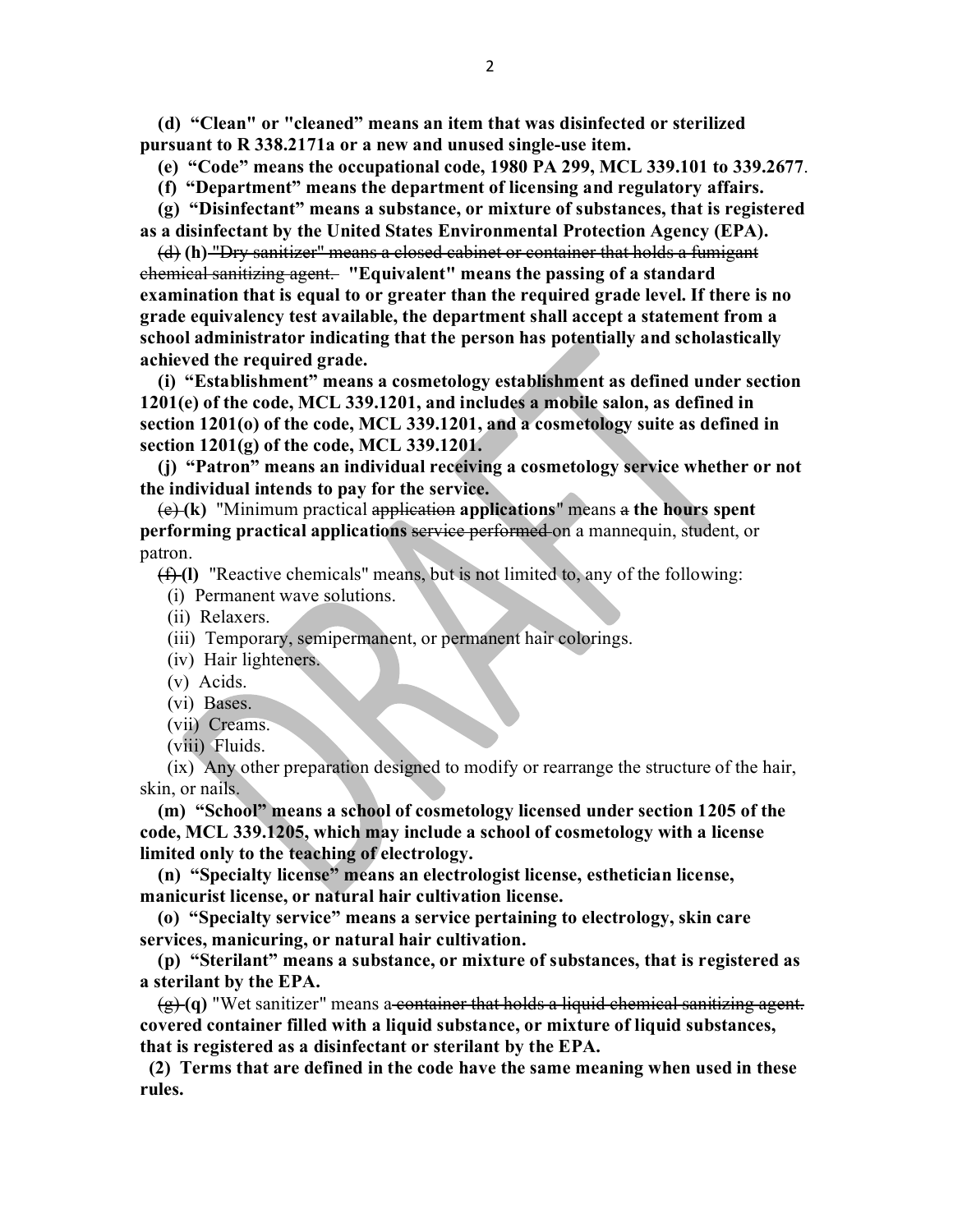**(d) "Clean" or "cleaned" means an item that was disinfected or sterilized pursuant to R 338.2171a or a new and unused single-use item.**

**(e) "Code" means the occupational code, 1980 PA 299, MCL 339.101 to 339.2677.**

**(f) "Department" means the department of licensing and regulatory affairs.**

**(g) "Disinfectant" means a substance, or mixture of substances, that is registered as a disinfectant by the United States Environmental Protection Agency (EPA).**

~~(d)~~ **(h)** ~~"Dry sanitizer" means a closed cabinet or container that holds a fumigant chemical sanitizing agent.~~ **"Equivalent" means the passing of a standard examination that is equal to or greater than the required grade level. If there is no grade equivalency test available, the department shall accept a statement from a school administrator indicating that the person has potentially and scholastically achieved the required grade.**

**(i) "Establishment" means a cosmetology establishment as defined under section 1201(e) of the code, MCL 339.1201, and includes a mobile salon, as defined in section 1201(o) of the code, MCL 339.1201, and a cosmetology suite as defined in section 1201(g) of the code, MCL 339.1201.**

**(j) "Patron" means an individual receiving a cosmetology service whether or not the individual intends to pay for the service.**

~~(e)~~ **(k)** "Minimum practical ~~application~~ **applications**" means ~~a~~ **the hours spent performing practical applications** ~~service performed~~ on a mannequin, student, or patron.

~~(f)~~ **(l)** "Reactive chemicals" means, but is not limited to, any of the following:

(i) Permanent wave solutions.

(ii) Relaxers.

(iii) Temporary, semipermanent, or permanent hair colorings.

(iv) Hair lighteners.

(v) Acids.

(vi) Bases.

(vii) Creams.

(viii) Fluids.

(ix) Any other preparation designed to modify or rearrange the structure of the hair, skin, or nails.

**(m) "School" means a school of cosmetology licensed under section 1205 of the code, MCL 339.1205, which may include a school of cosmetology with a license limited only to the teaching of electrology.**

**(n) "Specialty license" means an electrologist license, esthetician license, manicurist license, or natural hair cultivation license.**

**(o) "Specialty service" means a service pertaining to electrology, skin care services, manicuring, or natural hair cultivation.**

**(p) "Sterilant" means a substance, or mixture of substances, that is registered as a sterilant by the EPA.**

~~(g)~~ **(q)** "Wet sanitizer" means a ~~container that holds a liquid chemical sanitizing agent.~~ **covered container filled with a liquid substance, or mixture of liquid substances, that is registered as a disinfectant or sterilant by the EPA.**

**(2) Terms that are defined in the code have the same meaning when used in these rules.**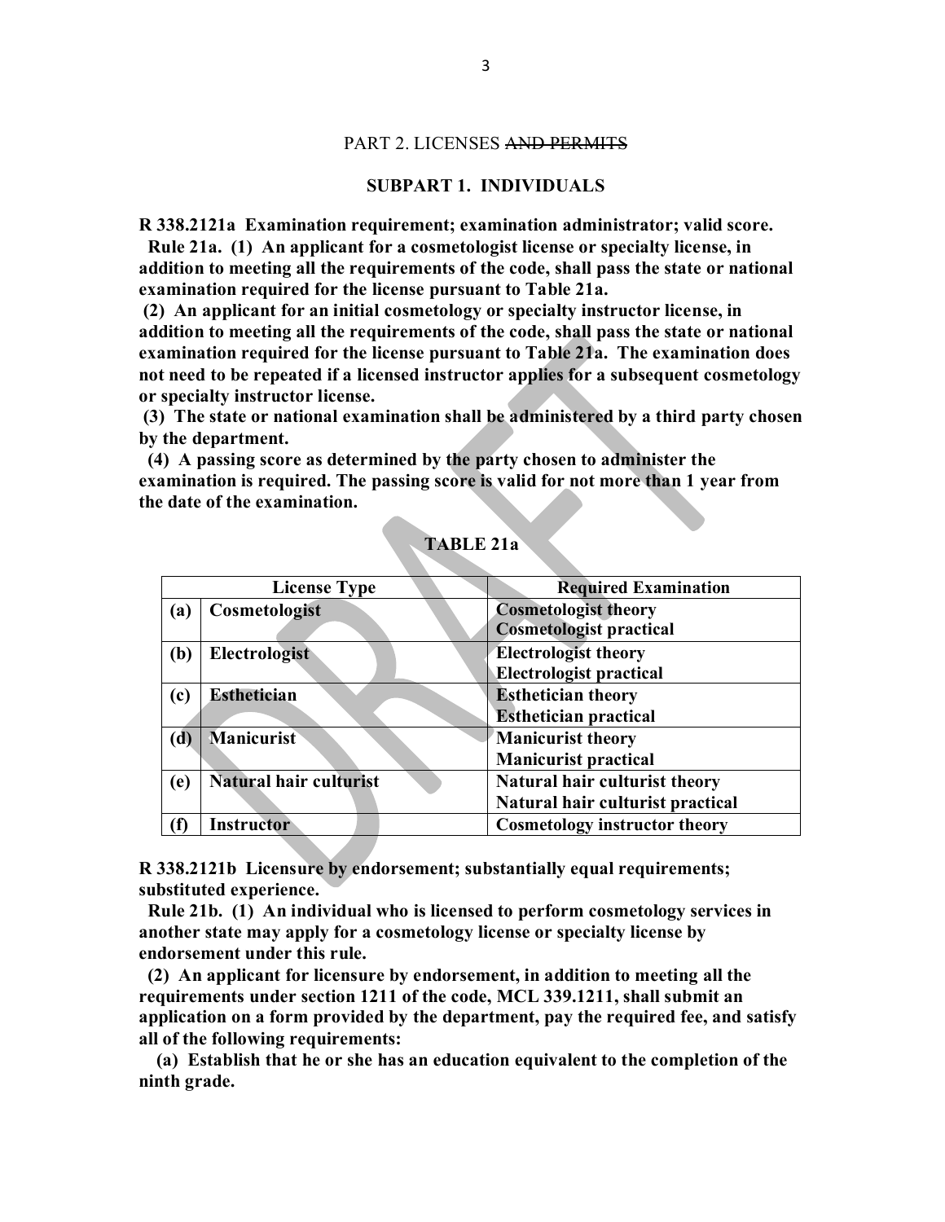PART 2. LICENSES ~~AND PERMITS~~

**SUBPART 1. INDIVIDUALS**

**R 338.2121a Examination requirement; examination administrator; valid score.**

**Rule 21a. (1) An applicant for a cosmetologist license or specialty license, in addition to meeting all the requirements of the code, shall pass the state or national examination required for the license pursuant to Table 21a.**

**(2) An applicant for an initial cosmetology or specialty instructor license, in addition to meeting all the requirements of the code, shall pass the state or national examination required for the license pursuant to Table 21a. The examination does not need to be repeated if a licensed instructor applies for a subsequent cosmetology or specialty instructor license.**

**(3) The state or national examination shall be administered by a third party chosen by the department.**

**(4) A passing score as determined by the party chosen to administer the examination is required. The passing score is valid for not more than 1 year from the date of the examination.**

**TABLE 21a**

| | License Type | Required Examination |
|---|---|---|
| **(a)** | **Cosmetologist** | **Cosmetologist theory**<br>**Cosmetologist practical** |
| **(b)** | **Electrologist** | **Electrologist theory**<br>**Electrologist practical** |
| **(c)** | **Esthetician** | **Esthetician theory**<br>**Esthetician practical** |
| **(d)** | **Manicurist** | **Manicurist theory**<br>**Manicurist practical** |
| **(e)** | **Natural hair culturist** | **Natural hair culturist theory**<br>**Natural hair culturist practical** |
| **(f)** | **Instructor** | **Cosmetology instructor theory** |

**R 338.2121b Licensure by endorsement; substantially equal requirements; substituted experience.**

**Rule 21b. (1) An individual who is licensed to perform cosmetology services in another state may apply for a cosmetology license or specialty license by endorsement under this rule.**

**(2) An applicant for licensure by endorsement, in addition to meeting all the requirements under section 1211 of the code, MCL 339.1211, shall submit an application on a form provided by the department, pay the required fee, and satisfy all of the following requirements:**

**(a) Establish that he or she has an education equivalent to the completion of the ninth grade.**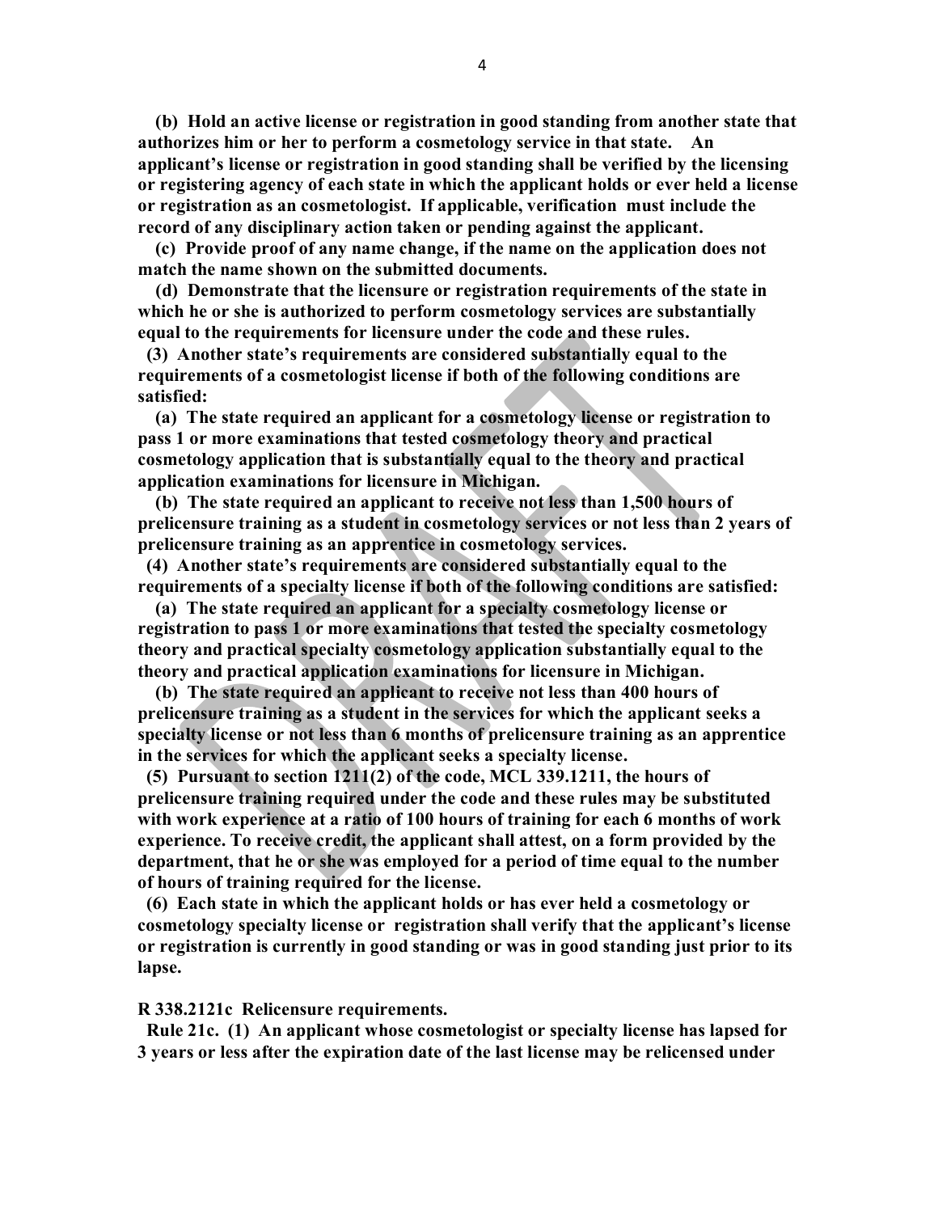**(b) Hold an active license or registration in good standing from another state that authorizes him or her to perform a cosmetology service in that state. An applicant's license or registration in good standing shall be verified by the licensing or registering agency of each state in which the applicant holds or ever held a license or registration as an cosmetologist. If applicable, verification must include the record of any disciplinary action taken or pending against the applicant.**

**(c) Provide proof of any name change, if the name on the application does not match the name shown on the submitted documents.**

**(d) Demonstrate that the licensure or registration requirements of the state in which he or she is authorized to perform cosmetology services are substantially equal to the requirements for licensure under the code and these rules.**

**(3) Another state's requirements are considered substantially equal to the requirements of a cosmetologist license if both of the following conditions are satisfied:**

**(a) The state required an applicant for a cosmetology license or registration to pass 1 or more examinations that tested cosmetology theory and practical cosmetology application that is substantially equal to the theory and practical application examinations for licensure in Michigan.**

**(b) The state required an applicant to receive not less than 1,500 hours of prelicensure training as a student in cosmetology services or not less than 2 years of prelicensure training as an apprentice in cosmetology services.**

**(4) Another state's requirements are considered substantially equal to the requirements of a specialty license if both of the following conditions are satisfied:**

**(a) The state required an applicant for a specialty cosmetology license or registration to pass 1 or more examinations that tested the specialty cosmetology theory and practical specialty cosmetology application substantially equal to the theory and practical application examinations for licensure in Michigan.**

**(b) The state required an applicant to receive not less than 400 hours of prelicensure training as a student in the services for which the applicant seeks a specialty license or not less than 6 months of prelicensure training as an apprentice in the services for which the applicant seeks a specialty license.**

**(5) Pursuant to section 1211(2) of the code, MCL 339.1211, the hours of prelicensure training required under the code and these rules may be substituted with work experience at a ratio of 100 hours of training for each 6 months of work experience. To receive credit, the applicant shall attest, on a form provided by the department, that he or she was employed for a period of time equal to the number of hours of training required for the license.**

**(6) Each state in which the applicant holds or has ever held a cosmetology or cosmetology specialty license or registration shall verify that the applicant's license or registration is currently in good standing or was in good standing just prior to its lapse.**

**R 338.2121c Relicensure requirements.**

**Rule 21c. (1) An applicant whose cosmetologist or specialty license has lapsed for 3 years or less after the expiration date of the last license may be relicensed under**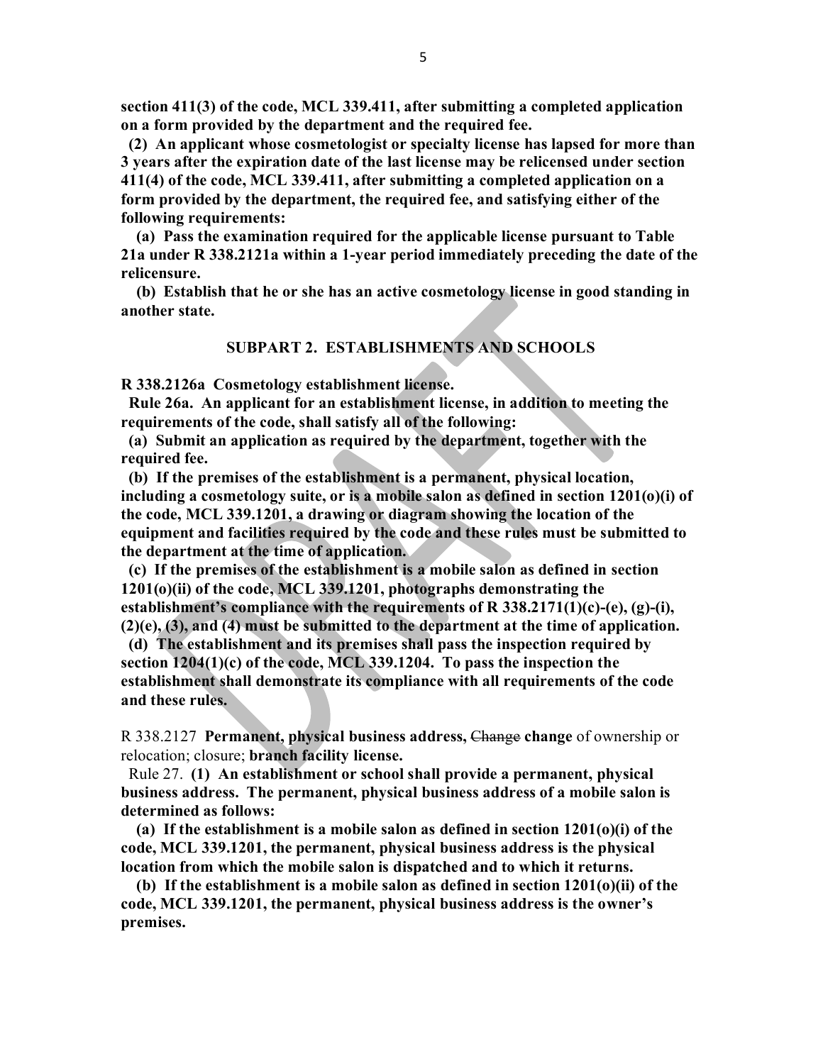**section 411(3) of the code, MCL 339.411, after submitting a completed application on a form provided by the department and the required fee.**

**(2) An applicant whose cosmetologist or specialty license has lapsed for more than 3 years after the expiration date of the last license may be relicensed under section 411(4) of the code, MCL 339.411, after submitting a completed application on a form provided by the department, the required fee, and satisfying either of the following requirements:**

**(a) Pass the examination required for the applicable license pursuant to Table 21a under R 338.2121a within a 1-year period immediately preceding the date of the relicensure.**

**(b) Establish that he or she has an active cosmetology license in good standing in another state.**

## SUBPART 2. ESTABLISHMENTS AND SCHOOLS

**R 338.2126a Cosmetology establishment license.**

**Rule 26a. An applicant for an establishment license, in addition to meeting the requirements of the code, shall satisfy all of the following:**

**(a) Submit an application as required by the department, together with the required fee.**

**(b) If the premises of the establishment is a permanent, physical location, including a cosmetology suite, or is a mobile salon as defined in section 1201(o)(i) of the code, MCL 339.1201, a drawing or diagram showing the location of the equipment and facilities required by the code and these rules must be submitted to the department at the time of application.**

**(c) If the premises of the establishment is a mobile salon as defined in section 1201(o)(ii) of the code, MCL 339.1201, photographs demonstrating the establishment's compliance with the requirements of R 338.2171(1)(c)-(e), (g)-(i), (2)(e), (3), and (4) must be submitted to the department at the time of application.**

**(d) The establishment and its premises shall pass the inspection required by section 1204(1)(c) of the code, MCL 339.1204. To pass the inspection the establishment shall demonstrate its compliance with all requirements of the code and these rules.**

R 338.2127 **Permanent, physical business address,** ~~Change~~ **change** of ownership or relocation; closure; **branch facility license.**

Rule 27. **(1) An establishment or school shall provide a permanent, physical business address. The permanent, physical business address of a mobile salon is determined as follows:**

**(a) If the establishment is a mobile salon as defined in section 1201(o)(i) of the code, MCL 339.1201, the permanent, physical business address is the physical location from which the mobile salon is dispatched and to which it returns.**

**(b) If the establishment is a mobile salon as defined in section 1201(o)(ii) of the code, MCL 339.1201, the permanent, physical business address is the owner's premises.**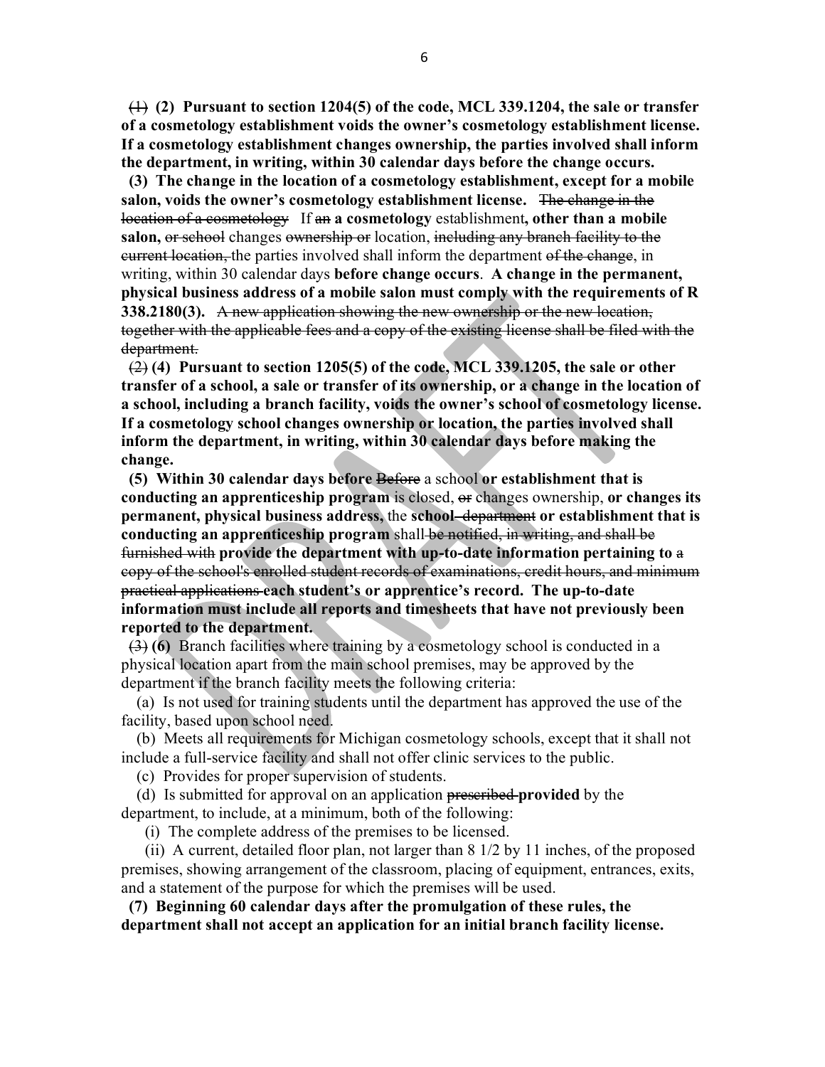~~(1)~~ **(2) Pursuant to section 1204(5) of the code, MCL 339.1204, the sale or transfer of a cosmetology establishment voids the owner's cosmetology establishment license. If a cosmetology establishment changes ownership, the parties involved shall inform the department, in writing, within 30 calendar days before the change occurs.**

**(3) The change in the location of a cosmetology establishment, except for a mobile salon, voids the owner's cosmetology establishment license.** ~~The change in the location of a cosmetology~~ If ~~an~~ **a cosmetology** establishment**, other than a mobile salon,** ~~or school~~ changes ~~ownership or~~ location, ~~including any branch facility to the current location,~~ the parties involved shall inform the department ~~of the change~~, in writing, within 30 calendar days **before change occurs**. **A change in the permanent, physical business address of a mobile salon must comply with the requirements of R 338.2180(3).** ~~A new application showing the new ownership or the new location, together with the applicable fees and a copy of the existing license shall be filed with the department.~~

~~(2)~~ **(4) Pursuant to section 1205(5) of the code, MCL 339.1205, the sale or other transfer of a school, a sale or transfer of its ownership, or a change in the location of a school, including a branch facility, voids the owner's school of cosmetology license. If a cosmetology school changes ownership or location, the parties involved shall inform the department, in writing, within 30 calendar days before making the change.**

**(5) Within 30 calendar days before** ~~Before~~ a school **or establishment that is conducting an apprenticeship program** is closed, ~~or~~ changes ownership, **or changes its permanent, physical business address,** the **school** ~~department~~ **or establishment that is conducting an apprenticeship program** shall ~~be notified, in writing, and shall be furnished with~~ **provide the department with up-to-date information pertaining to** ~~a copy of the school's enrolled student records of examinations, credit hours, and minimum practical applications~~ **each student's or apprentice's record. The up-to-date information must include all reports and timesheets that have not previously been reported to the department.**

~~(3)~~ **(6)** Branch facilities where training by a cosmetology school is conducted in a physical location apart from the main school premises, may be approved by the department if the branch facility meets the following criteria:

(a) Is not used for training students until the department has approved the use of the facility, based upon school need.

(b) Meets all requirements for Michigan cosmetology schools, except that it shall not include a full-service facility and shall not offer clinic services to the public.

(c) Provides for proper supervision of students.

(d) Is submitted for approval on an application ~~prescribed~~ **provided** by the department, to include, at a minimum, both of the following:

(i) The complete address of the premises to be licensed.

(ii) A current, detailed floor plan, not larger than 8 1/2 by 11 inches, of the proposed premises, showing arrangement of the classroom, placing of equipment, entrances, exits, and a statement of the purpose for which the premises will be used.

**(7) Beginning 60 calendar days after the promulgation of these rules, the department shall not accept an application for an initial branch facility license.**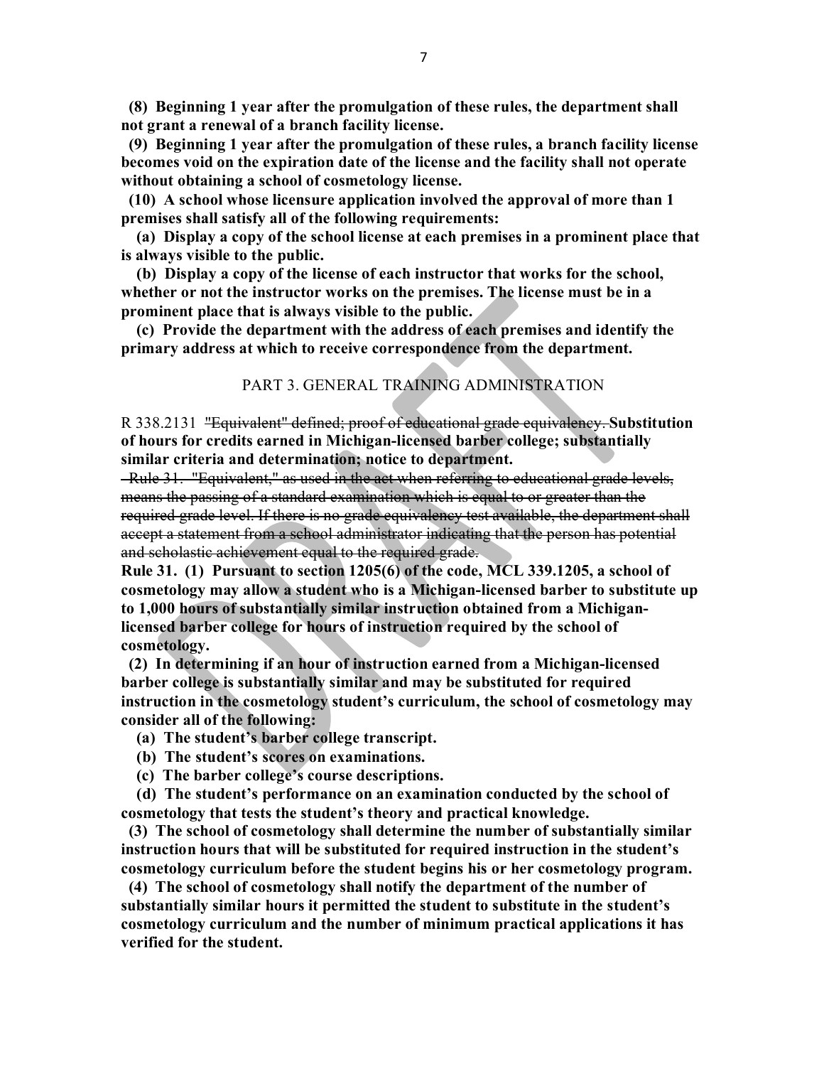**(8) Beginning 1 year after the promulgation of these rules, the department shall not grant a renewal of a branch facility license.**

**(9) Beginning 1 year after the promulgation of these rules, a branch facility license becomes void on the expiration date of the license and the facility shall not operate without obtaining a school of cosmetology license.**

**(10) A school whose licensure application involved the approval of more than 1 premises shall satisfy all of the following requirements:**

**(a) Display a copy of the school license at each premises in a prominent place that is always visible to the public.**

**(b) Display a copy of the license of each instructor that works for the school, whether or not the instructor works on the premises. The license must be in a prominent place that is always visible to the public.**

**(c) Provide the department with the address of each premises and identify the primary address at which to receive correspondence from the department.**

PART 3. GENERAL TRAINING ADMINISTRATION

R 338.2131 ~~"Equivalent" defined; proof of educational grade equivalency.~~ **Substitution of hours for credits earned in Michigan-licensed barber college; substantially similar criteria and determination; notice to department.**

~~Rule 31. "Equivalent," as used in the act when referring to educational grade levels, means the passing of a standard examination which is equal to or greater than the required grade level. If there is no grade equivalency test available, the department shall accept a statement from a school administrator indicating that the person has potential and scholastic achievement equal to the required grade.~~

**Rule 31. (1) Pursuant to section 1205(6) of the code, MCL 339.1205, a school of cosmetology may allow a student who is a Michigan-licensed barber to substitute up to 1,000 hours of substantially similar instruction obtained from a Michigan-licensed barber college for hours of instruction required by the school of cosmetology.**

**(2) In determining if an hour of instruction earned from a Michigan-licensed barber college is substantially similar and may be substituted for required instruction in the cosmetology student's curriculum, the school of cosmetology may consider all of the following:**

**(a) The student's barber college transcript.**

**(b) The student's scores on examinations.**

**(c) The barber college's course descriptions.**

**(d) The student's performance on an examination conducted by the school of cosmetology that tests the student's theory and practical knowledge.**

**(3) The school of cosmetology shall determine the number of substantially similar instruction hours that will be substituted for required instruction in the student's cosmetology curriculum before the student begins his or her cosmetology program.**

**(4) The school of cosmetology shall notify the department of the number of substantially similar hours it permitted the student to substitute in the student's cosmetology curriculum and the number of minimum practical applications it has verified for the student.**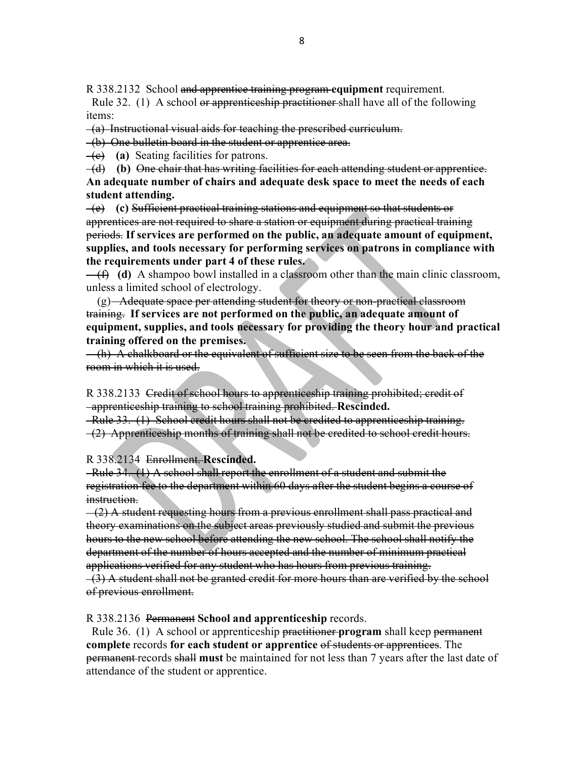R 338.2132 School ~~and apprentice training program~~ **equipment** requirement.

Rule 32. (1) A school ~~or apprenticeship practitioner~~ shall have all of the following items:

~~(a) Instructional visual aids for teaching the prescribed curriculum.~~

~~(b) One bulletin board in the student or apprentice area.~~

~~(c)~~ **(a)** Seating facilities for patrons.

~~(d)~~ **(b)** ~~One chair that has writing facilities for each attending student or apprentice.~~ **An adequate number of chairs and adequate desk space to meet the needs of each student attending.**

~~(e)~~ **(c)** ~~Sufficient practical training stations and equipment so that students or apprentices are not required to share a station or equipment during practical training periods.~~ **If services are performed on the public, an adequate amount of equipment, supplies, and tools necessary for performing services on patrons in compliance with the requirements under part 4 of these rules.**

~~(f)~~ **(d)** A shampoo bowl installed in a classroom other than the main clinic classroom, unless a limited school of electrology.

(g) ~~Adequate space per attending student for theory or non-practical classroom training.~~ **If services are not performed on the public, an adequate amount of equipment, supplies, and tools necessary for providing the theory hour and practical training offered on the premises.**

~~(h) A chalkboard or the equivalent of sufficient size to be seen from the back of the room in which it is used.~~

R 338.2133 ~~Credit of school hours to apprenticeship training prohibited; credit of apprenticeship training to school training prohibited.~~ **Rescinded.**

~~Rule 33. (1) School credit hours shall not be credited to apprenticeship training.~~

~~(2) Apprenticeship months of training shall not be credited to school credit hours.~~

R 338.2134 ~~Enrollment.~~ **Rescinded.**

~~Rule 34. (1) A school shall report the enrollment of a student and submit the registration fee to the department within 60 days after the student begins a course of instruction.~~

~~(2) A student requesting hours from a previous enrollment shall pass practical and theory examinations on the subject areas previously studied and submit the previous hours to the new school before attending the new school. The school shall notify the department of the number of hours accepted and the number of minimum practical applications verified for any student who has hours from previous training.~~

~~(3) A student shall not be granted credit for more hours than are verified by the school of previous enrollment.~~

R 338.2136 ~~Permanent~~ **School and apprenticeship** records.

Rule 36. (1) A school or apprenticeship ~~practitioner~~ **program** shall keep ~~permanent~~ **complete** records **for each student or apprentice** ~~of students or apprentices~~. The ~~permanent~~ records ~~shall~~ **must** be maintained for not less than 7 years after the last date of attendance of the student or apprentice.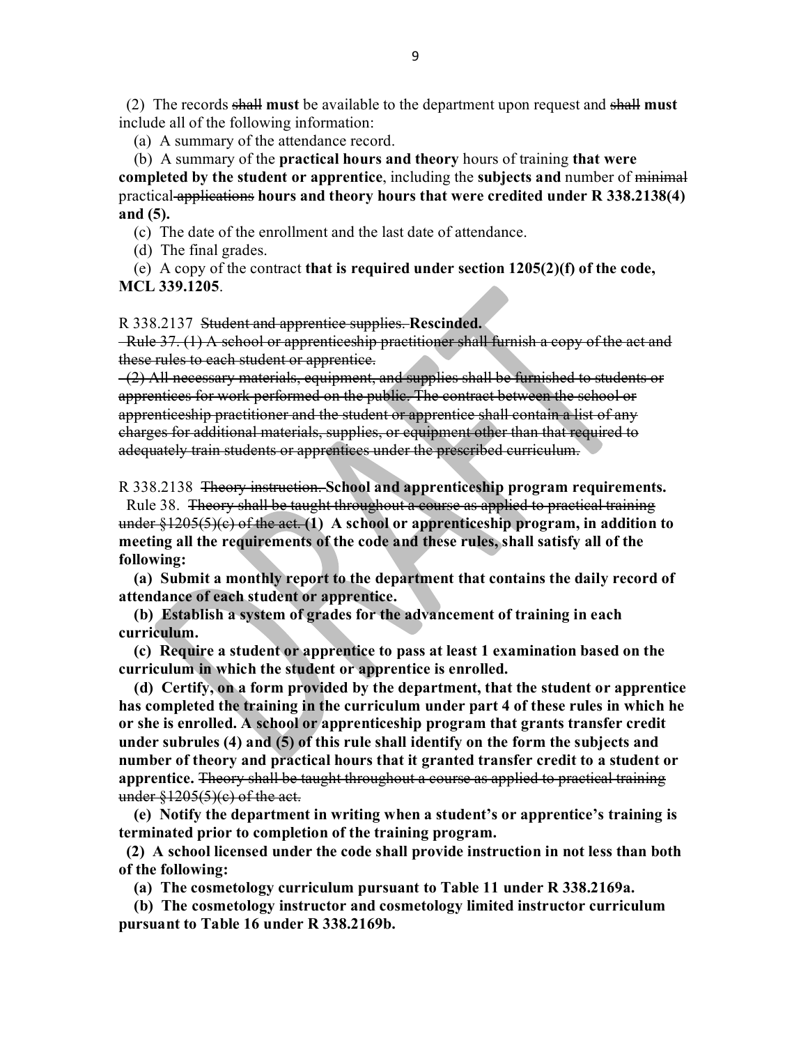(2) The records ~~shall~~ **must** be available to the department upon request and ~~shall~~ **must** include all of the following information:

(a) A summary of the attendance record.

(b) A summary of the **practical hours and theory** hours of training **that were completed by the student or apprentice**, including the **subjects and** number of ~~minimal~~ practical ~~applications~~ **hours and theory hours that were credited under R 338.2138(4) and (5).**

(c) The date of the enrollment and the last date of attendance.

(d) The final grades.

(e) A copy of the contract **that is required under section 1205(2)(f) of the code, MCL 339.1205**.

R 338.2137 ~~Student and apprentice supplies.~~ **Rescinded.**

~~Rule 37. (1) A school or apprenticeship practitioner shall furnish a copy of the act and these rules to each student or apprentice.~~

~~(2) All necessary materials, equipment, and supplies shall be furnished to students or apprentices for work performed on the public. The contract between the school or apprenticeship practitioner and the student or apprentice shall contain a list of any charges for additional materials, supplies, or equipment other than that required to adequately train students or apprentices under the prescribed curriculum.~~

R 338.2138 ~~Theory instruction.~~ **School and apprenticeship program requirements.**

Rule 38. ~~Theory shall be taught throughout a course as applied to practical training under §1205(5)(c) of the act.~~ **(1) A school or apprenticeship program, in addition to meeting all the requirements of the code and these rules, shall satisfy all of the following:**

**(a) Submit a monthly report to the department that contains the daily record of attendance of each student or apprentice.**

**(b) Establish a system of grades for the advancement of training in each curriculum.**

**(c) Require a student or apprentice to pass at least 1 examination based on the curriculum in which the student or apprentice is enrolled.**

**(d) Certify, on a form provided by the department, that the student or apprentice has completed the training in the curriculum under part 4 of these rules in which he or she is enrolled. A school or apprenticeship program that grants transfer credit under subrules (4) and (5) of this rule shall identify on the form the subjects and number of theory and practical hours that it granted transfer credit to a student or apprentice.** ~~Theory shall be taught throughout a course as applied to practical training under §1205(5)(c) of the act.~~

**(e) Notify the department in writing when a student's or apprentice's training is terminated prior to completion of the training program.**

**(2) A school licensed under the code shall provide instruction in not less than both of the following:**

**(a) The cosmetology curriculum pursuant to Table 11 under R 338.2169a.**

**(b) The cosmetology instructor and cosmetology limited instructor curriculum pursuant to Table 16 under R 338.2169b.**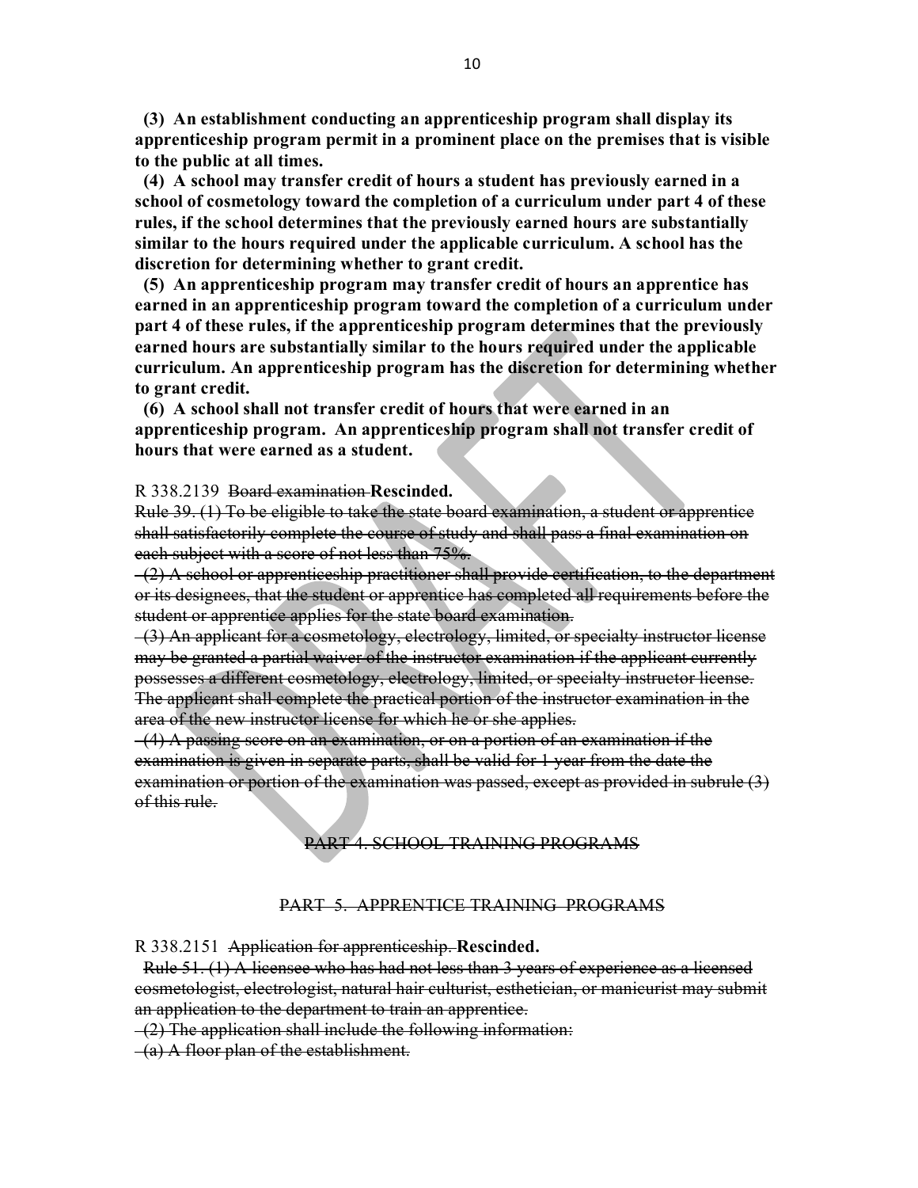**(3) An establishment conducting an apprenticeship program shall display its apprenticeship program permit in a prominent place on the premises that is visible to the public at all times.**

**(4) A school may transfer credit of hours a student has previously earned in a school of cosmetology toward the completion of a curriculum under part 4 of these rules, if the school determines that the previously earned hours are substantially similar to the hours required under the applicable curriculum. A school has the discretion for determining whether to grant credit.**

**(5) An apprenticeship program may transfer credit of hours an apprentice has earned in an apprenticeship program toward the completion of a curriculum under part 4 of these rules, if the apprenticeship program determines that the previously earned hours are substantially similar to the hours required under the applicable curriculum. An apprenticeship program has the discretion for determining whether to grant credit.**

**(6) A school shall not transfer credit of hours that were earned in an apprenticeship program. An apprenticeship program shall not transfer credit of hours that were earned as a student.**

R 338.2139 ~~Board examination~~ **Rescinded.**

~~Rule 39. (1) To be eligible to take the state board examination, a student or apprentice shall satisfactorily complete the course of study and shall pass a final examination on each subject with a score of not less than 75%.~~

~~(2) A school or apprenticeship practitioner shall provide certification, to the department or its designees, that the student or apprentice has completed all requirements before the student or apprentice applies for the state board examination.~~

~~(3) An applicant for a cosmetology, electrology, limited, or specialty instructor license may be granted a partial waiver of the instructor examination if the applicant currently possesses a different cosmetology, electrology, limited, or specialty instructor license. The applicant shall complete the practical portion of the instructor examination in the area of the new instructor license for which he or she applies.~~

~~(4) A passing score on an examination, or on a portion of an examination if the examination is given in separate parts, shall be valid for 1 year from the date the examination or portion of the examination was passed, except as provided in subrule (3) of this rule.~~

~~PART 4. SCHOOL TRAINING PROGRAMS~~

~~PART 5. APPRENTICE TRAINING PROGRAMS~~

R 338.2151 ~~Application for apprenticeship.~~ **Rescinded.**

~~Rule 51. (1) A licensee who has had not less than 3 years of experience as a licensed cosmetologist, electrologist, natural hair culturist, esthetician, or manicurist may submit an application to the department to train an apprentice.~~

~~(2) The application shall include the following information:~~

~~(a) A floor plan of the establishment.~~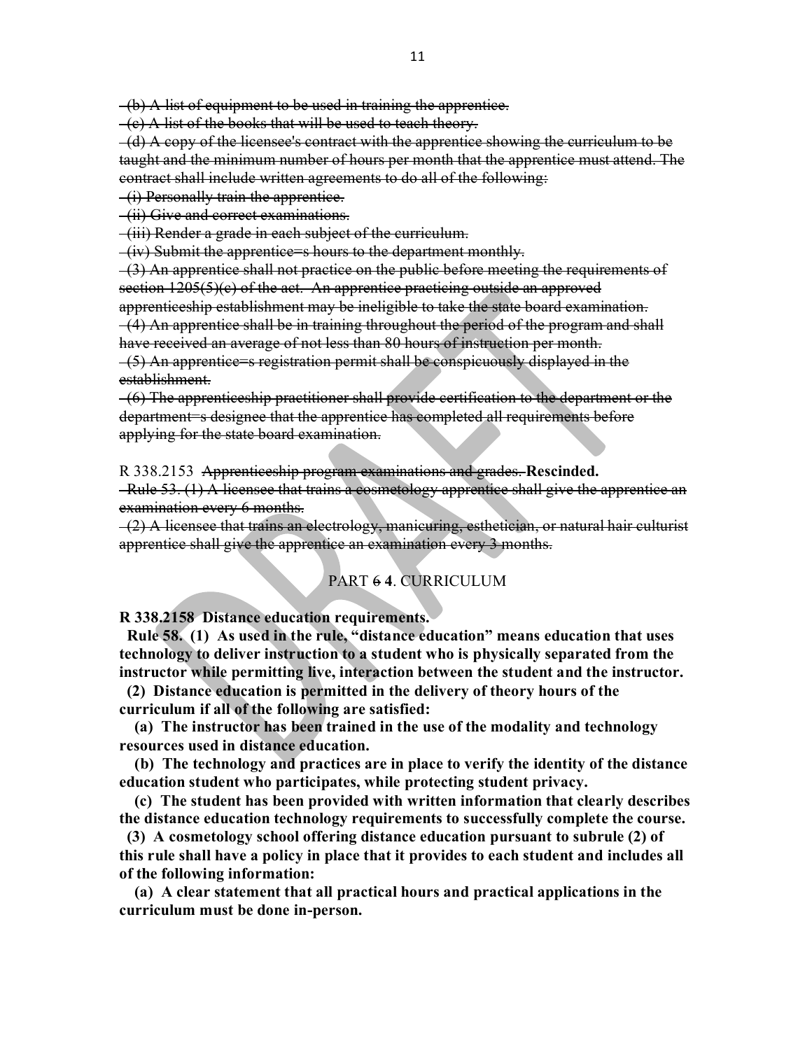~~(b) A list of equipment to be used in training the apprentice.~~
~~(c) A list of the books that will be used to teach theory.~~
~~(d) A copy of the licensee's contract with the apprentice showing the curriculum to be taught and the minimum number of hours per month that the apprentice must attend. The contract shall include written agreements to do all of the following:~~
~~(i) Personally train the apprentice.~~
~~(ii) Give and correct examinations.~~
~~(iii) Render a grade in each subject of the curriculum.~~
~~(iv) Submit the apprentice=s hours to the department monthly.~~
~~(3) An apprentice shall not practice on the public before meeting the requirements of section 1205(5)(c) of the act. An apprentice practicing outside an approved apprenticeship establishment may be ineligible to take the state board examination.~~
~~(4) An apprentice shall be in training throughout the period of the program and shall have received an average of not less than 80 hours of instruction per month.~~
~~(5) An apprentice=s registration permit shall be conspicuously displayed in the establishment.~~
~~(6) The apprenticeship practitioner shall provide certification to the department or the department=s designee that the apprentice has completed all requirements before applying for the state board examination.~~

R 338.2153 ~~Apprenticeship program examinations and grades.~~ **Rescinded.**
~~Rule 53. (1) A licensee that trains a cosmetology apprentice shall give the apprentice an examination every 6 months.~~
~~(2) A licensee that trains an electrology, manicuring, esthetician, or natural hair culturist apprentice shall give the apprentice an examination every 3 months.~~

PART ~~6~~ **4**. CURRICULUM

**R 338.2158 Distance education requirements.**

**Rule 58. (1) As used in the rule, "distance education" means education that uses technology to deliver instruction to a student who is physically separated from the instructor while permitting live, interaction between the student and the instructor.**

**(2) Distance education is permitted in the delivery of theory hours of the curriculum if all of the following are satisfied:**

**(a) The instructor has been trained in the use of the modality and technology resources used in distance education.**

**(b) The technology and practices are in place to verify the identity of the distance education student who participates, while protecting student privacy.**

**(c) The student has been provided with written information that clearly describes the distance education technology requirements to successfully complete the course.**

**(3) A cosmetology school offering distance education pursuant to subrule (2) of this rule shall have a policy in place that it provides to each student and includes all of the following information:**

**(a) A clear statement that all practical hours and practical applications in the curriculum must be done in-person.**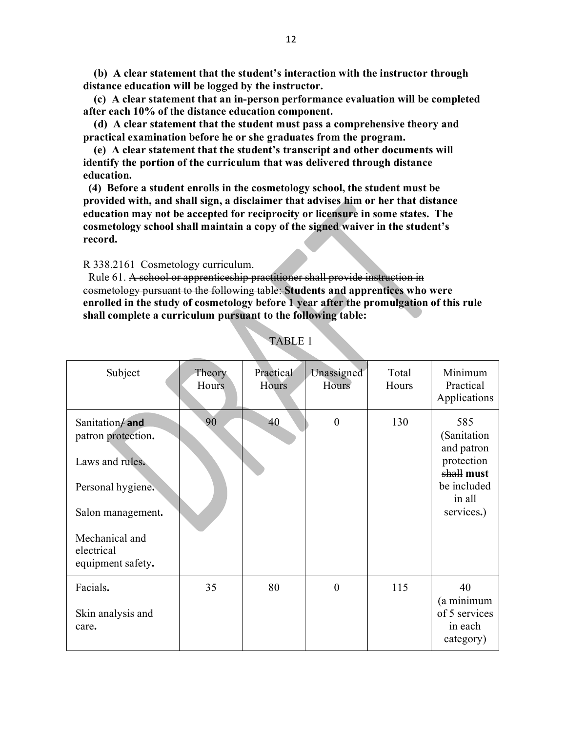**(b) A clear statement that the student's interaction with the instructor through distance education will be logged by the instructor.**

**(c) A clear statement that an in-person performance evaluation will be completed after each 10% of the distance education component.**

**(d) A clear statement that the student must pass a comprehensive theory and practical examination before he or she graduates from the program.**

**(e) A clear statement that the student's transcript and other documents will identify the portion of the curriculum that was delivered through distance education.**

**(4) Before a student enrolls in the cosmetology school, the student must be provided with, and shall sign, a disclaimer that advises him or her that distance education may not be accepted for reciprocity or licensure in some states. The cosmetology school shall maintain a copy of the signed waiver in the student's record.**

R 338.2161 Cosmetology curriculum.

Rule 61. ~~A school or apprenticeship practitioner shall provide instruction in cosmetology pursuant to the following table:~~ **Students and apprentices who were enrolled in the study of cosmetology before 1 year after the promulgation of this rule shall complete a curriculum pursuant to the following table:**

TABLE 1

| Subject | Theory Hours | Practical Hours | Unassigned Hours | Total Hours | Minimum Practical Applications |
|---|---|---|---|---|---|
| Sanitation~~/~~ **and** patron protection**.**<br><br>Laws and rules**.**<br><br>Personal hygiene**.**<br><br>Salon management**.**<br><br>Mechanical and electrical equipment safety**.** | 90 | 40 | 0 | 130 | 585 (Sanitation and patron protection ~~shall~~ **must** be included in all services**.**) |
| Facials**.**<br><br>Skin analysis and care**.** | 35 | 80 | 0 | 115 | 40 (a minimum of 5 services in each category) |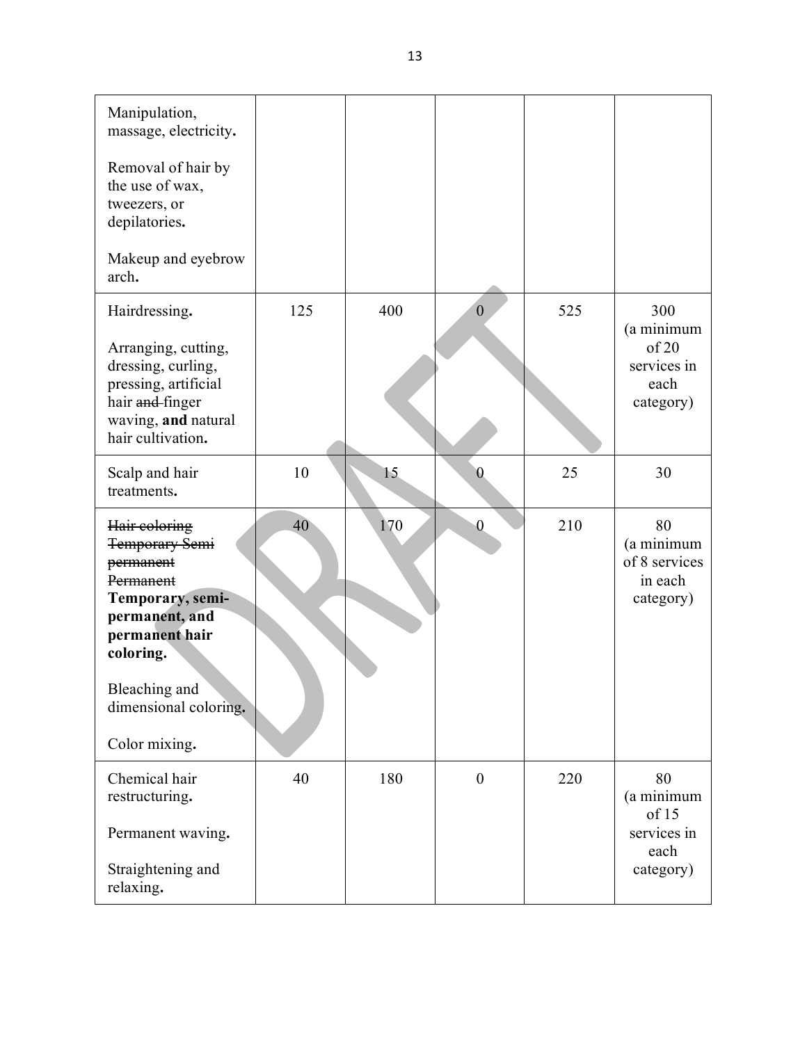| | | | | | |
|---|---|---|---|---|---|
| Manipulation, massage, electricity**.**<br><br>Removal of hair by the use of wax, tweezers, or depilatories**.**<br><br>Makeup and eyebrow arch**.** | | | | | |
| Hairdressing**.**<br><br>Arranging, cutting, dressing, curling, pressing, artificial hair ~~and~~ finger waving, **and** natural hair cultivation**.** | 125 | 400 | 0 | 525 | 300 (a minimum of 20 services in each category) |
| Scalp and hair treatments**.** | 10 | 15 | 0 | 25 | 30 |
| ~~Hair coloring Temporary Semi permanent Permanent~~ **Temporary, semi-permanent, and permanent hair coloring.**<br><br>Bleaching and dimensional coloring**.**<br><br>Color mixing**.** | 40 | 170 | 0 | 210 | 80 (a minimum of 8 services in each category) |
| Chemical hair restructuring**.**<br><br>Permanent waving**.**<br><br>Straightening and relaxing**.** | 40 | 180 | 0 | 220 | 80 (a minimum of 15 services in each category) |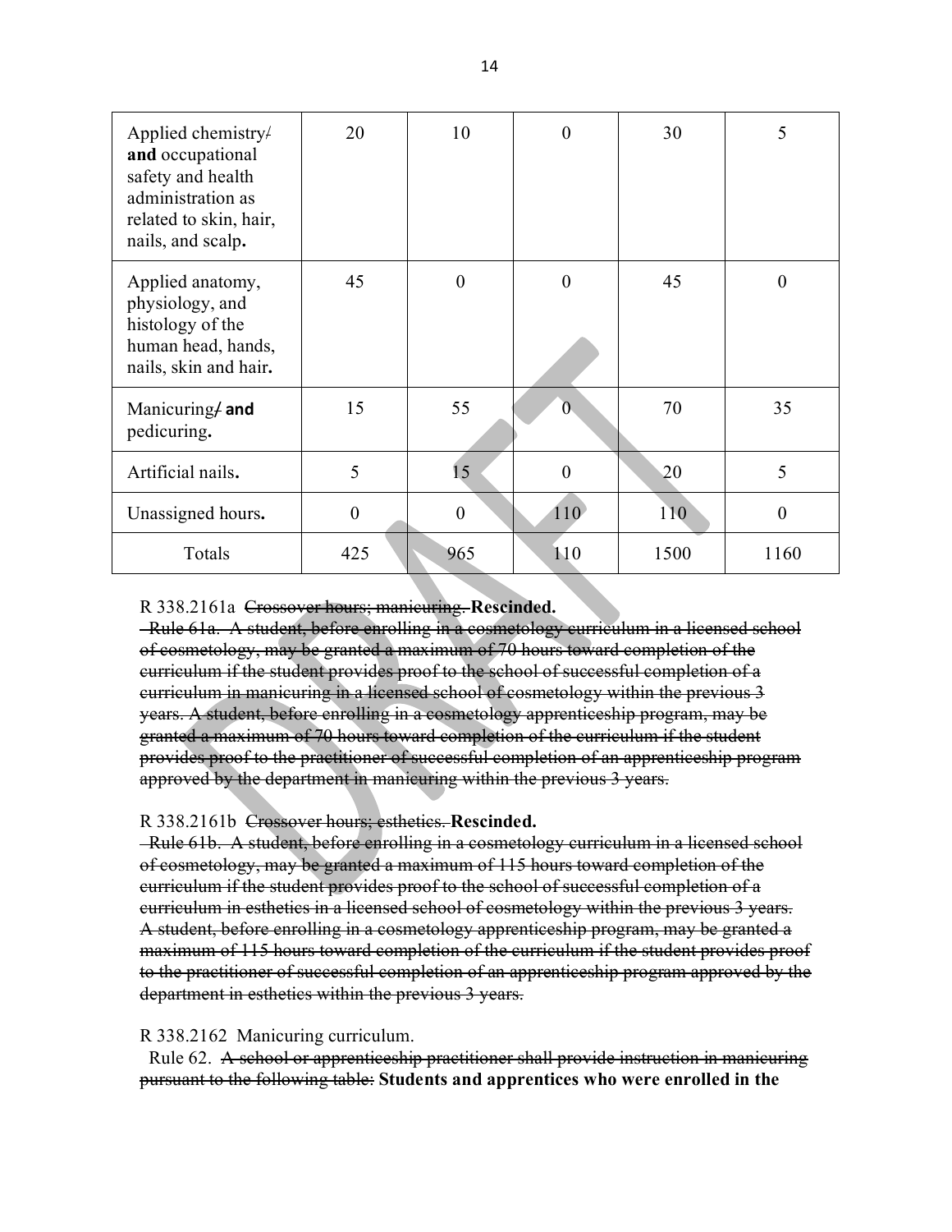| Applied chemistry/ **and** occupational safety and health administration as related to skin, hair, nails, and scalp**.** | 20 | 10 | 0 | 30 | 5 |
|---|---|---|---|---|---|
| Applied anatomy, physiology, and histology of the human head, hands, nails, skin and hair**.** | 45 | 0 | 0 | 45 | 0 |
| Manicuring/ **and** pedicuring**.** | 15 | 55 | 0 | 70 | 35 |
| Artificial nails**.** | 5 | 15 | 0 | 20 | 5 |
| Unassigned hours**.** | 0 | 0 | 110 | 110 | 0 |
| Totals | 425 | 965 | 110 | 1500 | 1160 |

R 338.2161a ~~Crossover hours; manicuring.~~ **Rescinded.**

~~Rule 61a. A student, before enrolling in a cosmetology curriculum in a licensed school of cosmetology, may be granted a maximum of 70 hours toward completion of the curriculum if the student provides proof to the school of successful completion of a curriculum in manicuring in a licensed school of cosmetology within the previous 3 years. A student, before enrolling in a cosmetology apprenticeship program, may be granted a maximum of 70 hours toward completion of the curriculum if the student provides proof to the practitioner of successful completion of an apprenticeship program approved by the department in manicuring within the previous 3 years.~~

R 338.2161b ~~Crossover hours; esthetics.~~ **Rescinded.**

~~Rule 61b. A student, before enrolling in a cosmetology curriculum in a licensed school of cosmetology, may be granted a maximum of 115 hours toward completion of the curriculum if the student provides proof to the school of successful completion of a curriculum in esthetics in a licensed school of cosmetology within the previous 3 years. A student, before enrolling in a cosmetology apprenticeship program, may be granted a maximum of 115 hours toward completion of the curriculum if the student provides proof to the practitioner of successful completion of an apprenticeship program approved by the department in esthetics within the previous 3 years.~~

R 338.2162 Manicuring curriculum.

Rule 62. ~~A school or apprenticeship practitioner shall provide instruction in manicuring pursuant to the following table:~~ **Students and apprentices who were enrolled in the**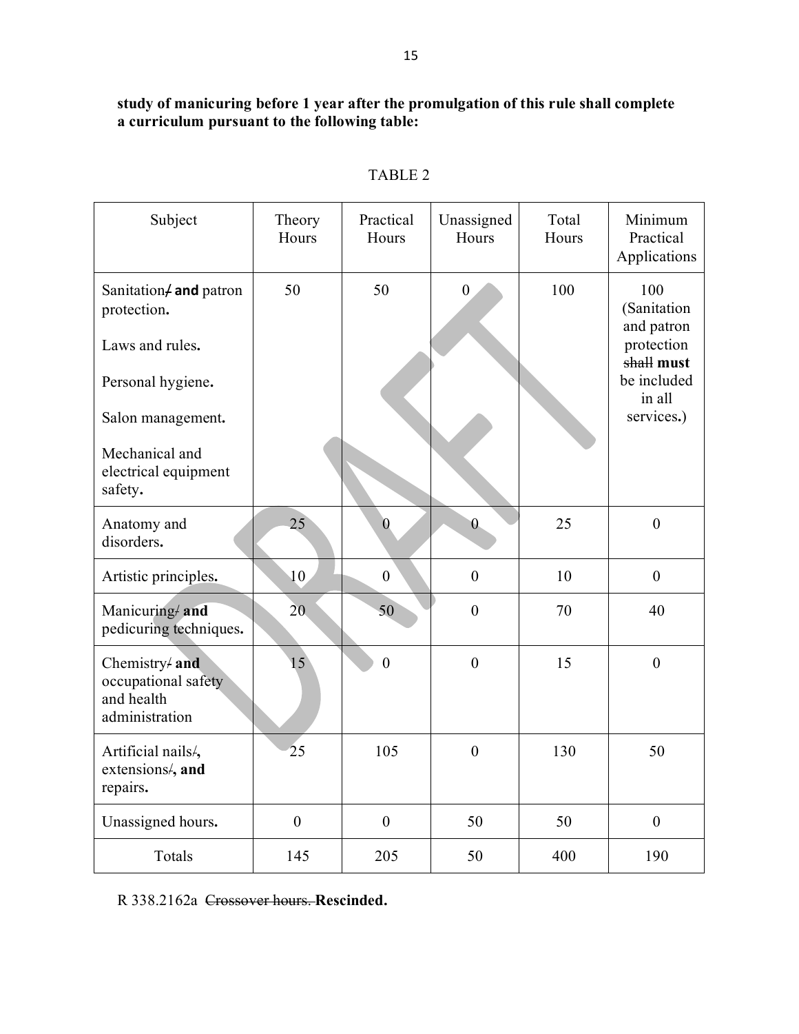**study of manicuring before 1 year after the promulgation of this rule shall complete a curriculum pursuant to the following table:**

TABLE 2

| Subject | Theory Hours | Practical Hours | Unassigned Hours | Total Hours | Minimum Practical Applications |
|---|---|---|---|---|---|
| Sanitation~~/~~ **and** patron protection**.**<br><br>Laws and rules**.**<br><br>Personal hygiene**.**<br><br>Salon management**.**<br><br>Mechanical and electrical equipment safety**.** | 50 | 50 | 0 | 100 | 100 (Sanitation and patron protection ~~shall~~ **must** be included in all services**.**) |
| Anatomy and disorders**.** | 25 | 0 | 0 | 25 | 0 |
| Artistic principles**.** | 10 | 0 | 0 | 10 | 0 |
| Manicuring~~/~~ **and** pedicuring techniques**.** | 20 | 50 | 0 | 70 | 40 |
| Chemistry~~/~~ **and** occupational safety and health administration | 15 | 0 | 0 | 15 | 0 |
| Artificial nails~~/~~**,** extensions~~/~~**, and** repairs**.** | 25 | 105 | 0 | 130 | 50 |
| Unassigned hours**.** | 0 | 0 | 50 | 50 | 0 |
| Totals | 145 | 205 | 50 | 400 | 190 |

R 338.2162a ~~Crossover hours.~~ **Rescinded.**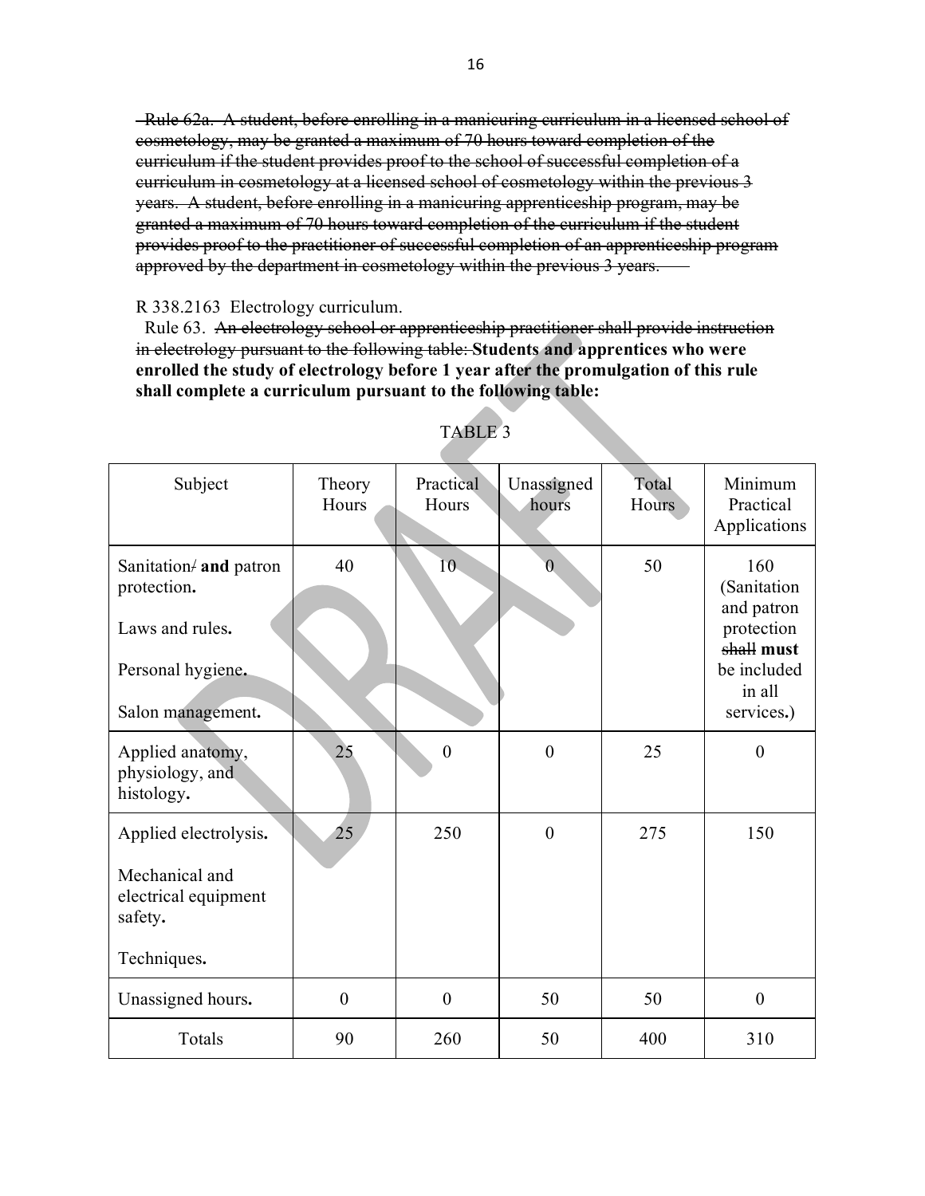~~Rule 62a. A student, before enrolling in a manicuring curriculum in a licensed school of cosmetology, may be granted a maximum of 70 hours toward completion of the curriculum if the student provides proof to the school of successful completion of a curriculum in cosmetology at a licensed school of cosmetology within the previous 3 years. A student, before enrolling in a manicuring apprenticeship program, may be granted a maximum of 70 hours toward completion of the curriculum if the student provides proof to the practitioner of successful completion of an apprenticeship program approved by the department in cosmetology within the previous 3 years.~~

R 338.2163 Electrology curriculum.

Rule 63. ~~An electrology school or apprenticeship practitioner shall provide instruction in electrology pursuant to the following table:~~ **Students and apprentices who were enrolled the study of electrology before 1 year after the promulgation of this rule shall complete a curriculum pursuant to the following table:**

TABLE 3

| Subject | Theory Hours | Practical Hours | Unassigned hours | Total Hours | Minimum Practical Applications |
|---|---|---|---|---|---|
| Sanitation~~/~~ **and** patron protection**.**<br><br>Laws and rules**.**<br><br>Personal hygiene**.**<br><br>Salon management**.** | 40 | 10 | 0 | 50 | 160 (Sanitation and patron protection ~~shall~~ **must** be included in all services**.**) |
| Applied anatomy, physiology, and histology**.** | 25 | 0 | 0 | 25 | 0 |
| Applied electrolysis**.**<br><br>Mechanical and electrical equipment safety**.**<br><br>Techniques**.** | 25 | 250 | 0 | 275 | 150 |
| Unassigned hours**.** | 0 | 0 | 50 | 50 | 0 |
| Totals | 90 | 260 | 50 | 400 | 310 |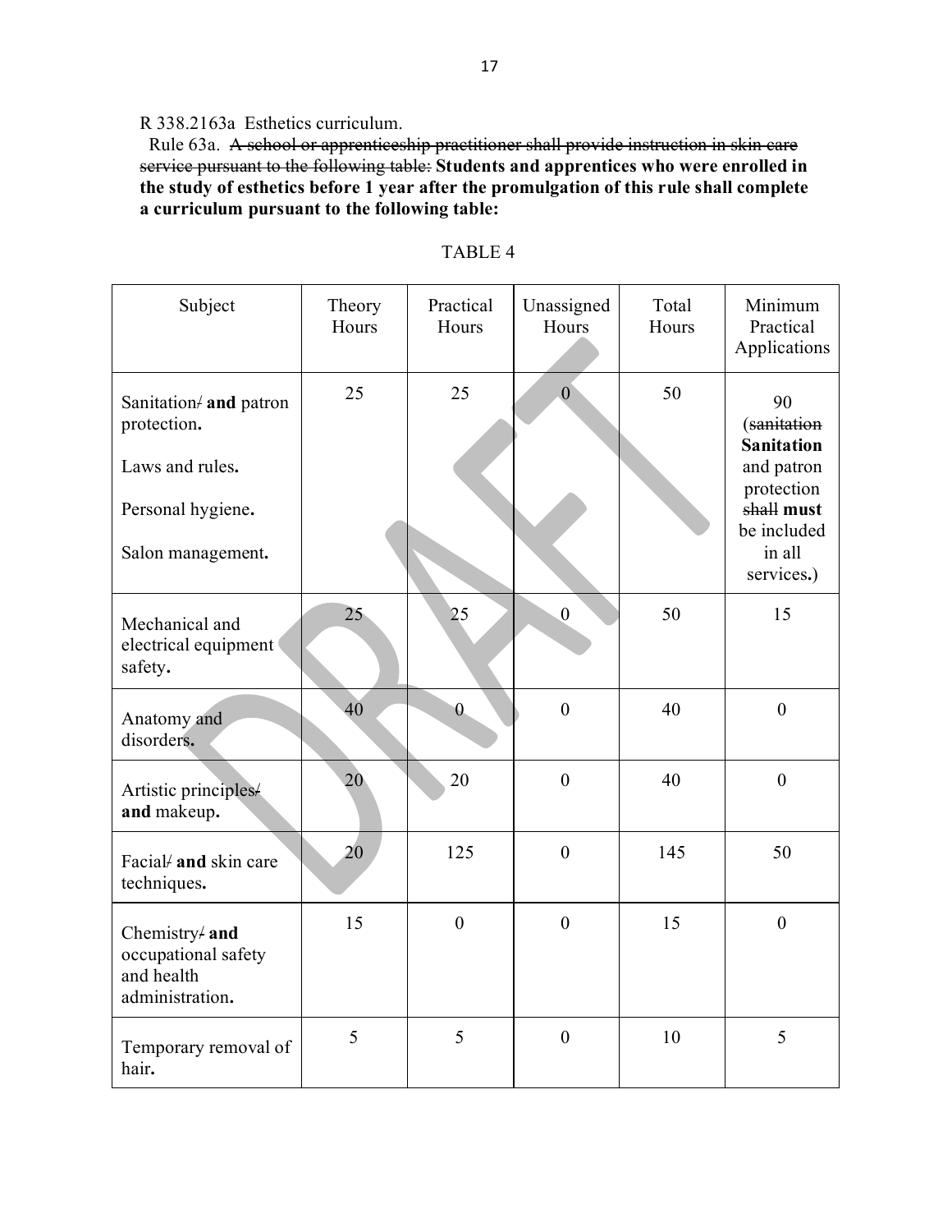R 338.2163a Esthetics curriculum.

Rule 63a. ~~A school or apprenticeship practitioner shall provide instruction in skin care service pursuant to the following table:~~ **Students and apprentices who were enrolled in the study of esthetics before 1 year after the promulgation of this rule shall complete a curriculum pursuant to the following table:**

TABLE 4

| Subject | Theory Hours | Practical Hours | Unassigned Hours | Total Hours | Minimum Practical Applications |
|---|---|---|---|---|---|
| Sanitation~~/~~ **and** patron protection**.** Laws and rules**.** Personal hygiene**.** Salon management**.** | 25 | 25 | 0 | 50 | 90 (~~sanitation~~ **Sanitation** and patron protection ~~shall~~ **must** be included in all services**.**) |
| Mechanical and electrical equipment safety**.** | 25 | 25 | 0 | 50 | 15 |
| Anatomy and disorders**.** | 40 | 0 | 0 | 40 | 0 |
| Artistic principles~~/~~ **and** makeup**.** | 20 | 20 | 0 | 40 | 0 |
| Facial~~/~~ **and** skin care techniques**.** | 20 | 125 | 0 | 145 | 50 |
| Chemistry~~/~~ **and** occupational safety and health administration**.** | 15 | 0 | 0 | 15 | 0 |
| Temporary removal of hair**.** | 5 | 5 | 0 | 10 | 5 |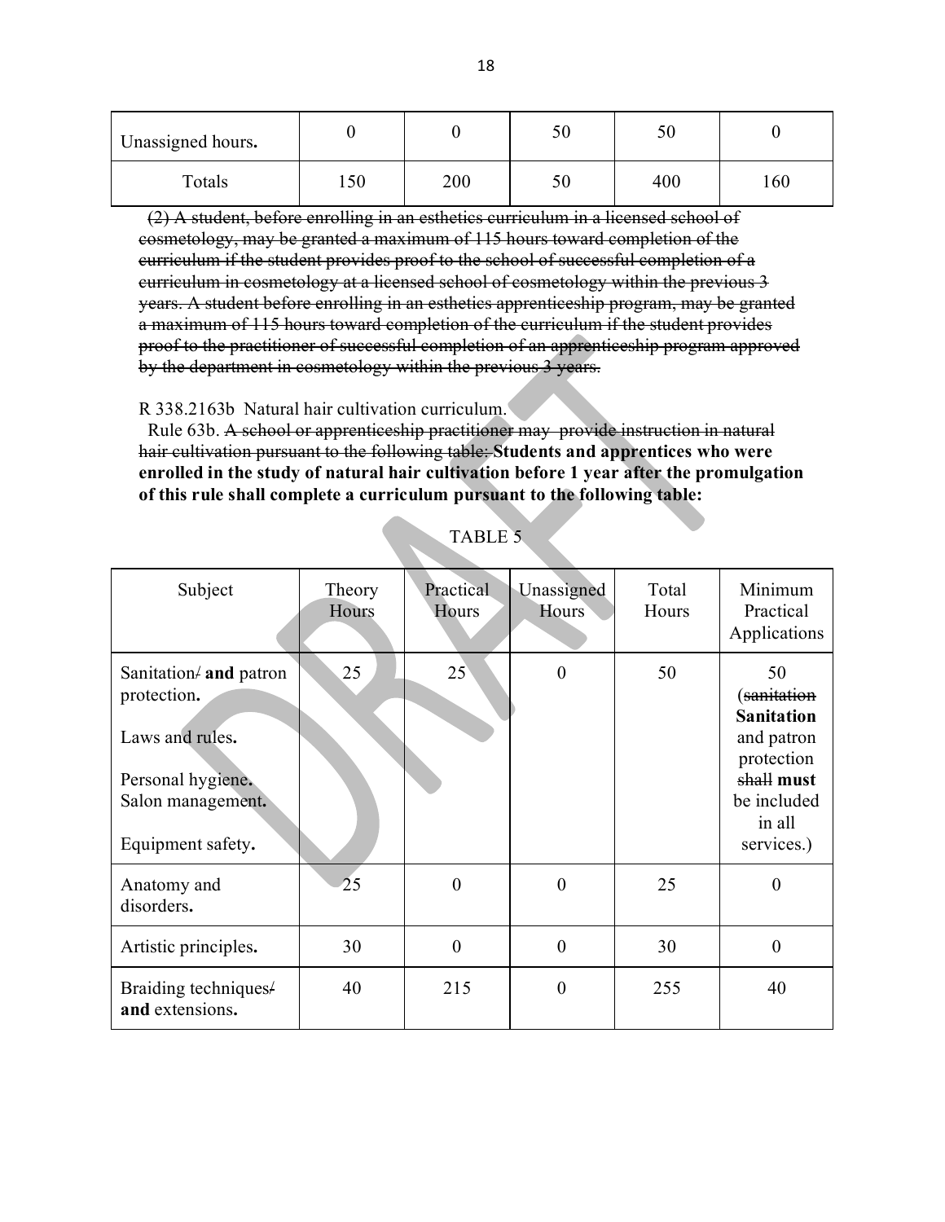| Unassigned hours**.** | 0 | 0 | 50 | 50 | 0 |
| --- | --- | --- | --- | --- | --- |
| Totals | 150 | 200 | 50 | 400 | 160 |

~~(2) A student, before enrolling in an esthetics curriculum in a licensed school of cosmetology, may be granted a maximum of 115 hours toward completion of the curriculum if the student provides proof to the school of successful completion of a curriculum in cosmetology at a licensed school of cosmetology within the previous 3 years. A student before enrolling in an esthetics apprenticeship program, may be granted a maximum of 115 hours toward completion of the curriculum if the student provides proof to the practitioner of successful completion of an apprenticeship program approved by the department in cosmetology within the previous 3 years.~~

R 338.2163b Natural hair cultivation curriculum.

Rule 63b. ~~A school or apprenticeship practitioner may provide instruction in natural hair cultivation pursuant to the following table:~~ **Students and apprentices who were enrolled in the study of natural hair cultivation before 1 year after the promulgation of this rule shall complete a curriculum pursuant to the following table:**

TABLE 5

| Subject | Theory Hours | Practical Hours | Unassigned Hours | Total Hours | Minimum Practical Applications |
| --- | --- | --- | --- | --- | --- |
| Sanitation~~/~~ **and** patron protection**.**<br><br>Laws and rules**.**<br><br>Personal hygiene**.**<br>Salon management**.**<br><br>Equipment safety**.** | 25 | 25 | 0 | 50 | 50 (~~sanitation~~ **Sanitation** and patron protection ~~shall~~ **must** be included in all services.) |
| Anatomy and disorders**.** | 25 | 0 | 0 | 25 | 0 |
| Artistic principles**.** | 30 | 0 | 0 | 30 | 0 |
| Braiding techniques~~/~~ **and** extensions**.** | 40 | 215 | 0 | 255 | 40 |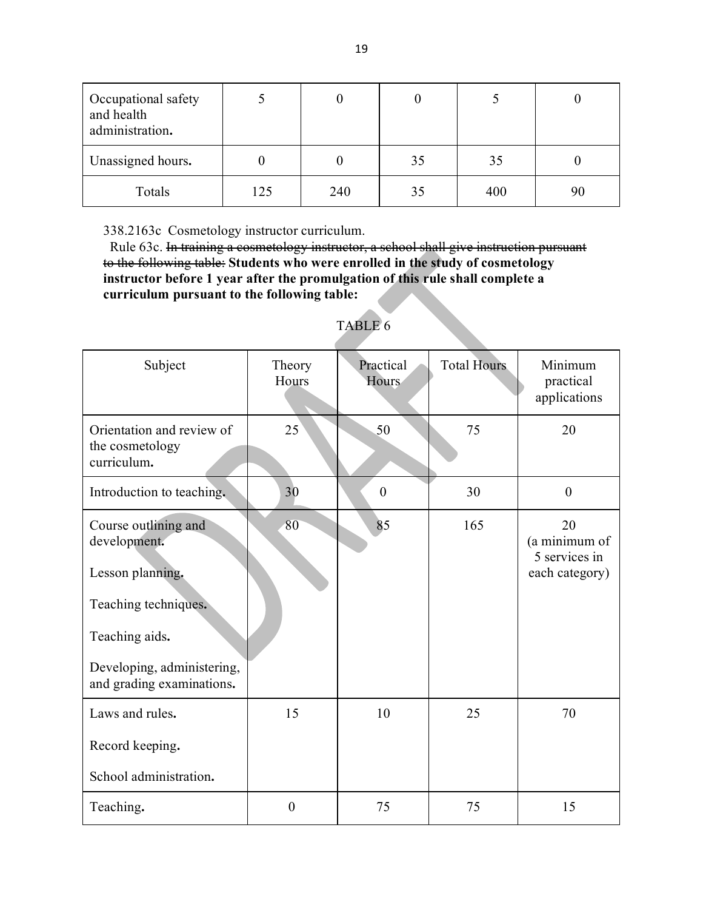| Occupational safety and health administration**.** | 5 | 0 | 0 | 5 | 0 |
|---|---|---|---|---|---|
| Unassigned hours**.** | 0 | 0 | 35 | 35 | 0 |
| Totals | 125 | 240 | 35 | 400 | 90 |

338.2163c Cosmetology instructor curriculum.

Rule 63c. ~~In training a cosmetology instructor, a school shall give instruction pursuant to the following table:~~ **Students who were enrolled in the study of cosmetology instructor before 1 year after the promulgation of this rule shall complete a curriculum pursuant to the following table:**

TABLE 6

| Subject | Theory Hours | Practical Hours | Total Hours | Minimum practical applications |
|---|---|---|---|---|
| Orientation and review of the cosmetology curriculum**.** | 25 | 50 | 75 | 20 |
| Introduction to teaching**.** | 30 | 0 | 30 | 0 |
| Course outlining and development**.**<br><br>Lesson planning**.**<br><br>Teaching techniques**.**<br><br>Teaching aids**.**<br><br>Developing, administering, and grading examinations**.** | 80 | 85 | 165 | 20 (a minimum of 5 services in each category) |
| Laws and rules**.**<br><br>Record keeping**.**<br><br>School administration**.** | 15 | 10 | 25 | 70 |
| Teaching**.** | 0 | 75 | 75 | 15 |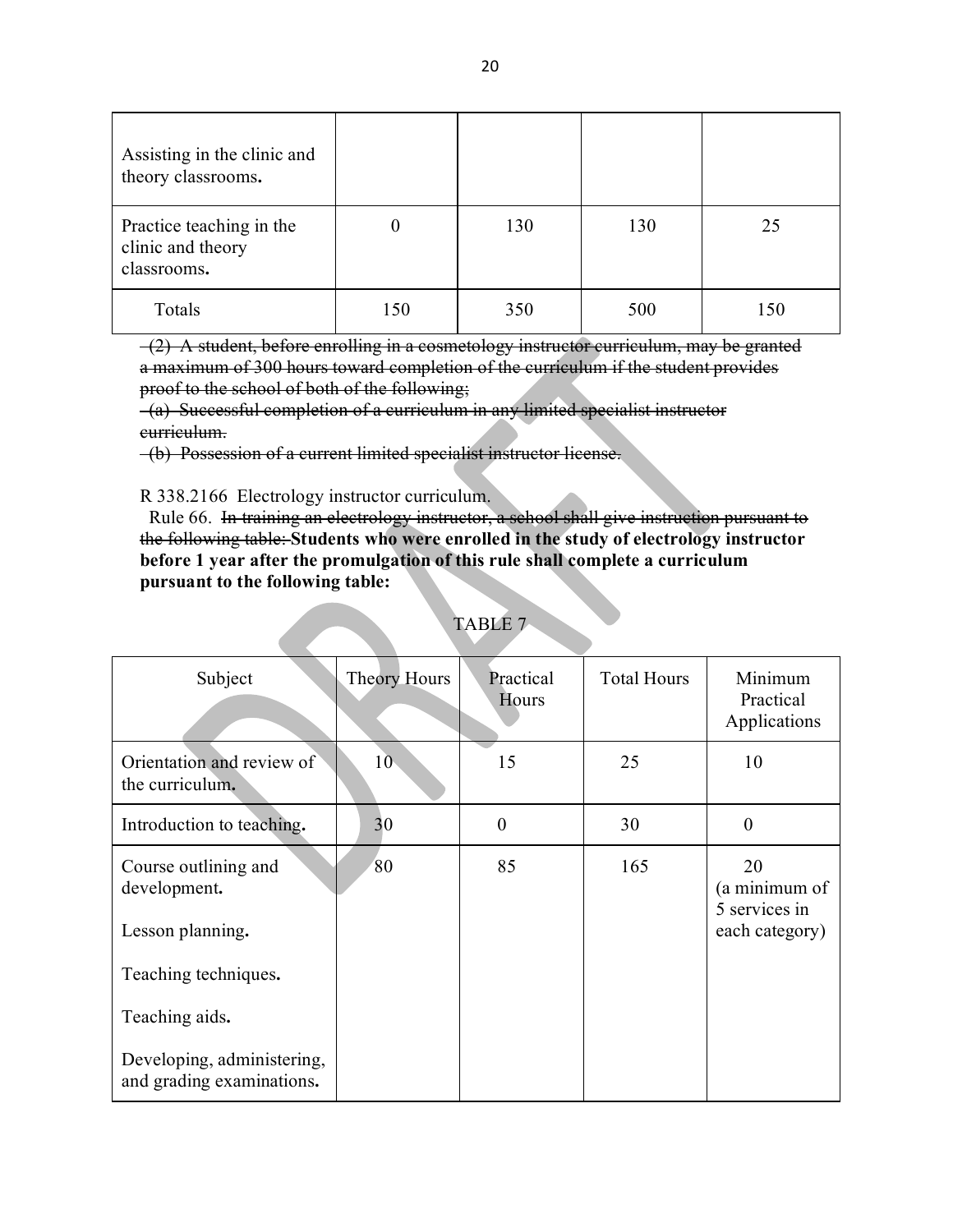| Assisting in the clinic and theory classrooms**.** | | | | |
|---|---|---|---|---|
| Practice teaching in the clinic and theory classrooms**.** | 0 | 130 | 130 | 25 |
| Totals | 150 | 350 | 500 | 150 |

~~(2) A student, before enrolling in a cosmetology instructor curriculum, may be granted a maximum of 300 hours toward completion of the curriculum if the student provides proof to the school of both of the following;~~

~~(a) Successful completion of a curriculum in any limited specialist instructor curriculum.~~

~~(b) Possession of a current limited specialist instructor license.~~

R 338.2166 Electrology instructor curriculum.

Rule 66. ~~In training an electrology instructor, a school shall give instruction pursuant to the following table:~~ **Students who were enrolled in the study of electrology instructor before 1 year after the promulgation of this rule shall complete a curriculum pursuant to the following table:**

TABLE 7

| Subject | Theory Hours | Practical Hours | Total Hours | Minimum Practical Applications |
|---|---|---|---|---|
| Orientation and review of the curriculum**.** | 10 | 15 | 25 | 10 |
| Introduction to teaching**.** | 30 | 0 | 30 | 0 |
| Course outlining and development**.** <br> Lesson planning**.** <br> Teaching techniques**.** <br> Teaching aids**.** <br> Developing, administering, and grading examinations**.** | 80 | 85 | 165 | 20 (a minimum of 5 services in each category) |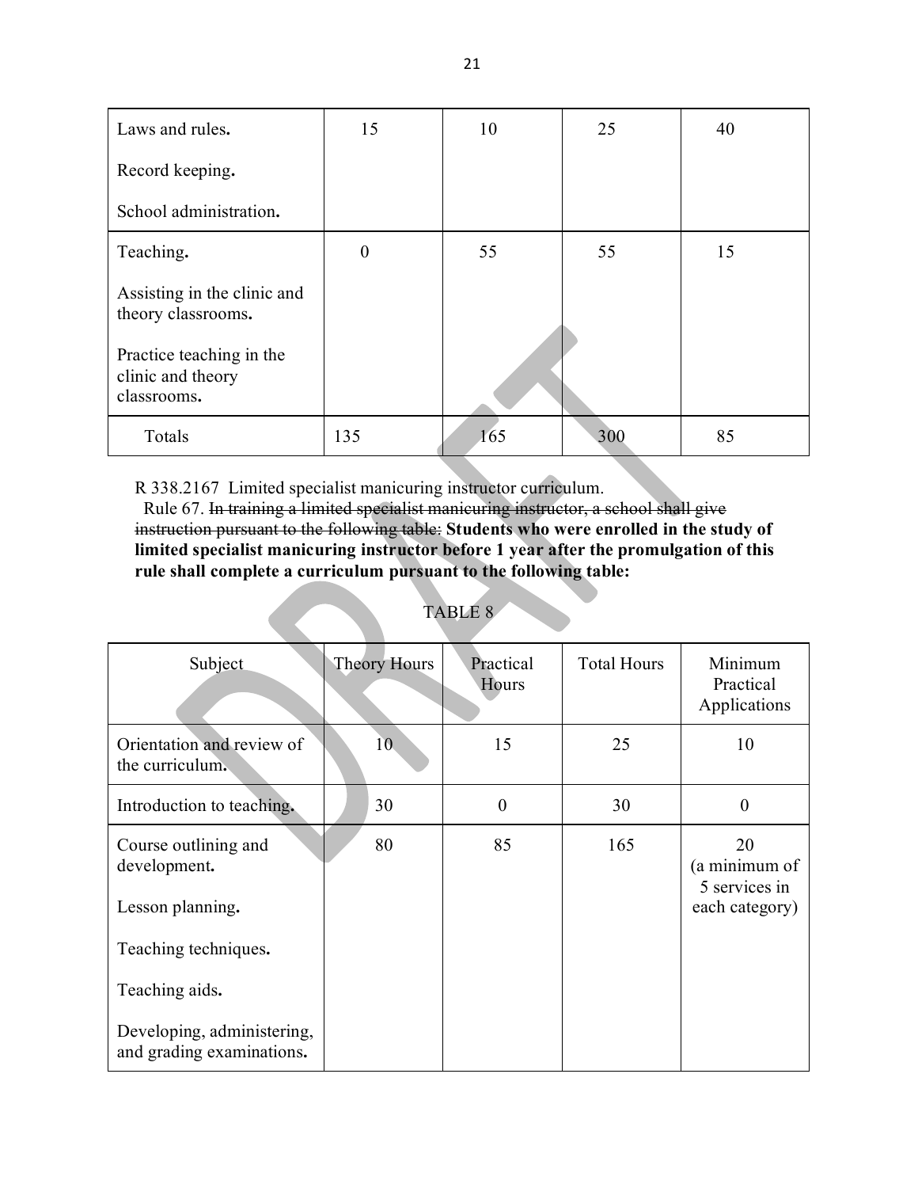| Laws and rules.<br><br>Record keeping.<br><br>School administration. | 15 | 10 | 25 | 40 |
|---|---|---|---|---|
| Teaching.<br><br>Assisting in the clinic and theory classrooms.<br><br>Practice teaching in the clinic and theory classrooms. | 0 | 55 | 55 | 15 |
| Totals | 135 | 165 | 300 | 85 |

R 338.2167 Limited specialist manicuring instructor curriculum.

Rule 67. ~~In training a limited specialist manicuring instructor, a school shall give instruction pursuant to the following table:~~ **Students who were enrolled in the study of limited specialist manicuring instructor before 1 year after the promulgation of this rule shall complete a curriculum pursuant to the following table:**

TABLE 8

| Subject | Theory Hours | Practical Hours | Total Hours | Minimum Practical Applications |
|---|---|---|---|---|
| Orientation and review of the curriculum. | 10 | 15 | 25 | 10 |
| Introduction to teaching. | 30 | 0 | 30 | 0 |
| Course outlining and development.<br><br>Lesson planning.<br><br>Teaching techniques.<br><br>Teaching aids.<br><br>Developing, administering, and grading examinations. | 80 | 85 | 165 | 20 (a minimum of 5 services in each category) |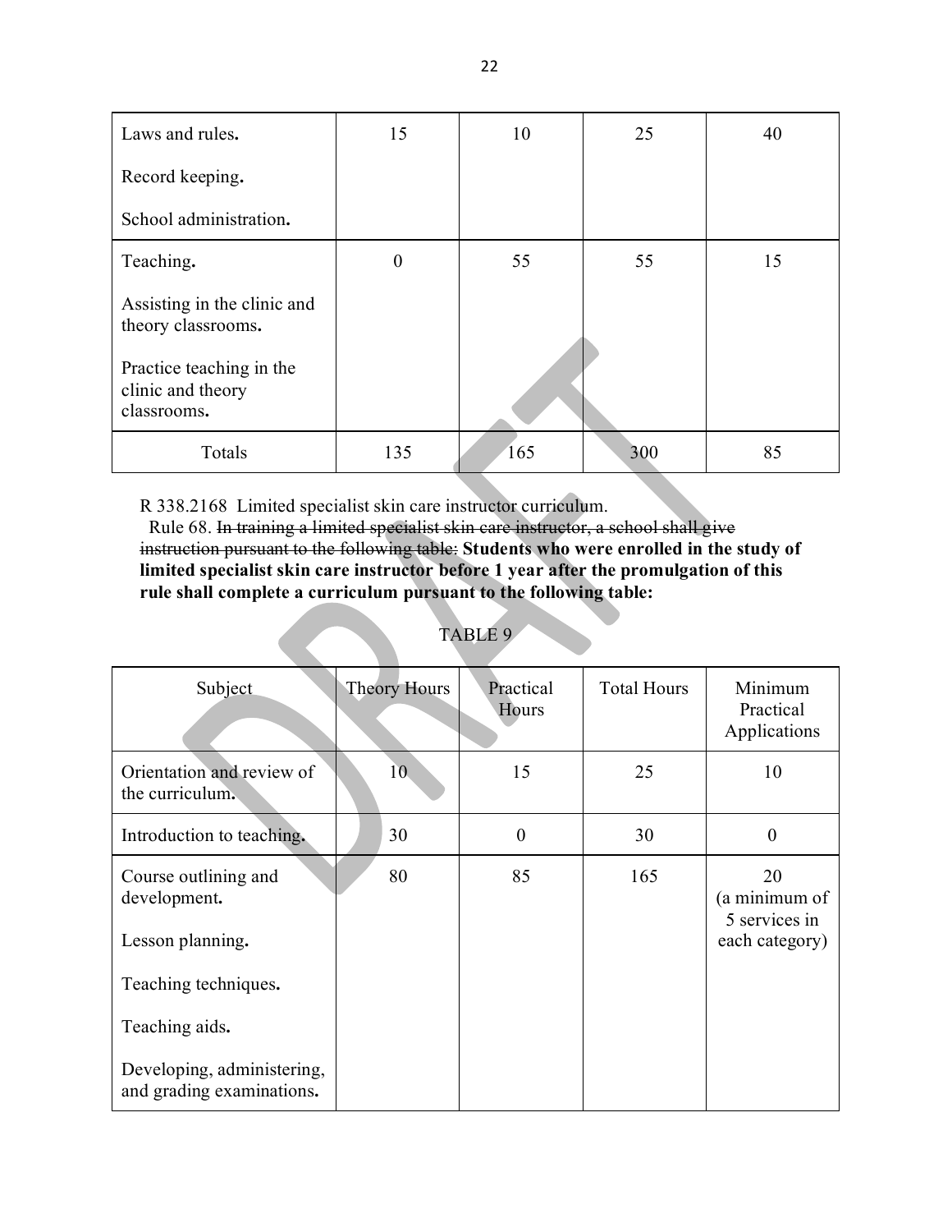| Laws and rules.<br><br>Record keeping.<br><br>School administration. | 15 | 10 | 25 | 40 |
|---|---|---|---|---|
| Teaching.<br><br>Assisting in the clinic and theory classrooms.<br><br>Practice teaching in the clinic and theory classrooms. | 0 | 55 | 55 | 15 |
| Totals | 135 | 165 | 300 | 85 |

R 338.2168 Limited specialist skin care instructor curriculum.

Rule 68. ~~In training a limited specialist skin care instructor, a school shall give instruction pursuant to the following table:~~ **Students who were enrolled in the study of limited specialist skin care instructor before 1 year after the promulgation of this rule shall complete a curriculum pursuant to the following table:**

TABLE 9

| Subject | Theory Hours | Practical Hours | Total Hours | Minimum Practical Applications |
|---|---|---|---|---|
| Orientation and review of the curriculum. | 10 | 15 | 25 | 10 |
| Introduction to teaching. | 30 | 0 | 30 | 0 |
| Course outlining and development.<br><br>Lesson planning.<br><br>Teaching techniques.<br><br>Teaching aids.<br><br>Developing, administering, and grading examinations. | 80 | 85 | 165 | 20 (a minimum of 5 services in each category) |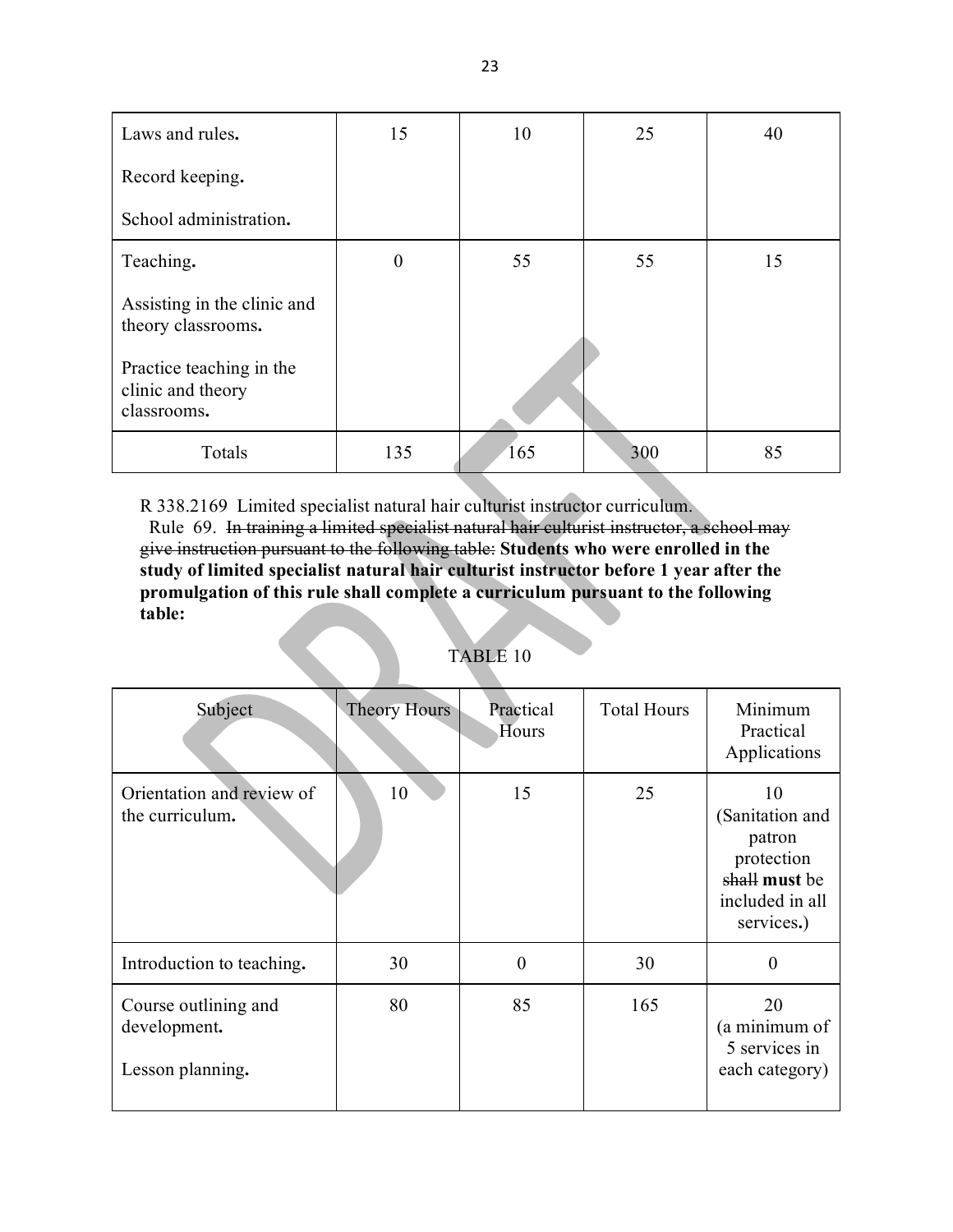| Laws and rules**.**<br><br>Record keeping**.**<br><br>School administration**.** | 15 | 10 | 25 | 40 |
| --- | --- | --- | --- | --- |
| Teaching**.**<br><br>Assisting in the clinic and theory classrooms**.**<br><br>Practice teaching in the clinic and theory classrooms**.** | 0 | 55 | 55 | 15 |
| Totals | 135 | 165 | 300 | 85 |

R 338.2169 Limited specialist natural hair culturist instructor curriculum.

Rule 69. ~~In training a limited specialist natural hair culturist instructor, a school may give instruction pursuant to the following table:~~ **Students who were enrolled in the study of limited specialist natural hair culturist instructor before 1 year after the promulgation of this rule shall complete a curriculum pursuant to the following table:**

TABLE 10

| Subject | Theory Hours | Practical Hours | Total Hours | Minimum Practical Applications |
| --- | --- | --- | --- | --- |
| Orientation and review of the curriculum**.** | 10 | 15 | 25 | 10 (Sanitation and patron protection ~~shall~~ **must** be included in all services**.**) |
| Introduction to teaching**.** | 30 | 0 | 30 | 0 |
| Course outlining and development**.**<br><br>Lesson planning**.** | 80 | 85 | 165 | 20 (a minimum of 5 services in each category) |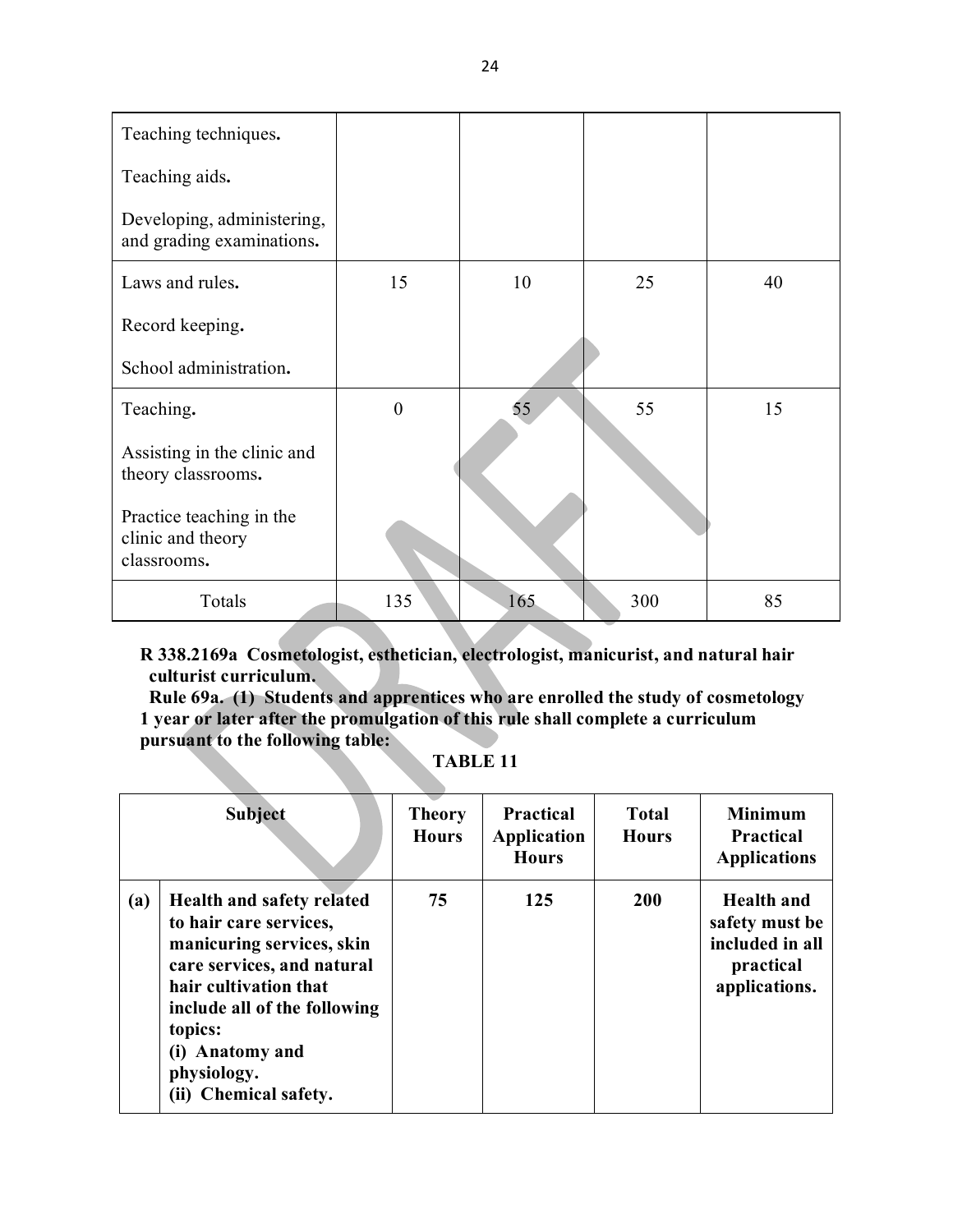| | | | | |
|---|---|---|---|---|
| Teaching techniques.<br><br>Teaching aids.<br><br>Developing, administering, and grading examinations. | | | | |
| Laws and rules.<br><br>Record keeping.<br><br>School administration. | 15 | 10 | 25 | 40 |
| Teaching.<br><br>Assisting in the clinic and theory classrooms.<br><br>Practice teaching in the clinic and theory classrooms. | 0 | 55 | 55 | 15 |
| Totals | 135 | 165 | 300 | 85 |

**R 338.2169a Cosmetologist, esthetician, electrologist, manicurist, and natural hair culturist curriculum.**

**Rule 69a. (1) Students and apprentices who are enrolled the study of cosmetology 1 year or later after the promulgation of this rule shall complete a curriculum pursuant to the following table:**

**TABLE 11**

| | Subject | Theory Hours | Practical Application Hours | Total Hours | Minimum Practical Applications |
|---|---|---|---|---|---|
| **(a)** | **Health and safety related to hair care services, manicuring services, skin care services, and natural hair cultivation that include all of the following topics:**<br>**(i) Anatomy and physiology.**<br>**(ii) Chemical safety.** | **75** | **125** | **200** | **Health and safety must be included in all practical applications.** |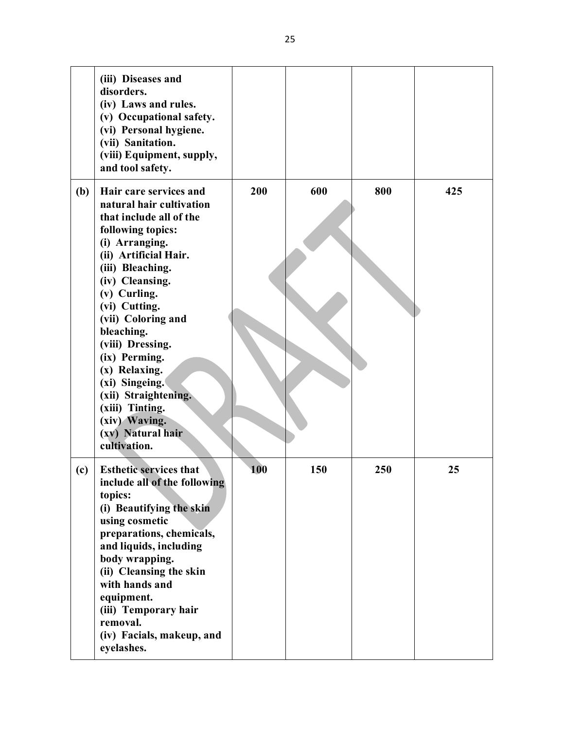| | | | | | |
|---|---|---|---|---|---|
| | **(iii) Diseases and disorders.**<br>**(iv) Laws and rules.**<br>**(v) Occupational safety.**<br>**(vi) Personal hygiene.**<br>**(vii) Sanitation.**<br>**(viii) Equipment, supply, and tool safety.** | | | | |
| **(b)** | **Hair care services and natural hair cultivation that include all of the following topics:**<br>**(i) Arranging.**<br>**(ii) Artificial Hair.**<br>**(iii) Bleaching.**<br>**(iv) Cleansing.**<br>**(v) Curling.**<br>**(vi) Cutting.**<br>**(vii) Coloring and bleaching.**<br>**(viii) Dressing.**<br>**(ix) Perming.**<br>**(x) Relaxing.**<br>**(xi) Singeing.**<br>**(xii) Straightening.**<br>**(xiii) Tinting.**<br>**(xiv) Waving.**<br>**(xv) Natural hair cultivation.** | **200** | **600** | **800** | **425** |
| **(c)** | **Esthetic services that include all of the following topics:**<br>**(i) Beautifying the skin using cosmetic preparations, chemicals, and liquids, including body wrapping.**<br>**(ii) Cleansing the skin with hands and equipment.**<br>**(iii) Temporary hair removal.**<br>**(iv) Facials, makeup, and eyelashes.** | **100** | **150** | **250** | **25** |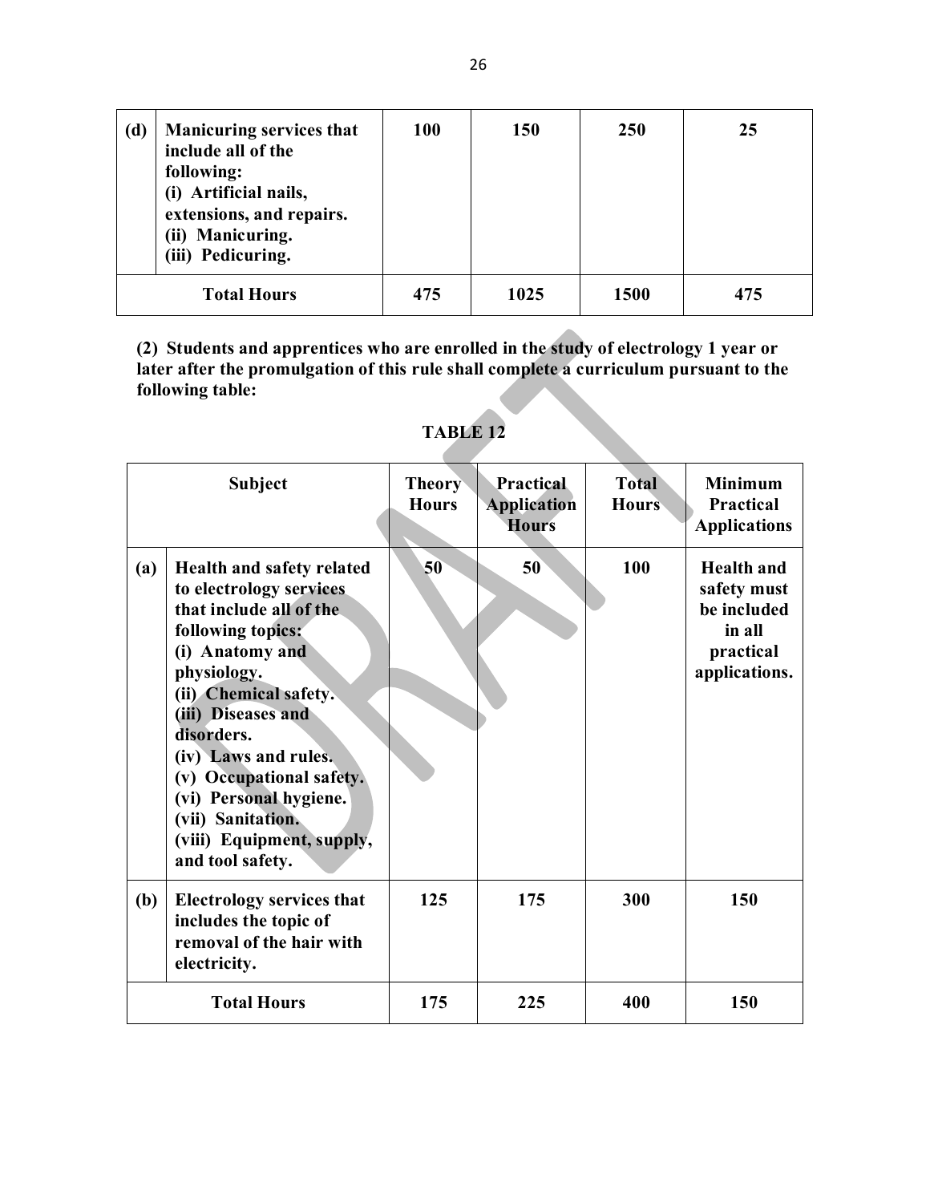| (d) | Manicuring services that include all of the following:<br>(i) Artificial nails, extensions, and repairs.<br>(ii) Manicuring.<br>(iii) Pedicuring. | 100 | 150 | 250 | 25 |
|---|---|---|---|---|---|
| | **Total Hours** | **475** | **1025** | **1500** | **475** |

**(2) Students and apprentices who are enrolled in the study of electrology 1 year or later after the promulgation of this rule shall complete a curriculum pursuant to the following table:**

**TABLE 12**

| | Subject | Theory Hours | Practical Application Hours | Total Hours | Minimum Practical Applications |
|---|---|---|---|---|---|
| (a) | Health and safety related to electrology services that include all of the following topics:<br>(i) Anatomy and physiology.<br>(ii) Chemical safety.<br>(iii) Diseases and disorders.<br>(iv) Laws and rules.<br>(v) Occupational safety.<br>(vi) Personal hygiene.<br>(vii) Sanitation.<br>(viii) Equipment, supply, and tool safety. | 50 | 50 | 100 | Health and safety must be included in all practical applications. |
| (b) | Electrology services that includes the topic of removal of the hair with electricity. | 125 | 175 | 300 | 150 |
| | **Total Hours** | **175** | **225** | **400** | **150** |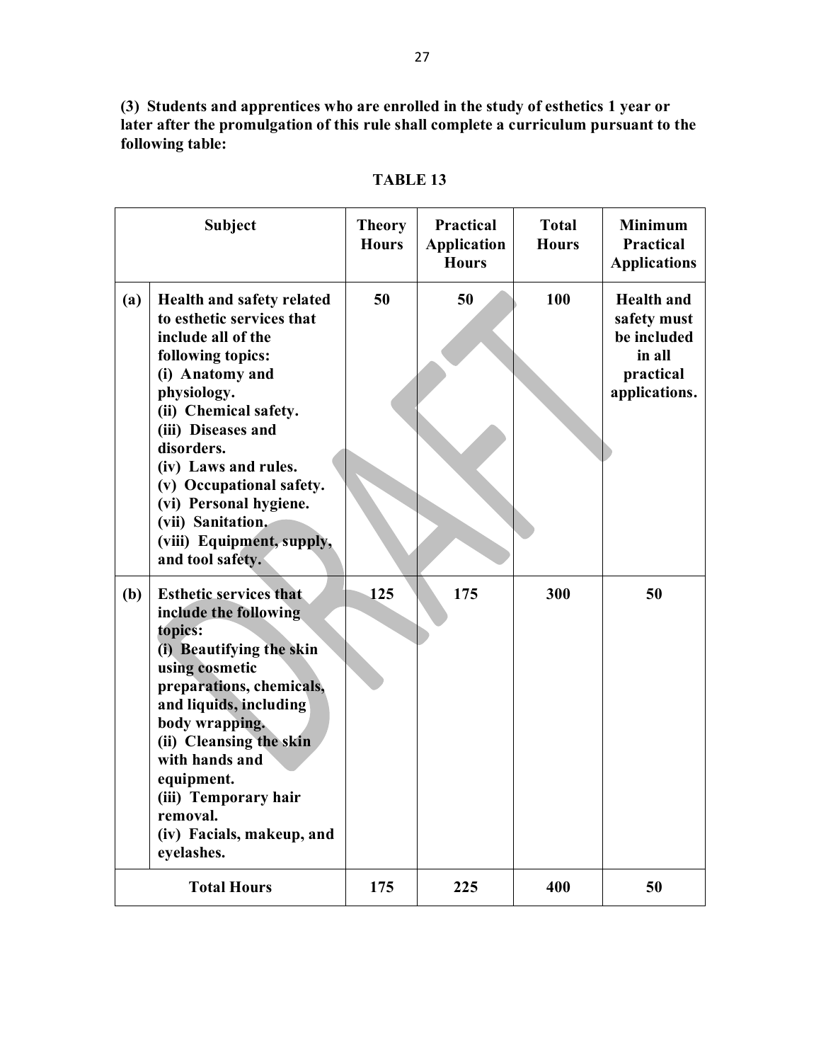**(3) Students and apprentices who are enrolled in the study of esthetics 1 year or later after the promulgation of this rule shall complete a curriculum pursuant to the following table:**

**TABLE 13**

| | Subject | Theory Hours | Practical Application Hours | Total Hours | Minimum Practical Applications |
|---|---|---|---|---|---|
| (a) | Health and safety related to esthetic services that include all of the following topics: (i) Anatomy and physiology. (ii) Chemical safety. (iii) Diseases and disorders. (iv) Laws and rules. (v) Occupational safety. (vi) Personal hygiene. (vii) Sanitation. (viii) Equipment, supply, and tool safety. | 50 | 50 | 100 | Health and safety must be included in all practical applications. |
| (b) | Esthetic services that include the following topics: (i) Beautifying the skin using cosmetic preparations, chemicals, and liquids, including body wrapping. (ii) Cleansing the skin with hands and equipment. (iii) Temporary hair removal. (iv) Facials, makeup, and eyelashes. | 125 | 175 | 300 | 50 |
| | **Total Hours** | 175 | 225 | 400 | 50 |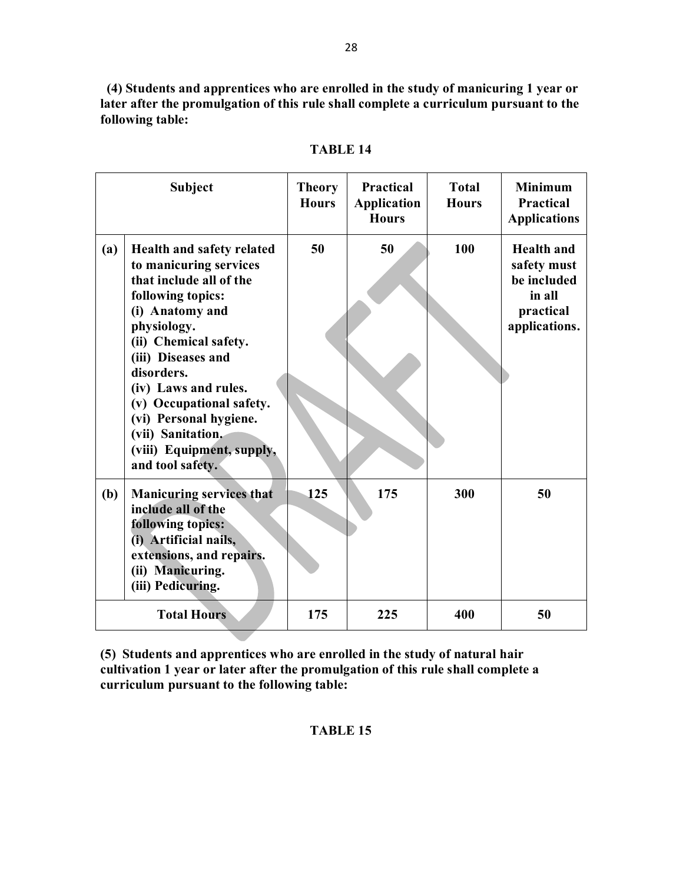**(4) Students and apprentices who are enrolled in the study of manicuring 1 year or later after the promulgation of this rule shall complete a curriculum pursuant to the following table:**

**TABLE 14**

| | Subject | Theory Hours | Practical Application Hours | Total Hours | Minimum Practical Applications |
|---|---|---|---|---|---|
| (a) | Health and safety related to manicuring services that include all of the following topics:<br>(i) Anatomy and physiology.<br>(ii) Chemical safety.<br>(iii) Diseases and disorders.<br>(iv) Laws and rules.<br>(v) Occupational safety.<br>(vi) Personal hygiene.<br>(vii) Sanitation.<br>(viii) Equipment, supply, and tool safety. | 50 | 50 | 100 | Health and safety must be included in all practical applications. |
| (b) | Manicuring services that include all of the following topics:<br>(i) Artificial nails, extensions, and repairs.<br>(ii) Manicuring.<br>(iii) Pedicuring. | 125 | 175 | 300 | 50 |
| | Total Hours | 175 | 225 | 400 | 50 |

**(5) Students and apprentices who are enrolled in the study of natural hair cultivation 1 year or later after the promulgation of this rule shall complete a curriculum pursuant to the following table:**

**TABLE 15**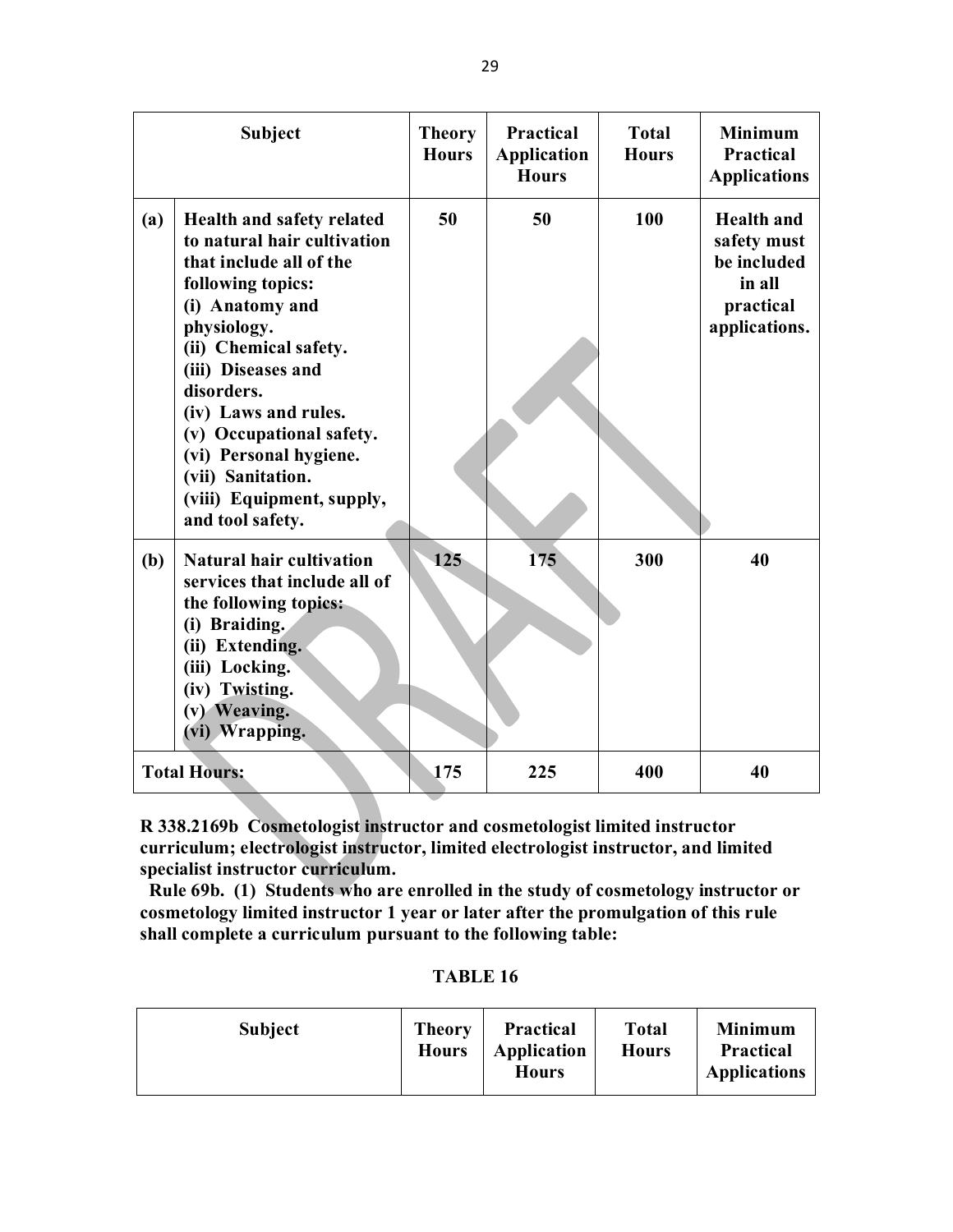| | Subject | Theory Hours | Practical Application Hours | Total Hours | Minimum Practical Applications |
|---|---|---|---|---|---|
| (a) | **Health and safety related to natural hair cultivation that include all of the following topics:** **(i) Anatomy and physiology.** **(ii) Chemical safety.** **(iii) Diseases and disorders.** **(iv) Laws and rules.** **(v) Occupational safety.** **(vi) Personal hygiene.** **(vii) Sanitation.** **(viii) Equipment, supply, and tool safety.** | **50** | **50** | **100** | **Health and safety must be included in all practical applications.** |
| (b) | **Natural hair cultivation services that include all of the following topics:** **(i) Braiding.** **(ii) Extending.** **(iii) Locking.** **(iv) Twisting.** **(v) Weaving.** **(vi) Wrapping.** | **125** | **175** | **300** | **40** |
| **Total Hours:** | | **175** | **225** | **400** | **40** |

**R 338.2169b Cosmetologist instructor and cosmetologist limited instructor curriculum; electrologist instructor, limited electrologist instructor, and limited specialist instructor curriculum.**

**Rule 69b. (1) Students who are enrolled in the study of cosmetology instructor or cosmetology limited instructor 1 year or later after the promulgation of this rule shall complete a curriculum pursuant to the following table:**

**TABLE 16**

| Subject | Theory Hours | Practical Application Hours | Total Hours | Minimum Practical Applications |
|---|---|---|---|---|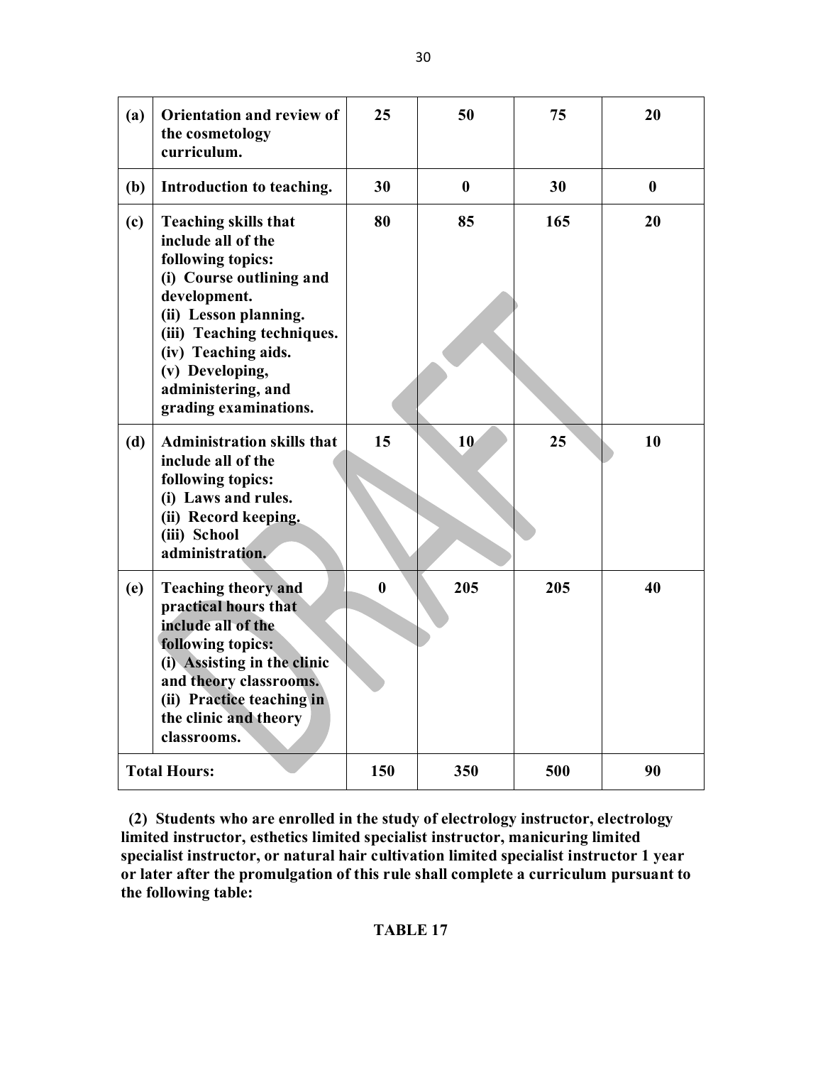| | | | | | |
|---|---|---|---|---|---|
| **(a)** | **Orientation and review of the cosmetology curriculum.** | **25** | **50** | **75** | **20** |
| **(b)** | **Introduction to teaching.** | **30** | **0** | **30** | **0** |
| **(c)** | **Teaching skills that include all of the following topics:**<br>**(i) Course outlining and development.**<br>**(ii) Lesson planning.**<br>**(iii) Teaching techniques.**<br>**(iv) Teaching aids.**<br>**(v) Developing, administering, and grading examinations.** | **80** | **85** | **165** | **20** |
| **(d)** | **Administration skills that include all of the following topics:**<br>**(i) Laws and rules.**<br>**(ii) Record keeping.**<br>**(iii) School administration.** | **15** | **10** | **25** | **10** |
| **(e)** | **Teaching theory and practical hours that include all of the following topics:**<br>**(i) Assisting in the clinic and theory classrooms.**<br>**(ii) Practice teaching in the clinic and theory classrooms.** | **0** | **205** | **205** | **40** |
| **Total Hours:** | | **150** | **350** | **500** | **90** |

**(2) Students who are enrolled in the study of electrology instructor, electrology limited instructor, esthetics limited specialist instructor, manicuring limited specialist instructor, or natural hair cultivation limited specialist instructor 1 year or later after the promulgation of this rule shall complete a curriculum pursuant to the following table:**

**TABLE 17**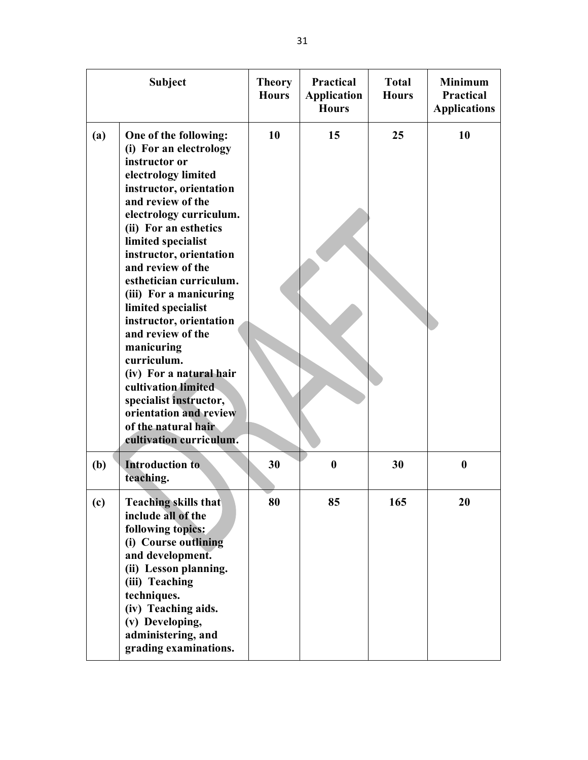| Subject | | Theory Hours | Practical Application Hours | Total Hours | Minimum Practical Applications |
|---|---|---|---|---|---|
| **(a)** | **One of the following:** **(i) For an electrology instructor or electrology limited instructor, orientation and review of the electrology curriculum.** **(ii) For an esthetics limited specialist instructor, orientation and review of the esthetician curriculum.** **(iii) For a manicuring limited specialist instructor, orientation and review of the manicuring curriculum.** **(iv) For a natural hair cultivation limited specialist instructor, orientation and review of the natural hair cultivation curriculum.** | **10** | **15** | **25** | **10** |
| **(b)** | **Introduction to teaching.** | **30** | **0** | **30** | **0** |
| **(c)** | **Teaching skills that include all of the following topics:** **(i) Course outlining and development.** **(ii) Lesson planning.** **(iii) Teaching techniques.** **(iv) Teaching aids.** **(v) Developing, administering, and grading examinations.** | **80** | **85** | **165** | **20** |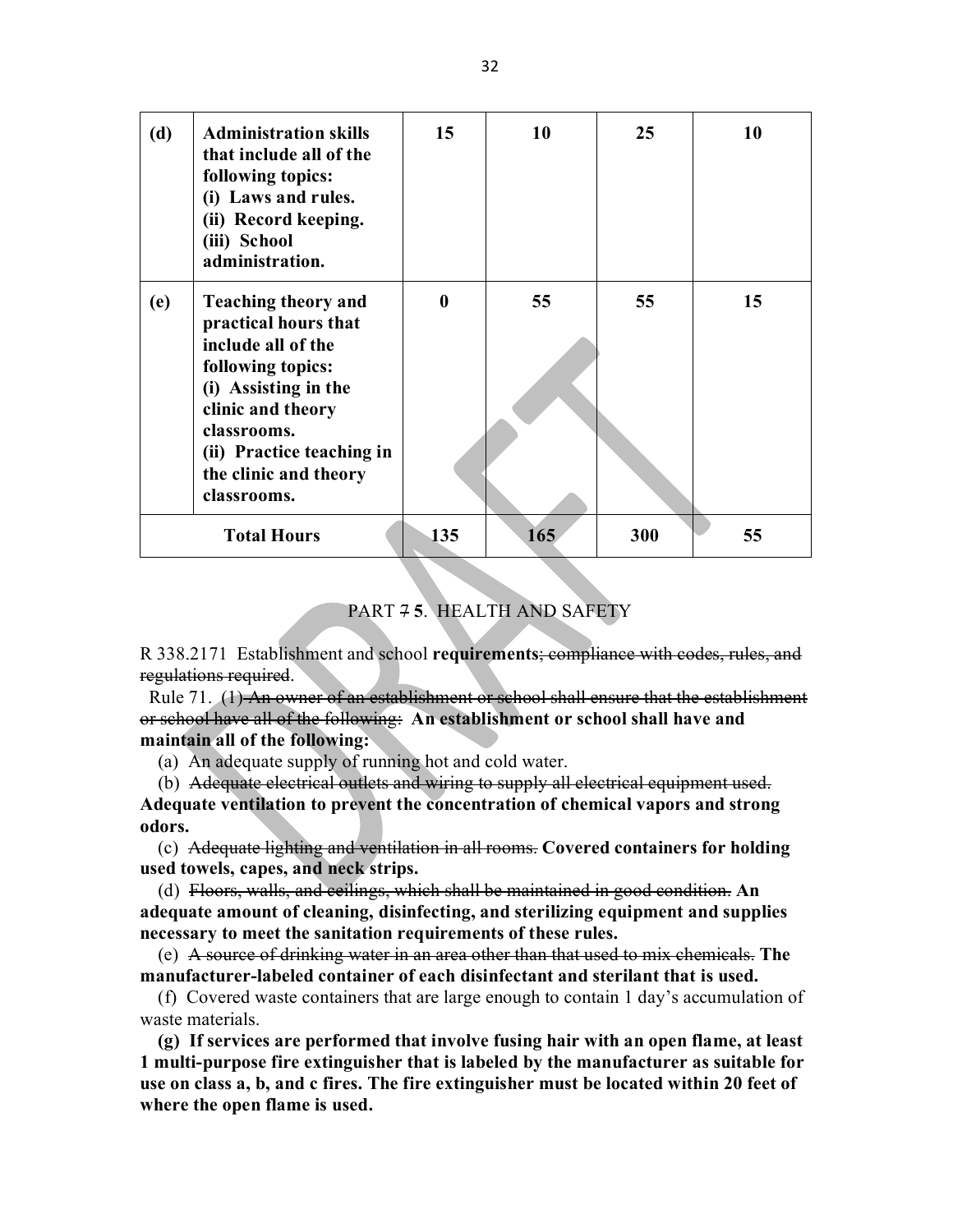| (d) | **Administration skills that include all of the following topics:** **(i) Laws and rules.** **(ii) Record keeping.** **(iii) School administration.** | **15** | **10** | **25** | **10** |
|---|---|---|---|---|---|
| **(e)** | **Teaching theory and practical hours that include all of the following topics:** **(i) Assisting in the clinic and theory classrooms.** **(ii) Practice teaching in the clinic and theory classrooms.** | **0** | **55** | **55** | **15** |
| **Total Hours** | | **135** | **165** | **300** | **55** |

PART ~~7~~ **5**. HEALTH AND SAFETY

R 338.2171 Establishment and school **requirements**~~; compliance with codes, rules, and regulations required~~.

Rule 71. ~~(1) An owner of an establishment or school shall ensure that the establishment or school have all of the following:~~ **An establishment or school shall have and maintain all of the following:**

(a) An adequate supply of running hot and cold water.

(b) ~~Adequate electrical outlets and wiring to supply all electrical equipment used.~~ **Adequate ventilation to prevent the concentration of chemical vapors and strong odors.**

(c) ~~Adequate lighting and ventilation in all rooms.~~ **Covered containers for holding used towels, capes, and neck strips.**

(d) ~~Floors, walls, and ceilings, which shall be maintained in good condition.~~ **An adequate amount of cleaning, disinfecting, and sterilizing equipment and supplies necessary to meet the sanitation requirements of these rules.**

(e) ~~A source of drinking water in an area other than that used to mix chemicals.~~ **The manufacturer-labeled container of each disinfectant and sterilant that is used.**

(f) Covered waste containers that are large enough to contain 1 day's accumulation of waste materials.

**(g) If services are performed that involve fusing hair with an open flame, at least 1 multi-purpose fire extinguisher that is labeled by the manufacturer as suitable for use on class a, b, and c fires. The fire extinguisher must be located within 20 feet of where the open flame is used.**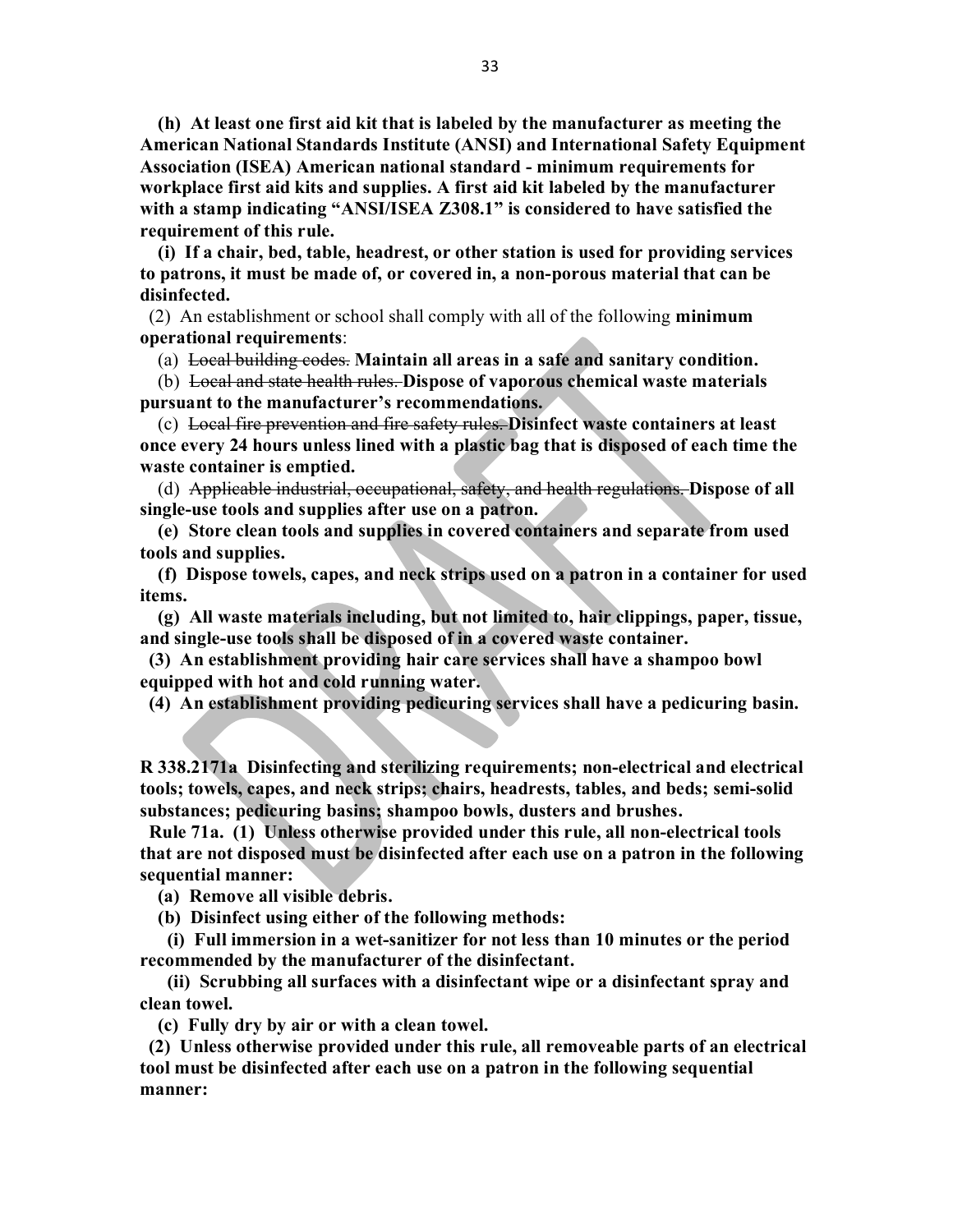**(h) At least one first aid kit that is labeled by the manufacturer as meeting the American National Standards Institute (ANSI) and International Safety Equipment Association (ISEA) American national standard - minimum requirements for workplace first aid kits and supplies. A first aid kit labeled by the manufacturer with a stamp indicating "ANSI/ISEA Z308.1" is considered to have satisfied the requirement of this rule.**

**(i) If a chair, bed, table, headrest, or other station is used for providing services to patrons, it must be made of, or covered in, a non-porous material that can be disinfected.**

(2) An establishment or school shall comply with all of the following **minimum operational requirements**:

(a) ~~Local building codes.~~ **Maintain all areas in a safe and sanitary condition.**

(b) ~~Local and state health rules.~~ **Dispose of vaporous chemical waste materials pursuant to the manufacturer's recommendations.**

(c) ~~Local fire prevention and fire safety rules.~~ **Disinfect waste containers at least once every 24 hours unless lined with a plastic bag that is disposed of each time the waste container is emptied.**

(d) ~~Applicable industrial, occupational, safety, and health regulations.~~ **Dispose of all single-use tools and supplies after use on a patron.**

**(e) Store clean tools and supplies in covered containers and separate from used tools and supplies.**

**(f) Dispose towels, capes, and neck strips used on a patron in a container for used items.**

**(g) All waste materials including, but not limited to, hair clippings, paper, tissue, and single-use tools shall be disposed of in a covered waste container.**

**(3) An establishment providing hair care services shall have a shampoo bowl equipped with hot and cold running water.**

**(4) An establishment providing pedicuring services shall have a pedicuring basin.**

**R 338.2171a Disinfecting and sterilizing requirements; non-electrical and electrical tools; towels, capes, and neck strips; chairs, headrests, tables, and beds; semi-solid substances; pedicuring basins; shampoo bowls, dusters and brushes.**

**Rule 71a. (1) Unless otherwise provided under this rule, all non-electrical tools that are not disposed must be disinfected after each use on a patron in the following sequential manner:**

**(a) Remove all visible debris.**

**(b) Disinfect using either of the following methods:**

**(i) Full immersion in a wet-sanitizer for not less than 10 minutes or the period recommended by the manufacturer of the disinfectant.**

**(ii) Scrubbing all surfaces with a disinfectant wipe or a disinfectant spray and clean towel.**

**(c) Fully dry by air or with a clean towel.**

**(2) Unless otherwise provided under this rule, all removeable parts of an electrical tool must be disinfected after each use on a patron in the following sequential manner:**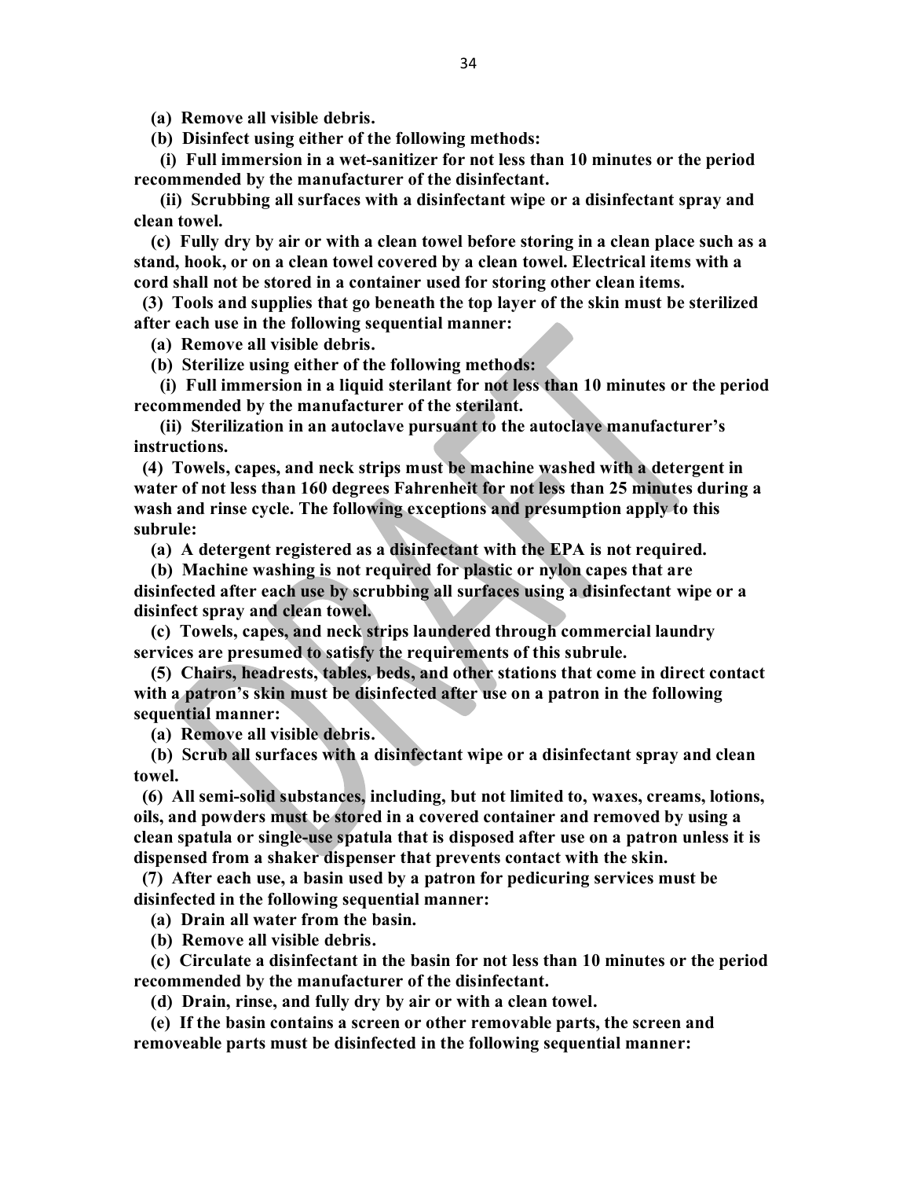**(a) Remove all visible debris.**

**(b) Disinfect using either of the following methods:**

**(i) Full immersion in a wet-sanitizer for not less than 10 minutes or the period recommended by the manufacturer of the disinfectant.**

**(ii) Scrubbing all surfaces with a disinfectant wipe or a disinfectant spray and clean towel.**

**(c) Fully dry by air or with a clean towel before storing in a clean place such as a stand, hook, or on a clean towel covered by a clean towel. Electrical items with a cord shall not be stored in a container used for storing other clean items.**

**(3) Tools and supplies that go beneath the top layer of the skin must be sterilized after each use in the following sequential manner:**

**(a) Remove all visible debris.**

**(b) Sterilize using either of the following methods:**

**(i) Full immersion in a liquid sterilant for not less than 10 minutes or the period recommended by the manufacturer of the sterilant.**

**(ii) Sterilization in an autoclave pursuant to the autoclave manufacturer's instructions.**

**(4) Towels, capes, and neck strips must be machine washed with a detergent in water of not less than 160 degrees Fahrenheit for not less than 25 minutes during a wash and rinse cycle. The following exceptions and presumption apply to this subrule:**

**(a) A detergent registered as a disinfectant with the EPA is not required.**

**(b) Machine washing is not required for plastic or nylon capes that are disinfected after each use by scrubbing all surfaces using a disinfectant wipe or a disinfect spray and clean towel.**

**(c) Towels, capes, and neck strips laundered through commercial laundry services are presumed to satisfy the requirements of this subrule.**

**(5) Chairs, headrests, tables, beds, and other stations that come in direct contact with a patron's skin must be disinfected after use on a patron in the following sequential manner:**

**(a) Remove all visible debris.**

**(b) Scrub all surfaces with a disinfectant wipe or a disinfectant spray and clean towel.**

**(6) All semi-solid substances, including, but not limited to, waxes, creams, lotions, oils, and powders must be stored in a covered container and removed by using a clean spatula or single-use spatula that is disposed after use on a patron unless it is dispensed from a shaker dispenser that prevents contact with the skin.**

**(7) After each use, a basin used by a patron for pedicuring services must be disinfected in the following sequential manner:**

**(a) Drain all water from the basin.**

**(b) Remove all visible debris.**

**(c) Circulate a disinfectant in the basin for not less than 10 minutes or the period recommended by the manufacturer of the disinfectant.**

**(d) Drain, rinse, and fully dry by air or with a clean towel.**

**(e) If the basin contains a screen or other removable parts, the screen and removeable parts must be disinfected in the following sequential manner:**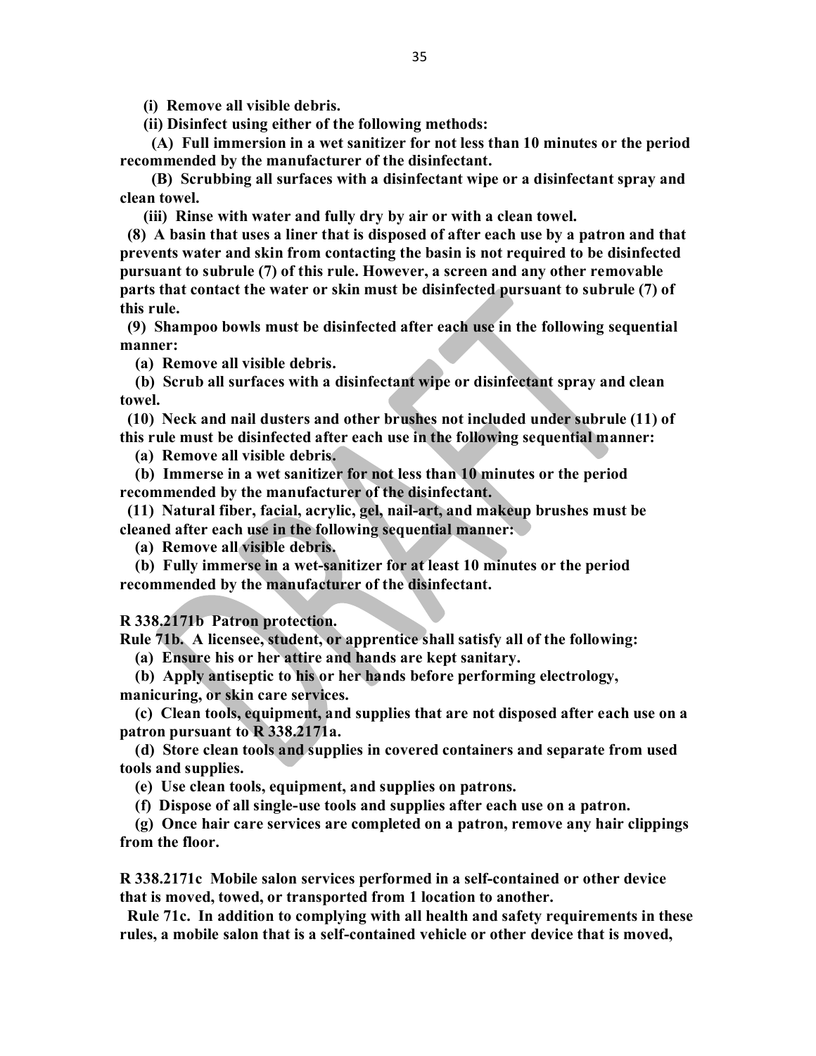**(i) Remove all visible debris.**

**(ii) Disinfect using either of the following methods:**

**(A) Full immersion in a wet sanitizer for not less than 10 minutes or the period recommended by the manufacturer of the disinfectant.**

**(B) Scrubbing all surfaces with a disinfectant wipe or a disinfectant spray and clean towel.**

**(iii) Rinse with water and fully dry by air or with a clean towel.**

**(8) A basin that uses a liner that is disposed of after each use by a patron and that prevents water and skin from contacting the basin is not required to be disinfected pursuant to subrule (7) of this rule. However, a screen and any other removable parts that contact the water or skin must be disinfected pursuant to subrule (7) of this rule.**

**(9) Shampoo bowls must be disinfected after each use in the following sequential manner:**

**(a) Remove all visible debris.**

**(b) Scrub all surfaces with a disinfectant wipe or disinfectant spray and clean towel.**

**(10) Neck and nail dusters and other brushes not included under subrule (11) of this rule must be disinfected after each use in the following sequential manner:**

**(a) Remove all visible debris.**

**(b) Immerse in a wet sanitizer for not less than 10 minutes or the period recommended by the manufacturer of the disinfectant.**

**(11) Natural fiber, facial, acrylic, gel, nail-art, and makeup brushes must be cleaned after each use in the following sequential manner:**

**(a) Remove all visible debris.**

**(b) Fully immerse in a wet-sanitizer for at least 10 minutes or the period recommended by the manufacturer of the disinfectant.**

**R 338.2171b Patron protection.**

**Rule 71b. A licensee, student, or apprentice shall satisfy all of the following:**

**(a) Ensure his or her attire and hands are kept sanitary.**

**(b) Apply antiseptic to his or her hands before performing electrology, manicuring, or skin care services.**

**(c) Clean tools, equipment, and supplies that are not disposed after each use on a patron pursuant to R 338.2171a.**

**(d) Store clean tools and supplies in covered containers and separate from used tools and supplies.**

**(e) Use clean tools, equipment, and supplies on patrons.**

**(f) Dispose of all single-use tools and supplies after each use on a patron.**

**(g) Once hair care services are completed on a patron, remove any hair clippings from the floor.**

**R 338.2171c Mobile salon services performed in a self-contained or other device that is moved, towed, or transported from 1 location to another.**

**Rule 71c. In addition to complying with all health and safety requirements in these rules, a mobile salon that is a self-contained vehicle or other device that is moved,**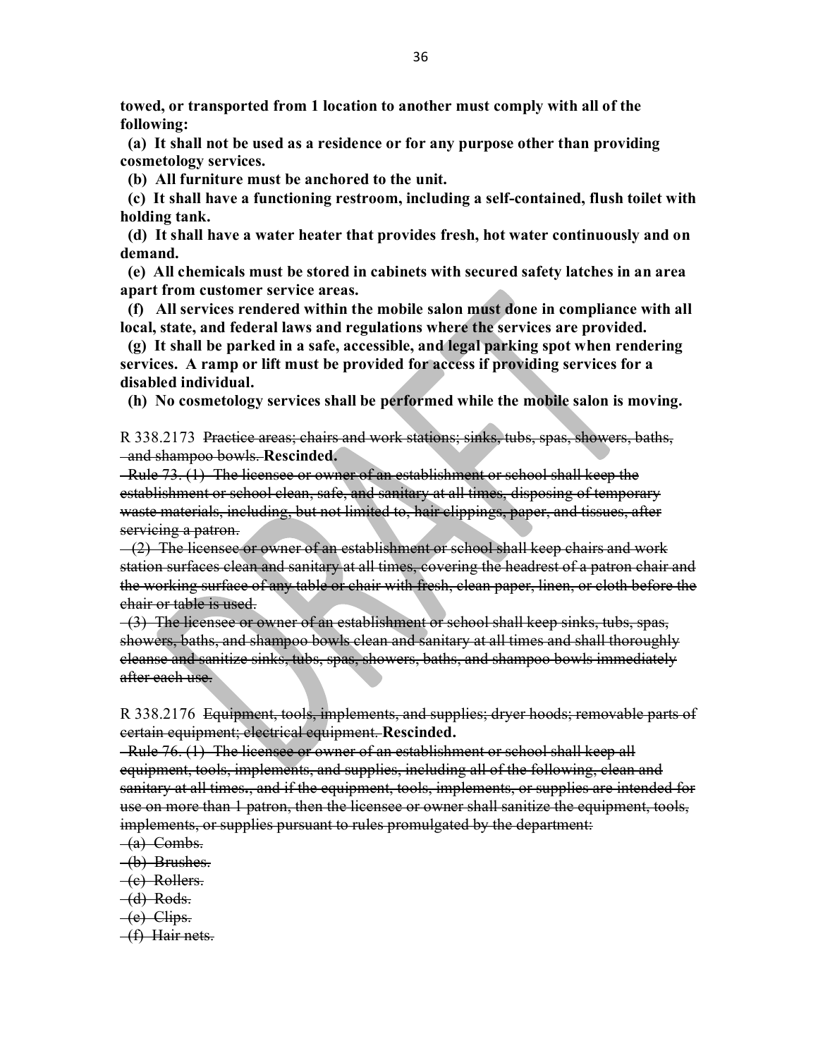**towed, or transported from 1 location to another must comply with all of the following:**

**(a) It shall not be used as a residence or for any purpose other than providing cosmetology services.**

**(b) All furniture must be anchored to the unit.**

**(c) It shall have a functioning restroom, including a self-contained, flush toilet with holding tank.**

**(d) It shall have a water heater that provides fresh, hot water continuously and on demand.**

**(e) All chemicals must be stored in cabinets with secured safety latches in an area apart from customer service areas.**

**(f) All services rendered within the mobile salon must done in compliance with all local, state, and federal laws and regulations where the services are provided.**

**(g) It shall be parked in a safe, accessible, and legal parking spot when rendering services. A ramp or lift must be provided for access if providing services for a disabled individual.**

**(h) No cosmetology services shall be performed while the mobile salon is moving.**

R 338.2173 ~~Practice areas; chairs and work stations; sinks, tubs, spas, showers, baths, and shampoo bowls.~~ **Rescinded.**

~~Rule 73. (1) The licensee or owner of an establishment or school shall keep the establishment or school clean, safe, and sanitary at all times, disposing of temporary waste materials, including, but not limited to, hair clippings, paper, and tissues, after servicing a patron.~~

~~(2) The licensee or owner of an establishment or school shall keep chairs and work station surfaces clean and sanitary at all times, covering the headrest of a patron chair and the working surface of any table or chair with fresh, clean paper, linen, or cloth before the chair or table is used.~~

~~(3) The licensee or owner of an establishment or school shall keep sinks, tubs, spas, showers, baths, and shampoo bowls clean and sanitary at all times and shall thoroughly cleanse and sanitize sinks, tubs, spas, showers, baths, and shampoo bowls immediately after each use.~~

R 338.2176 ~~Equipment, tools, implements, and supplies; dryer hoods; removable parts of certain equipment; electrical equipment.~~ **Rescinded.**

~~Rule 76. (1) The licensee or owner of an establishment or school shall keep all equipment, tools, implements, and supplies, including all of the following, clean and sanitary at all times., and if the equipment, tools, implements, or supplies are intended for use on more than 1 patron, then the licensee or owner shall sanitize the equipment, tools, implements, or supplies pursuant to rules promulgated by the department:~~

~~(a) Combs.~~

~~(b) Brushes.~~

~~(c) Rollers.~~

~~(d) Rods.~~

~~(e) Clips.~~

~~(f) Hair nets.~~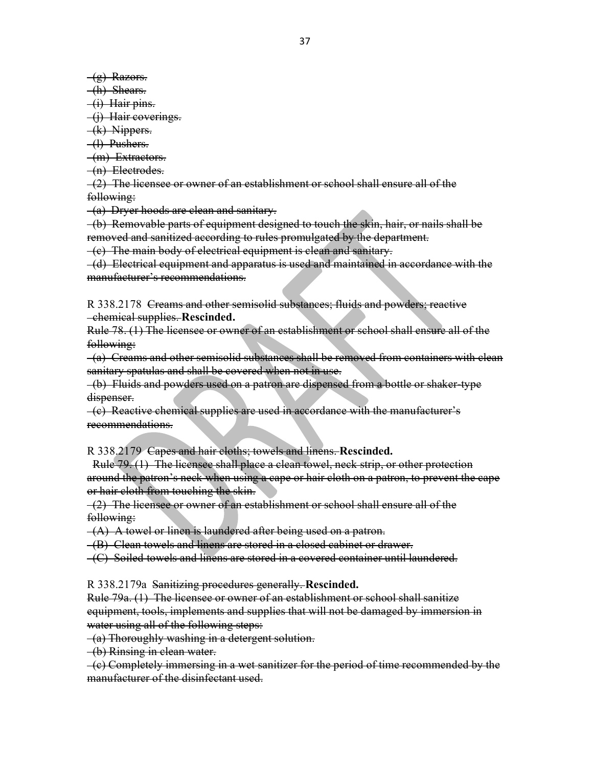~~(g) Razors.~~

~~(h) Shears.~~

~~(i) Hair pins.~~

~~(j) Hair coverings.~~

~~(k) Nippers.~~

~~(l) Pushers.~~

~~(m) Extractors.~~

~~(n) Electrodes.~~

~~(2) The licensee or owner of an establishment or school shall ensure all of the following:~~

~~(a) Dryer hoods are clean and sanitary.~~

~~(b) Removable parts of equipment designed to touch the skin, hair, or nails shall be removed and sanitized according to rules promulgated by the department.~~

~~(c) The main body of electrical equipment is clean and sanitary.~~

~~(d) Electrical equipment and apparatus is used and maintained in accordance with the manufacturer's recommendations.~~

R 338.2178 ~~Creams and other semisolid substances; fluids and powders; reactive chemical supplies.~~ **Rescinded.**

~~Rule 78. (1) The licensee or owner of an establishment or school shall ensure all of the following:~~

~~(a) Creams and other semisolid substances shall be removed from containers with clean sanitary spatulas and shall be covered when not in use.~~

~~(b) Fluids and powders used on a patron are dispensed from a bottle or shaker-type dispenser.~~

~~(c) Reactive chemical supplies are used in accordance with the manufacturer's recommendations.~~

R 338.2179 ~~Capes and hair cloths; towels and linens.~~ **Rescinded.**

~~Rule 79. (1) The licensee shall place a clean towel, neck strip, or other protection around the patron's neck when using a cape or hair cloth on a patron, to prevent the cape or hair cloth from touching the skin.~~

~~(2) The licensee or owner of an establishment or school shall ensure all of the following:~~

~~(A) A towel or linen is laundered after being used on a patron.~~

~~(B) Clean towels and linens are stored in a closed cabinet or drawer.~~

~~(C) Soiled towels and linens are stored in a covered container until laundered.~~

R 338.2179a ~~Sanitizing procedures generally.~~ **Rescinded.**

~~Rule 79a. (1) The licensee or owner of an establishment or school shall sanitize equipment, tools, implements and supplies that will not be damaged by immersion in water using all of the following steps:~~

~~(a) Thoroughly washing in a detergent solution.~~

~~(b) Rinsing in clean water.~~

~~(c) Completely immersing in a wet sanitizer for the period of time recommended by the manufacturer of the disinfectant used.~~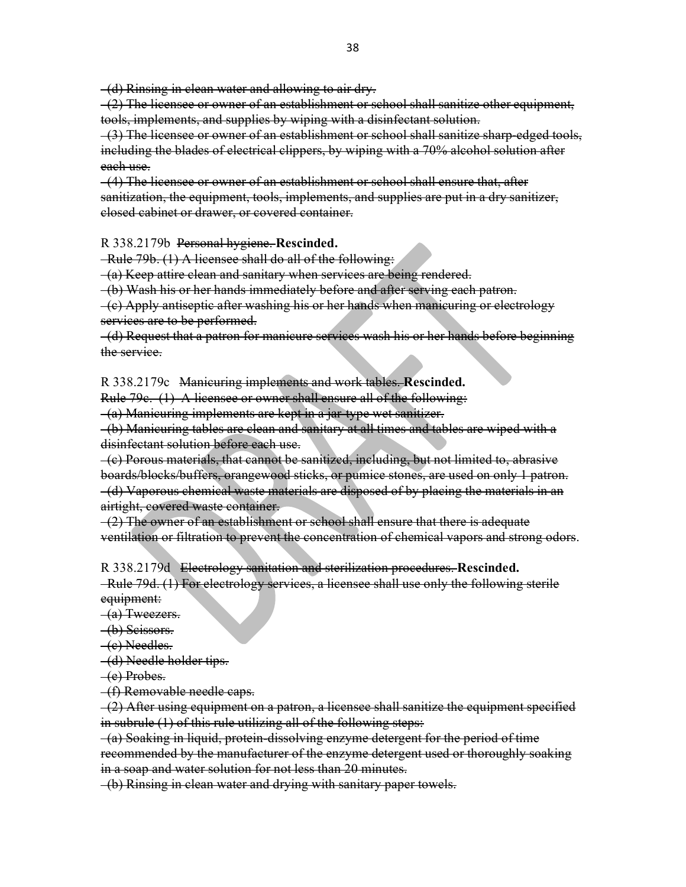~~(d) Rinsing in clean water and allowing to air dry.~~

~~(2) The licensee or owner of an establishment or school shall sanitize other equipment, tools, implements, and supplies by wiping with a disinfectant solution.~~

~~(3) The licensee or owner of an establishment or school shall sanitize sharp-edged tools, including the blades of electrical clippers, by wiping with a 70% alcohol solution after each use.~~

~~(4) The licensee or owner of an establishment or school shall ensure that, after sanitization, the equipment, tools, implements, and supplies are put in a dry sanitizer, closed cabinet or drawer, or covered container.~~

R 338.2179b ~~Personal hygiene.~~ **Rescinded.**

~~Rule 79b. (1) A licensee shall do all of the following:~~

~~(a) Keep attire clean and sanitary when services are being rendered.~~

~~(b) Wash his or her hands immediately before and after serving each patron.~~

~~(c) Apply antiseptic after washing his or her hands when manicuring or electrology services are to be performed.~~

~~(d) Request that a patron for manicure services wash his or her hands before beginning the service.~~

R 338.2179c ~~Manicuring implements and work tables.~~ **Rescinded.**

~~Rule 79c. (1) A licensee or owner shall ensure all of the following:~~

~~(a) Manicuring implements are kept in a jar-type wet sanitizer.~~

~~(b) Manicuring tables are clean and sanitary at all times and tables are wiped with a disinfectant solution before each use.~~

~~(c) Porous materials, that cannot be sanitized, including, but not limited to, abrasive boards/blocks/buffers, orangewood sticks, or pumice stones, are used on only 1 patron.~~

~~(d) Vaporous chemical waste materials are disposed of by placing the materials in an airtight, covered waste container.~~

~~(2) The owner of an establishment or school shall ensure that there is adequate ventilation or filtration to prevent the concentration of chemical vapors and strong odors.~~

R 338.2179d ~~Electrology sanitation and sterilization procedures.~~ **Rescinded.**

~~Rule 79d. (1) For electrology services, a licensee shall use only the following sterile equipment:~~

~~(a) Tweezers.~~

~~(b) Scissors.~~

~~(c) Needles.~~

~~(d) Needle holder tips.~~

~~(e) Probes.~~

~~(f) Removable needle caps.~~

~~(2) After using equipment on a patron, a licensee shall sanitize the equipment specified in subrule (1) of this rule utilizing all of the following steps:~~

~~(a) Soaking in liquid, protein-dissolving enzyme detergent for the period of time recommended by the manufacturer of the enzyme detergent used or thoroughly soaking in a soap and water solution for not less than 20 minutes.~~

~~(b) Rinsing in clean water and drying with sanitary paper towels.~~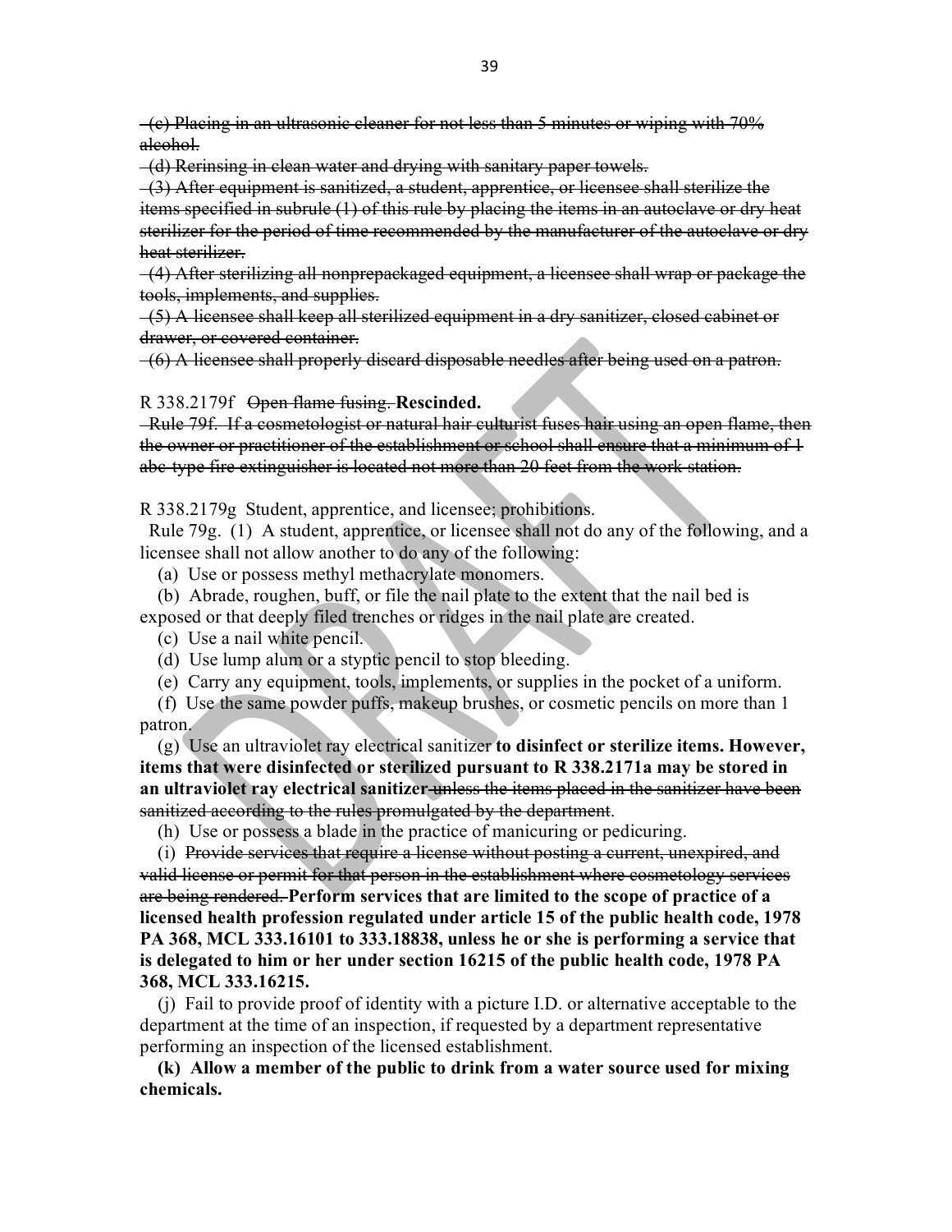~~(c) Placing in an ultrasonic cleaner for not less than 5 minutes or wiping with 70% alcohol.~~

~~(d) Rerinsing in clean water and drying with sanitary paper towels.~~

~~(3) After equipment is sanitized, a student, apprentice, or licensee shall sterilize the items specified in subrule (1) of this rule by placing the items in an autoclave or dry heat sterilizer for the period of time recommended by the manufacturer of the autoclave or dry heat sterilizer.~~

~~(4) After sterilizing all nonprepackaged equipment, a licensee shall wrap or package the tools, implements, and supplies.~~

~~(5) A licensee shall keep all sterilized equipment in a dry sanitizer, closed cabinet or drawer, or covered container.~~

~~(6) A licensee shall properly discard disposable needles after being used on a patron.~~

R 338.2179f ~~Open flame fusing.~~ **Rescinded.**

~~Rule 79f. If a cosmetologist or natural hair culturist fuses hair using an open flame, then the owner or practitioner of the establishment or school shall ensure that a minimum of 1 abc-type fire extinguisher is located not more than 20 feet from the work station.~~

R 338.2179g Student, apprentice, and licensee; prohibitions.

Rule 79g. (1) A student, apprentice, or licensee shall not do any of the following, and a licensee shall not allow another to do any of the following:

(a) Use or possess methyl methacrylate monomers.

(b) Abrade, roughen, buff, or file the nail plate to the extent that the nail bed is exposed or that deeply filed trenches or ridges in the nail plate are created.

(c) Use a nail white pencil.

(d) Use lump alum or a styptic pencil to stop bleeding.

(e) Carry any equipment, tools, implements, or supplies in the pocket of a uniform.

(f) Use the same powder puffs, makeup brushes, or cosmetic pencils on more than 1 patron.

(g) Use an ultraviolet ray electrical sanitizer **to disinfect or sterilize items. However, items that were disinfected or sterilized pursuant to R 338.2171a may be stored in an ultraviolet ray electrical sanitizer** ~~unless the items placed in the sanitizer have been sanitized according to the rules promulgated by the department~~.

(h) Use or possess a blade in the practice of manicuring or pedicuring.

(i) ~~Provide services that require a license without posting a current, unexpired, and valid license or permit for that person in the establishment where cosmetology services are being rendered.~~ **Perform services that are limited to the scope of practice of a licensed health profession regulated under article 15 of the public health code, 1978 PA 368, MCL 333.16101 to 333.18838, unless he or she is performing a service that is delegated to him or her under section 16215 of the public health code, 1978 PA 368, MCL 333.16215.**

(j) Fail to provide proof of identity with a picture I.D. or alternative acceptable to the department at the time of an inspection, if requested by a department representative performing an inspection of the licensed establishment.

**(k) Allow a member of the public to drink from a water source used for mixing chemicals.**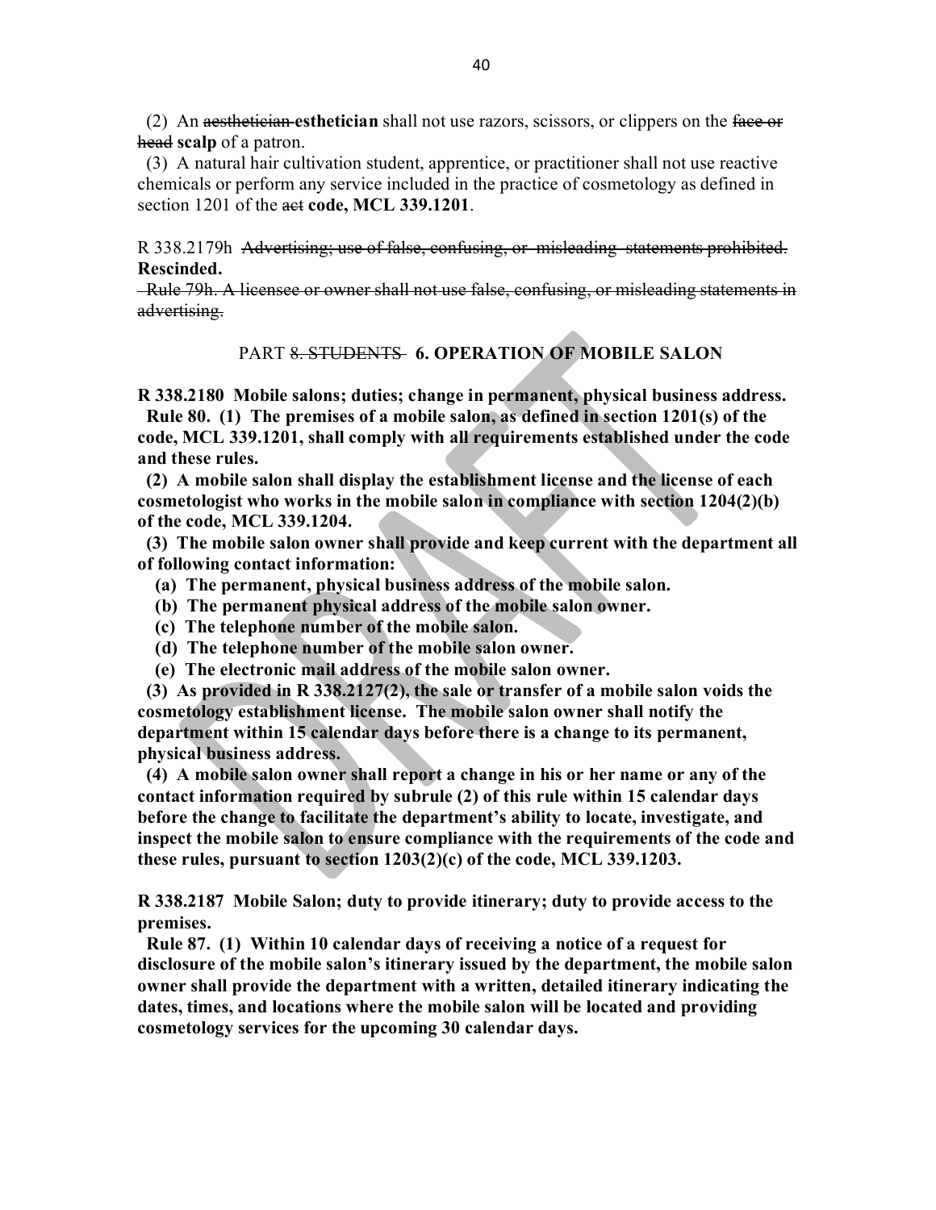(2) An ~~aesthetician~~ **esthetician** shall not use razors, scissors, or clippers on the ~~face or head~~ **scalp** of a patron.

(3) A natural hair cultivation student, apprentice, or practitioner shall not use reactive chemicals or perform any service included in the practice of cosmetology as defined in section 1201 of the ~~act~~ **code, MCL 339.1201**.

R 338.2179h ~~Advertising; use of false, confusing, or misleading statements prohibited.~~ **Rescinded.**

~~Rule 79h. A licensee or owner shall not use false, confusing, or misleading statements in advertising.~~

PART ~~8. STUDENTS~~ **6. OPERATION OF MOBILE SALON**

**R 338.2180 Mobile salons; duties; change in permanent, physical business address.**

**Rule 80. (1) The premises of a mobile salon, as defined in section 1201(s) of the code, MCL 339.1201, shall comply with all requirements established under the code and these rules.**

**(2) A mobile salon shall display the establishment license and the license of each cosmetologist who works in the mobile salon in compliance with section 1204(2)(b) of the code, MCL 339.1204.**

**(3) The mobile salon owner shall provide and keep current with the department all of following contact information:**

**(a) The permanent, physical business address of the mobile salon.**

**(b) The permanent physical address of the mobile salon owner.**

**(c) The telephone number of the mobile salon.**

**(d) The telephone number of the mobile salon owner.**

**(e) The electronic mail address of the mobile salon owner.**

**(3) As provided in R 338.2127(2), the sale or transfer of a mobile salon voids the cosmetology establishment license. The mobile salon owner shall notify the department within 15 calendar days before there is a change to its permanent, physical business address.**

**(4) A mobile salon owner shall report a change in his or her name or any of the contact information required by subrule (2) of this rule within 15 calendar days before the change to facilitate the department's ability to locate, investigate, and inspect the mobile salon to ensure compliance with the requirements of the code and these rules, pursuant to section 1203(2)(c) of the code, MCL 339.1203.**

**R 338.2187 Mobile Salon; duty to provide itinerary; duty to provide access to the premises.**

**Rule 87. (1) Within 10 calendar days of receiving a notice of a request for disclosure of the mobile salon's itinerary issued by the department, the mobile salon owner shall provide the department with a written, detailed itinerary indicating the dates, times, and locations where the mobile salon will be located and providing cosmetology services for the upcoming 30 calendar days.**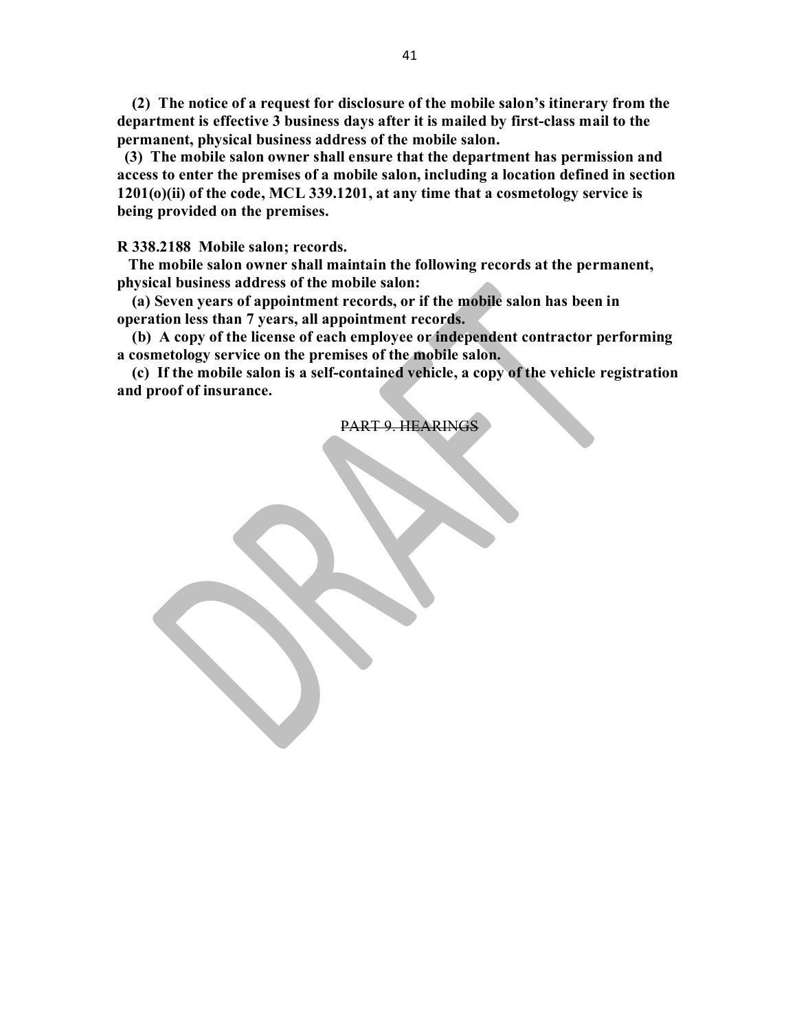**(2) The notice of a request for disclosure of the mobile salon's itinerary from the department is effective 3 business days after it is mailed by first-class mail to the permanent, physical business address of the mobile salon.**

**(3) The mobile salon owner shall ensure that the department has permission and access to enter the premises of a mobile salon, including a location defined in section 1201(o)(ii) of the code, MCL 339.1201, at any time that a cosmetology service is being provided on the premises.**

**R 338.2188 Mobile salon; records.**

**The mobile salon owner shall maintain the following records at the permanent, physical business address of the mobile salon:**

**(a) Seven years of appointment records, or if the mobile salon has been in operation less than 7 years, all appointment records.**

**(b) A copy of the license of each employee or independent contractor performing a cosmetology service on the premises of the mobile salon.**

**(c) If the mobile salon is a self-contained vehicle, a copy of the vehicle registration and proof of insurance.**

~~PART 9. HEARINGS~~